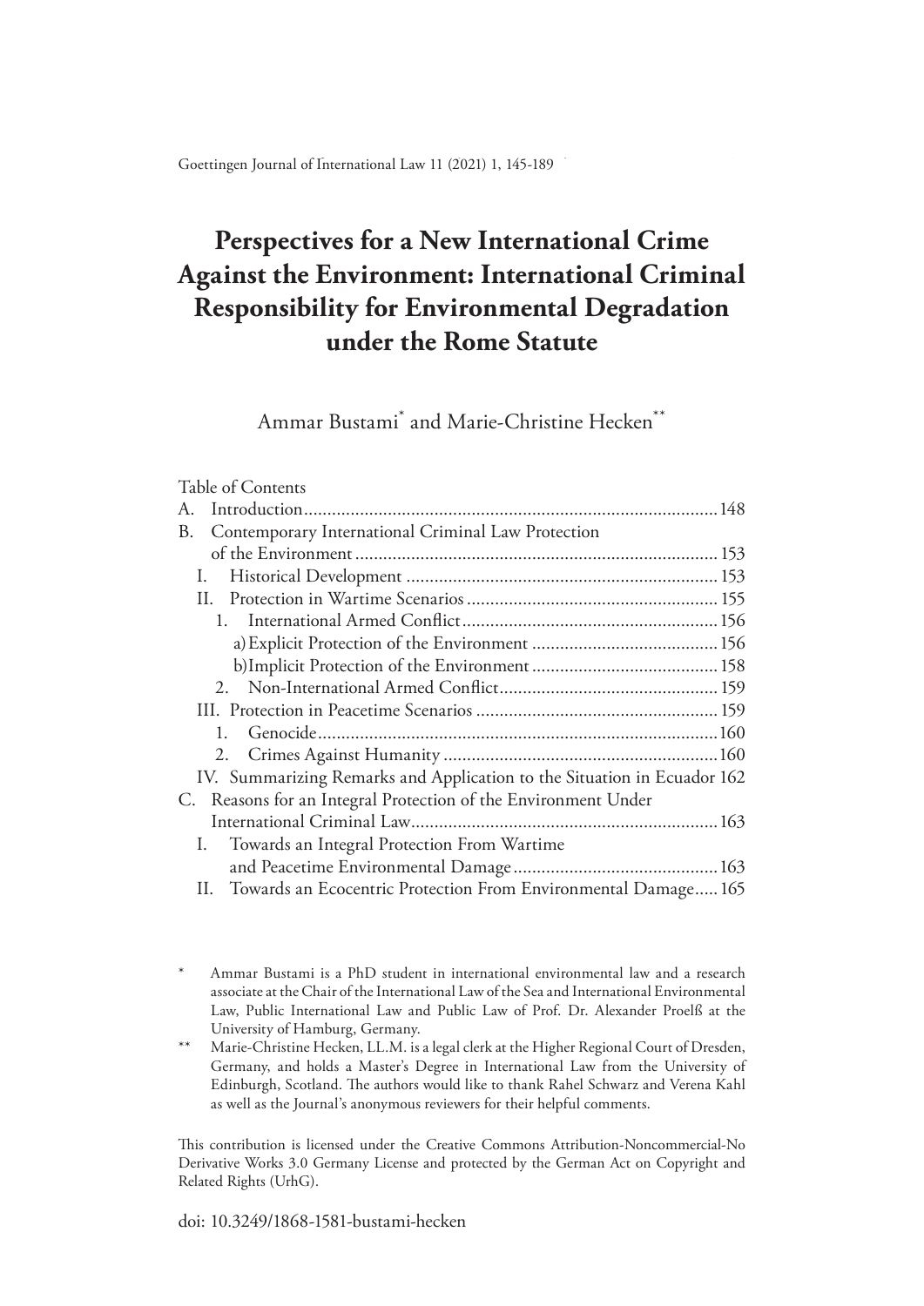# Perspectives for a New International Crime Against the Environment: International Criminal Responsibility for Environmental Degradation under the Rome Statute

Ammar Bustami[*] and Marie-Christine Hecken[**]

Table of Contents

A. Introduction ........................................................................................ 148
B. Contemporary International Criminal Law Protection of the Environment ........................................................................................ 153
  I. Historical Development ........................................................................ 153
  II. Protection in Wartime Scenarios ........................................................ 155
    1. International Armed Conflict ........................................................ 156
      a) Explicit Protection of the Environment ........................................ 156
      b) Implicit Protection of the Environment ........................................ 158
    2. Non-International Armed Conflict ................................................ 159
  III. Protection in Peacetime Scenarios .................................................... 159
    1. Genocide ........................................................................................ 160
    2. Crimes Against Humanity ............................................................ 160
  IV. Summarizing Remarks and Application to the Situation in Ecuador 162
C. Reasons for an Integral Protection of the Environment Under International Criminal Law ........................................................................ 163
  I. Towards an Integral Protection From Wartime and Peacetime Environmental Damage ........................................................................ 163
  II. Towards an Ecocentric Protection From Environmental Damage ..... 165

[*] Ammar Bustami is a PhD student in international environmental law and a research associate at the Chair of the International Law of the Sea and International Environmental Law, Public International Law and Public Law of Prof. Dr. Alexander Proelß at the University of Hamburg, Germany.

[**] Marie-Christine Hecken, LL.M. is a legal clerk at the Higher Regional Court of Dresden, Germany, and holds a Master's Degree in International Law from the University of Edinburgh, Scotland. The authors would like to thank Rahel Schwarz and Verena Kahl as well as the Journal's anonymous reviewers for their helpful comments.

This contribution is licensed under the Creative Commons Attribution-Noncommercial-No Derivative Works 3.0 Germany License and protected by the German Act on Copyright and Related Rights (UrhG).

doi: 10.3249/1868-1581-bustami-hecken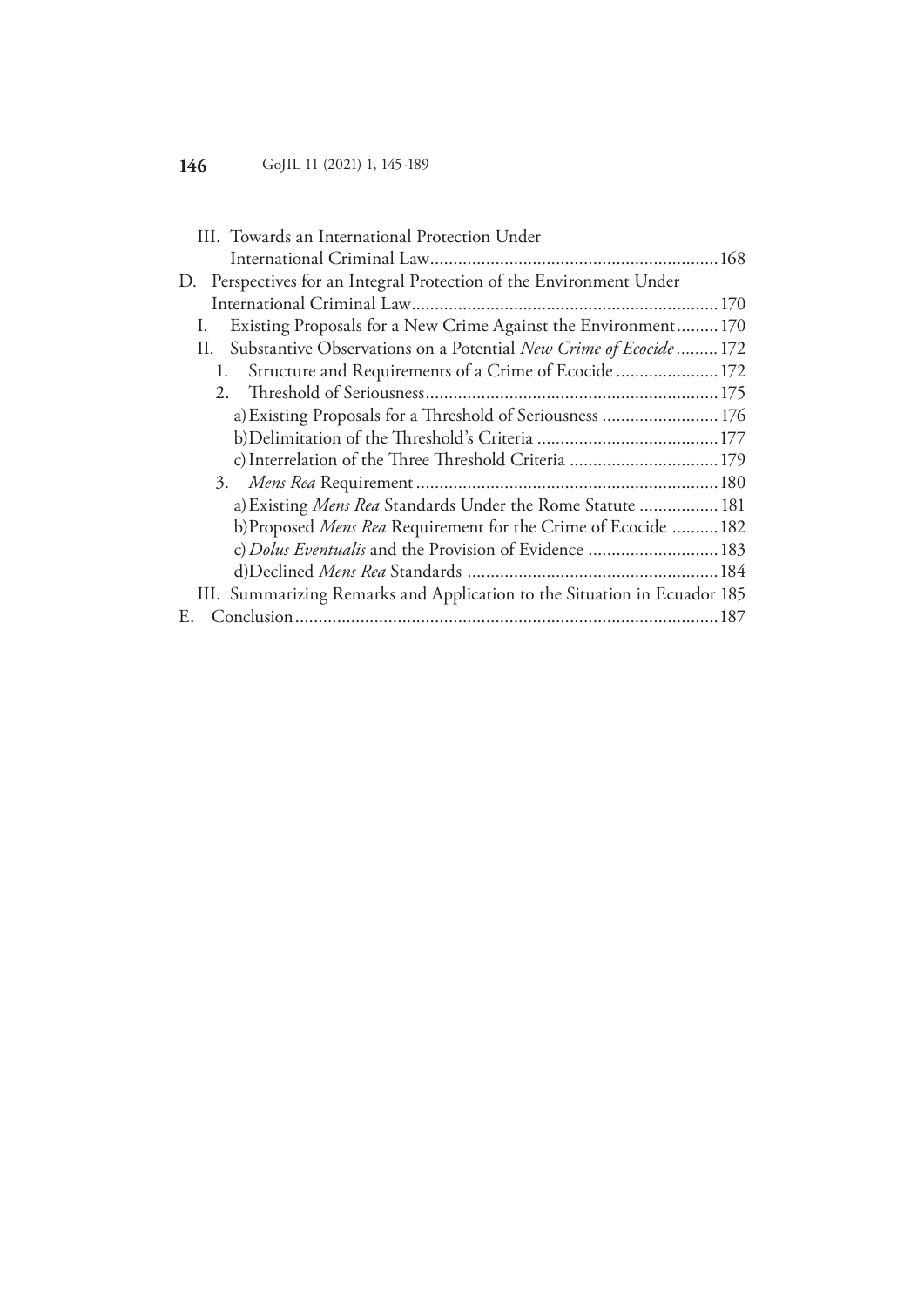III. Towards an International Protection Under International Criminal Law .......... 168

D. Perspectives for an Integral Protection of the Environment Under International Criminal Law .......... 170

I. Existing Proposals for a New Crime Against the Environment .......... 170

II. Substantive Observations on a Potential *New Crime of Ecocide* .......... 172

1. Structure and Requirements of a Crime of Ecocide .......... 172

2. Threshold of Seriousness .......... 175

a) Existing Proposals for a Threshold of Seriousness .......... 176

b) Delimitation of the Threshold's Criteria .......... 177

c) Interrelation of the Three Threshold Criteria .......... 179

3. *Mens Rea* Requirement .......... 180

a) Existing *Mens Rea* Standards Under the Rome Statute .......... 181

b) Proposed *Mens Rea* Requirement for the Crime of Ecocide .......... 182

c) *Dolus Eventualis* and the Provision of Evidence .......... 183

d) Declined *Mens Rea* Standards .......... 184

III. Summarizing Remarks and Application to the Situation in Ecuador 185

E. Conclusion .......... 187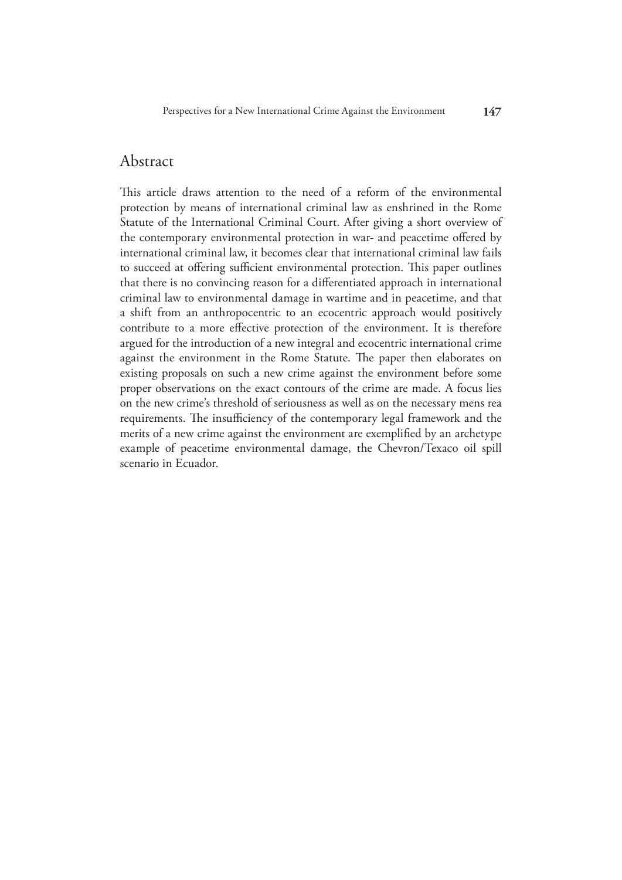## Abstract

This article draws attention to the need of a reform of the environmental protection by means of international criminal law as enshrined in the Rome Statute of the International Criminal Court. After giving a short overview of the contemporary environmental protection in war- and peacetime offered by international criminal law, it becomes clear that international criminal law fails to succeed at offering sufficient environmental protection. This paper outlines that there is no convincing reason for a differentiated approach in international criminal law to environmental damage in wartime and in peacetime, and that a shift from an anthropocentric to an ecocentric approach would positively contribute to a more effective protection of the environment. It is therefore argued for the introduction of a new integral and ecocentric international crime against the environment in the Rome Statute. The paper then elaborates on existing proposals on such a new crime against the environment before some proper observations on the exact contours of the crime are made. A focus lies on the new crime's threshold of seriousness as well as on the necessary mens rea requirements. The insufficiency of the contemporary legal framework and the merits of a new crime against the environment are exemplified by an archetype example of peacetime environmental damage, the Chevron/Texaco oil spill scenario in Ecuador.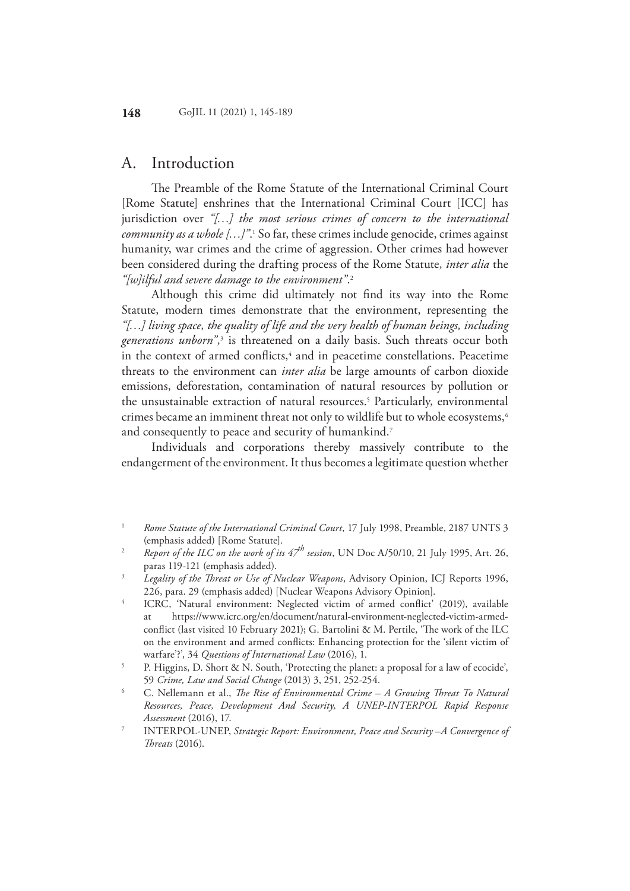## A. Introduction

The Preamble of the Rome Statute of the International Criminal Court [Rome Statute] enshrines that the International Criminal Court [ICC] has jurisdiction over *"[…] the most serious crimes of concern to the international community as a whole […]"*.[1] So far, these crimes include genocide, crimes against humanity, war crimes and the crime of aggression. Other crimes had however been considered during the drafting process of the Rome Statute, *inter alia* the *"[w]ilful and severe damage to the environment"*.[2]

Although this crime did ultimately not find its way into the Rome Statute, modern times demonstrate that the environment, representing the *"[…] living space, the quality of life and the very health of human beings, including generations unborn"*,[3] is threatened on a daily basis. Such threats occur both in the context of armed conflicts,[4] and in peacetime constellations. Peacetime threats to the environment can *inter alia* be large amounts of carbon dioxide emissions, deforestation, contamination of natural resources by pollution or the unsustainable extraction of natural resources.[5] Particularly, environmental crimes became an imminent threat not only to wildlife but to whole ecosystems,[6] and consequently to peace and security of humankind.[7]

Individuals and corporations thereby massively contribute to the endangerment of the environment. It thus becomes a legitimate question whether

---

[1] *Rome Statute of the International Criminal Court*, 17 July 1998, Preamble, 2187 UNTS 3 (emphasis added) [Rome Statute].

[2] *Report of the ILC on the work of its 47th session*, UN Doc A/50/10, 21 July 1995, Art. 26, paras 119-121 (emphasis added).

[3] *Legality of the Threat or Use of Nuclear Weapons*, Advisory Opinion, ICJ Reports 1996, 226, para. 29 (emphasis added) [Nuclear Weapons Advisory Opinion].

[4] ICRC, 'Natural environment: Neglected victim of armed conflict' (2019), available at https://www.icrc.org/en/document/natural-environment-neglected-victim-armed-conflict (last visited 10 February 2021); G. Bartolini & M. Pertile, 'The work of the ILC on the environment and armed conflicts: Enhancing protection for the 'silent victim of warfare'?', 34 *Questions of International Law* (2016), 1.

[5] P. Higgins, D. Short & N. South, 'Protecting the planet: a proposal for a law of ecocide', 59 *Crime, Law and Social Change* (2013) 3, 251, 252-254.

[6] C. Nellemann et al., *The Rise of Environmental Crime – A Growing Threat To Natural Resources, Peace, Development And Security, A UNEP-INTERPOL Rapid Response Assessment* (2016), 17.

[7] INTERPOL-UNEP, *Strategic Report: Environment, Peace and Security –A Convergence of Threats* (2016).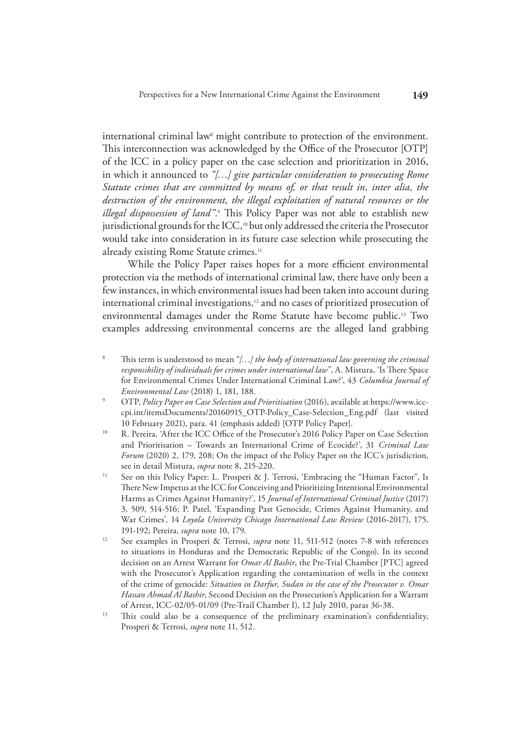international law[8] might contribute to protection of the environment. This interconnection was acknowledged by the Office of the Prosecutor [OTP] of the ICC in a policy paper on the case selection and prioritization in 2016, in which it announced to *"[…] give particular consideration to prosecuting Rome Statute crimes that are committed by means of, or that result in, inter alia, the destruction of the environment, the illegal exploitation of natural resources or the illegal dispossession of land"*.[9] This Policy Paper was not able to establish new jurisdictional grounds for the ICC,[10] but only addressed the criteria the Prosecutor would take into consideration in its future case selection while prosecuting the already existing Rome Statute crimes.[11]

While the Policy Paper raises hopes for a more efficient environmental protection via the methods of international criminal law, there have only been a few instances, in which environmental issues had been taken into account during international criminal investigations,[12] and no cases of prioritized prosecution of environmental damages under the Rome Statute have become public.[13] Two examples addressing environmental concerns are the alleged land grabbing

---

[8] This term is understood to mean "*[…] the body of international law governing the criminal responsibility of individuals for crimes under international law*", A. Mistura, 'Is There Space for Environmental Crimes Under International Criminal Law?', 43 *Columbia Journal of Environmental Law* (2018) 1, 181, 188.

[9] OTP, *Policy Paper on Case Selection and Prioritisation* (2016), available at https://www.icc-cpi.int/itemsDocuments/20160915_OTP-Policy_Case-Selection_Eng.pdf (last visited 10 Februáry 2021), para. 41 (emphasis added) [OTP Policy Paper].

[10] R. Pereira, 'After the ICC Office of the Prosecutor's 2016 Policy Paper on Case Selection and Prioritisation – Towards an International Crime of Ecocide?', 31 *Criminal Law Forum* (2020) 2, 179, 208; On the impact of the Policy Paper on the ICC's jurisdiction, see in detail Mistura, *supra* note 8, 215-220.

[11] See on this Policy Paper: L. Prosperi & J. Terrosi, 'Embracing the "Human Factor", Is There New Impetus at the ICC for Conceiving and Prioritizing Intentional Environmental Harms as Crimes Against Humanity?', 15 *Journal of International Criminal Justice* (2017) 3, 509, 514-516; P. Patel, 'Expanding Past Genocide, Crimes Against Humanity, and War Crimes', 14 *Loyola University Chicago International Law Review* (2016-2017), 175, 191-192; Pereira, *supra* note 10, 179.

[12] See examples in Prosperi & Terrosi, *supra* note 11, 511-512 (notes 7-8 with references to situations in Honduras and the Democratic Republic of the Congo). In its second decision on an Arrest Warrant for *Omar Al Bashir*, the Pre-Trial Chamber [PTC] agreed with the Prosecutor's Application regarding the contamination of wells in the context of the crime of genocide: *Situation in Darfur, Sudan in the case of the Prosecutor v. Omar Hassan Ahmad Al Bashir*, Second Decision on the Prosecution's Application for a Warrant of Arrest, ICC-02/05-01/09 (Pre-Trail Chamber I), 12 July 2010, paras 36-38.

[13] This could also be a consequence of the preliminary examination's confidentiality, Prosperi & Terrosi, *supra* note 11, 512.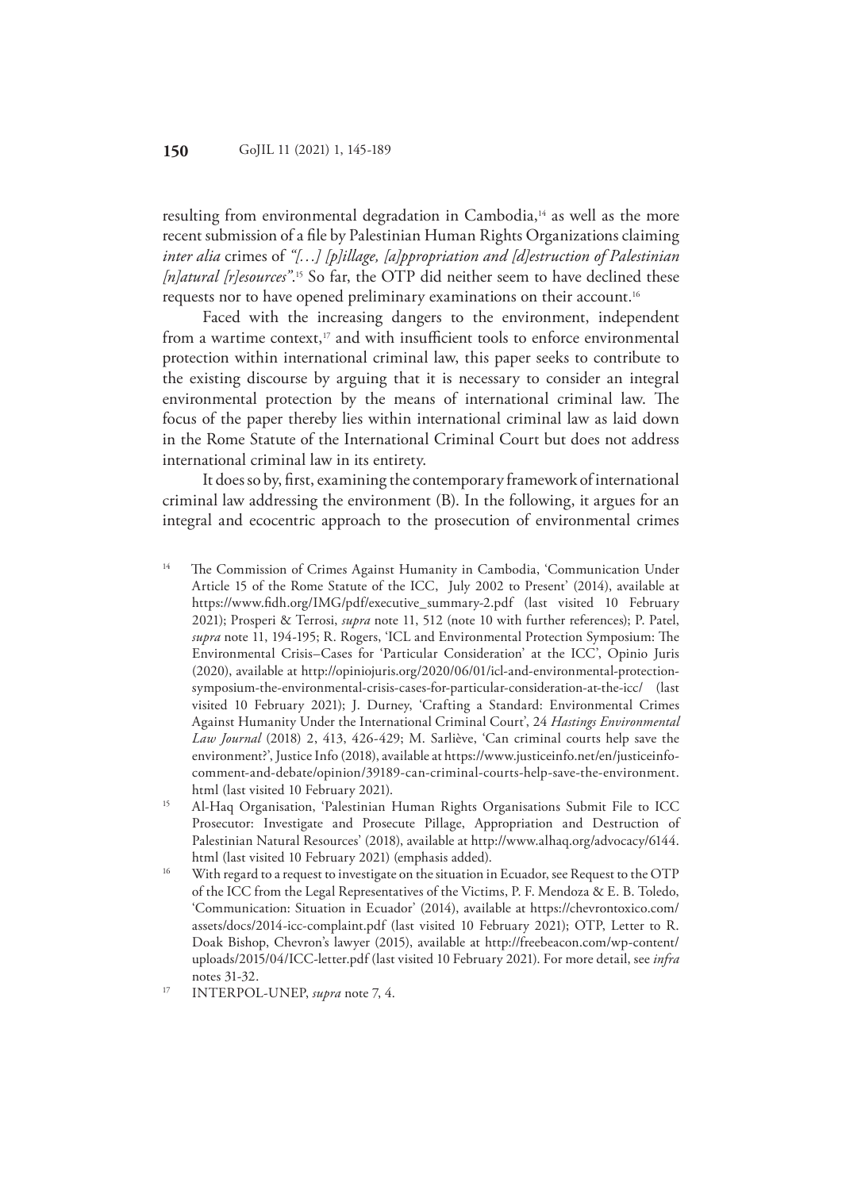resulting from environmental degradation in Cambodia,[14] as well as the more recent submission of a file by Palestinian Human Rights Organizations claiming *inter alia* crimes of *"[…] [p]illage, [a]ppropriation and [d]estruction of Palestinian [n]atural [r]esources"*.[15] So far, the OTP did neither seem to have declined these requests nor to have opened preliminary examinations on their account.[16]

Faced with the increasing dangers to the environment, independent from a wartime context,[17] and with insufficient tools to enforce environmental protection within international criminal law, this paper seeks to contribute to the existing discourse by arguing that it is necessary to consider an integral environmental protection by the means of international criminal law. The focus of the paper thereby lies within international criminal law as laid down in the Rome Statute of the International Criminal Court but does not address international criminal law in its entirety.

It does so by, first, examining the contemporary framework of international criminal law addressing the environment (B). In the following, it argues for an integral and ecocentric approach to the prosecution of environmental crimes

---

[14] The Commission of Crimes Against Humanity in Cambodia, 'Communication Under Article 15 of the Rome Statute of the ICC, July 2002 to Present' (2014), available at https://www.fidh.org/IMG/pdf/executive_summary-2.pdf (last visited 10 February 2021); Prosperi & Terrosi, *supra* note 11, 512 (note 10 with further references); P. Patel, *supra* note 11, 194-195; R. Rogers, 'ICL and Environmental Protection Symposium: The Environmental Crisis–Cases for 'Particular Consideration' at the ICC', Opinio Juris (2020), available at http://opiniojuris.org/2020/06/01/icl-and-environmental-protection-symposium-the-environmental-crisis-cases-for-particular-consideration-at-the-icc/ (last visited 10 February 2021); J. Durney, 'Crafting a Standard: Environmental Crimes Against Humanity Under the International Criminal Court', 24 *Hastings Environmental Law Journal* (2018) 2, 413, 426-429; M. Sarliève, 'Can criminal courts help save the environment?', Justice Info (2018), available at https://www.justiceinfo.net/en/justiceinfo-comment-and-debate/opinion/39189-can-criminal-courts-help-save-the-environment.html (last visited 10 February 2021).

[15] Al-Haq Organisation, 'Palestinian Human Rights Organisations Submit File to ICC Prosecutor: Investigate and Prosecute Pillage, Appropriation and Destruction of Palestinian Natural Resources' (2018), available at http://www.alhaq.org/advocacy/6144.html (last visited 10 February 2021) (emphasis added).

[16] With regard to a request to investigate on the situation in Ecuador, see Request to the OTP of the ICC from the Legal Representatives of the Victims, P. F. Mendoza & E. B. Toledo, 'Communication: Situation in Ecuador' (2014), available at https://chevrontoxico.com/assets/docs/2014-icc-complaint.pdf (last visited 10 February 2021); OTP, Letter to R. Doak Bishop, Chevron's lawyer (2015), available at http://freebeacon.com/wp-content/uploads/2015/04/ICC-letter.pdf (last visited 10 February 2021). For more detail, see *infra* notes 31-32.

[17] INTERPOL-UNEP, *supra* note 7, 4.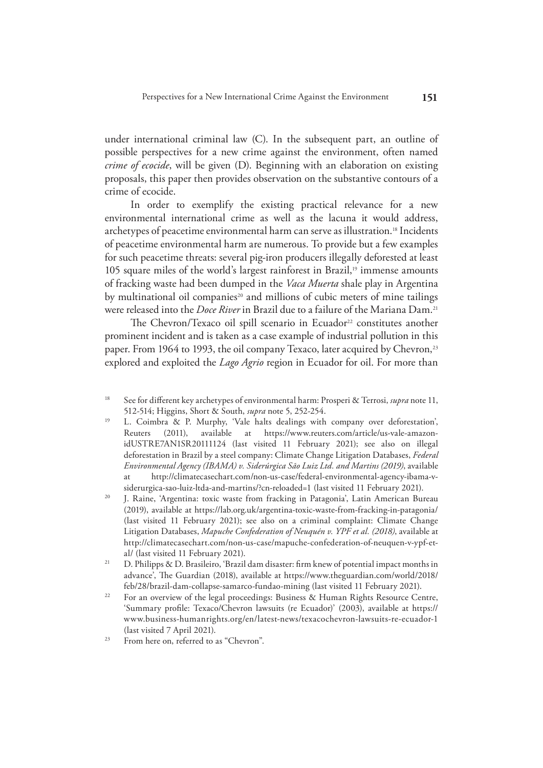under international criminal law (C). In the subsequent part, an outline of possible perspectives for a new crime against the environment, often named *crime of ecocide*, will be given (D). Beginning with an elaboration on existing proposals, this paper then provides observation on the substantive contours of a crime of ecocide.

In order to exemplify the existing practical relevance for a new environmental international crime as well as the lacuna it would address, archetypes of peacetime environmental harm can serve as illustration.[18] Incidents of peacetime environmental harm are numerous. To provide but a few examples for such peacetime threats: several pig-iron producers illegally deforested at least 105 square miles of the world's largest rainforest in Brazil,[19] immense amounts of fracking waste had been dumped in the *Vaca Muerta* shale play in Argentina by multinational oil companies[20] and millions of cubic meters of mine tailings were released into the *Doce River* in Brazil due to a failure of the Mariana Dam.[21]

The Chevron/Texaco oil spill scenario in Ecuador[22] constitutes another prominent incident and is taken as a case example of industrial pollution in this paper. From 1964 to 1993, the oil company Texaco, later acquired by Chevron,[23] explored and exploited the *Lago Agrio* region in Ecuador for oil. For more than

---

[18] See for different key archetypes of environmental harm: Prosperi & Terrosi, *supra* note 11, 512-514; Higgins, Short & South, *supra* note 5, 252-254.

[19] L. Coimbra & P. Murphy, 'Vale halts dealings with company over deforestation', Reuters (2011), available at https://www.reuters.com/article/us-vale-amazon-idUSTRE7AN1SR20111124 (last visited 11 February 2021); see also on illegal deforestation in Brazil by a steel company: Climate Change Litigation Databases, *Federal Environmental Agency (IBAMA) v. Siderúrgica São Luiz Ltd. and Martins (2019)*, available at http://climatecasechart.com/non-us-case/federal-environmental-agency-ibama-v-siderurgica-sao-luiz-ltda-and-martins/?cn-reloaded=1 (last visited 11 February 2021).

[20] J. Raine, 'Argentina: toxic waste from fracking in Patagonia', Latin American Bureau (2019), available at https://lab.org.uk/argentina-toxic-waste-from-fracking-in-patagonia/ (last visited 11 February 2021); see also on a criminal complaint: Climate Change Litigation Databases, *Mapuche Confederation of Neuquén v. YPF et al. (2018)*, available at http://climatecasechart.com/non-us-case/mapuche-confederation-of-neuquen-v-ypf-et-al/ (last visited 11 February 2021).

[21] D. Philipps & D. Brasileiro, 'Brazil dam disaster: firm knew of potential impact months in advance', The Guardian (2018), available at https://www.theguardian.com/world/2018/feb/28/brazil-dam-collapse-samarco-fundao-mining (last visited 11 February 2021).

[22] For an overview of the legal proceedings: Business & Human Rights Resource Centre, 'Summary profile: Texaco/Chevron lawsuits (re Ecuador)' (2003), available at https://www.business-humanrights.org/en/latest-news/texacochevron-lawsuits-re-ecuador-1 (last visited 7 April 2021).

[23] From here on, referred to as "Chevron".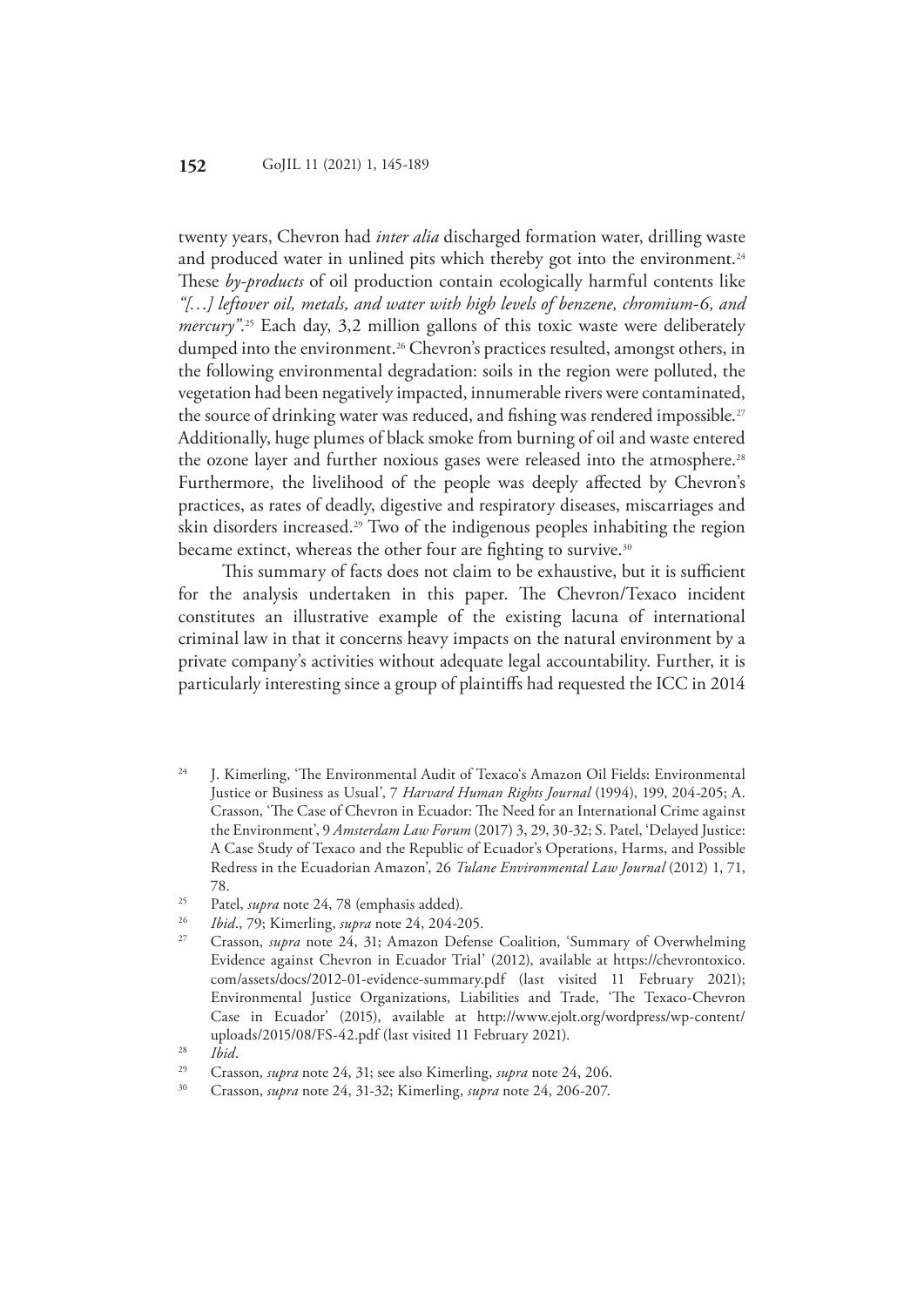twenty years, Chevron had *inter alia* discharged formation water, drilling waste and produced water in unlined pits which thereby got into the environment.[24] These *by-products* of oil production contain ecologically harmful contents like *"[…] leftover oil, metals, and water with high levels of benzene, chromium-6, and mercury"*.[25] Each day, 3,2 million gallons of this toxic waste were deliberately dumped into the environment.[26] Chevron's practices resulted, amongst others, in the following environmental degradation: soils in the region were polluted, the vegetation had been negatively impacted, innumerable rivers were contaminated, the source of drinking water was reduced, and fishing was rendered impossible.[27] Additionally, huge plumes of black smoke from burning of oil and waste entered the ozone layer and further noxious gases were released into the atmosphere.[28] Furthermore, the livelihood of the people was deeply affected by Chevron's practices, as rates of deadly, digestive and respiratory diseases, miscarriages and skin disorders increased.[29] Two of the indigenous peoples inhabiting the region became extinct, whereas the other four are fighting to survive.[30]

This summary of facts does not claim to be exhaustive, but it is sufficient for the analysis undertaken in this paper. The Chevron/Texaco incident constitutes an illustrative example of the existing lacuna of international criminal law in that it concerns heavy impacts on the natural environment by a private company's activities without adequate legal accountability. Further, it is particularly interesting since a group of plaintiffs had requested the ICC in 2014

---

[24] J. Kimerling, 'The Environmental Audit of Texaco's Amazon Oil Fields: Environmental Justice or Business as Usual', 7 *Harvard Human Rights Journal* (1994), 199, 204-205; A. Crasson, 'The Case of Chevron in Ecuador: The Need for an International Crime against the Environment', 9 *Amsterdam Law Forum* (2017) 3, 29, 30-32; S. Patel, 'Delayed Justice: A Case Study of Texaco and the Republic of Ecuador's Operations, Harms, and Possible Redress in the Ecuadorian Amazon', 26 *Tulane Environmental Law Journal* (2012) 1, 71, 78.

[25] Patel, *supra* note 24, 78 (emphasis added).

[26] *Ibid*., 79; Kimerling, *supra* note 24, 204-205.

[27] Crasson, *supra* note 24, 31; Amazon Defense Coalition, 'Summary of Overwhelming Evidence against Chevron in Ecuador Trial' (2012), available at https://chevrontoxico.com/assets/docs/2012-01-evidence-summary.pdf (last visited 11 February 2021); Environmental Justice Organizations, Liabilities and Trade, 'The Texaco-Chevron Case in Ecuador' (2015), available at http://www.ejolt.org/wordpress/wp-content/uploads/2015/08/FS-42.pdf (last visited 11 February 2021).

[28] *Ibid*.

[29] Crasson, *supra* note 24, 31; see also Kimerling, *supra* note 24, 206.

[30] Crasson, *supra* note 24, 31-32; Kimerling, *supra* note 24, 206-207.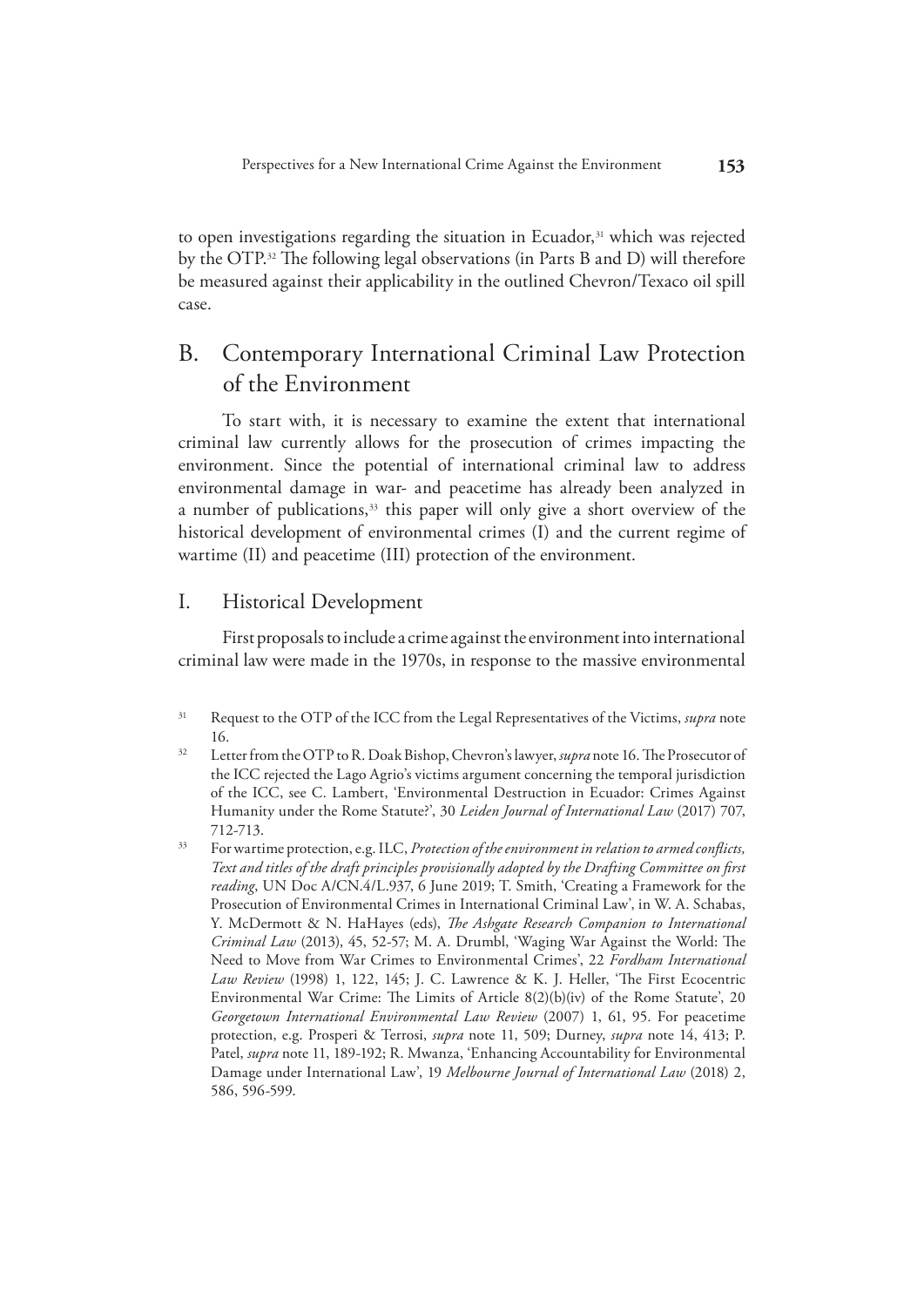to open investigations regarding the situation in Ecuador,[31] which was rejected by the OTP.[32] The following legal observations (in Parts B and D) will therefore be measured against their applicability in the outlined Chevron/Texaco oil spill case.

## B. Contemporary International Criminal Law Protection of the Environment

To start with, it is necessary to examine the extent that international criminal law currently allows for the prosecution of crimes impacting the environment. Since the potential of international criminal law to address environmental damage in war- and peacetime has already been analyzed in a number of publications,[33] this paper will only give a short overview of the historical development of environmental crimes (I) and the current regime of wartime (II) and peacetime (III) protection of the environment.

### I. Historical Development

First proposals to include a crime against the environment into international criminal law were made in the 1970s, in response to the massive environmental

---

[31] Request to the OTP of the ICC from the Legal Representatives of the Victims, *supra* note 16.

[32] Letter from the OTP to R. Doak Bishop, Chevron's lawyer, *supra* note 16. The Prosecutor of the ICC rejected the Lago Agrio's victims argument concerning the temporal jurisdiction of the ICC, see C. Lambert, 'Environmental Destruction in Ecuador: Crimes Against Humanity under the Rome Statute?', 30 *Leiden Journal of International Law* (2017) 707, 712-713.

[33] For wartime protection, e.g. ILC, *Protection of the environment in relation to armed conflicts, Text and titles of the draft principles provisionally adopted by the Drafting Committee on first reading*, UN Doc A/CN.4/L.937, 6 June 2019; T. Smith, 'Creating a Framework for the Prosecution of Environmental Crimes in International Criminal Law', in W. A. Schabas, Y. McDermott & N. HaHayes (eds), *The Ashgate Research Companion to International Criminal Law* (2013), 45, 52-57; M. A. Drumbl, 'Waging War Against the World: The Need to Move from War Crimes to Environmental Crimes', 22 *Fordham International Law Review* (1998) 1, 122, 145; J. C. Lawrence & K. J. Heller, 'The First Ecocentric Environmental War Crime: The Limits of Article 8(2)(b)(iv) of the Rome Statute', 20 *Georgetown International Environmental Law Review* (2007) 1, 61, 95. For peacetime protection, e.g. Prosperi & Terrosi, *supra* note 11, 509; Durney, *supra* note 14, 413; P. Patel, *supra* note 11, 189-192; R. Mwanza, 'Enhancing Accountability for Environmental Damage under International Law', 19 *Melbourne Journal of International Law* (2018) 2, 586, 596-599.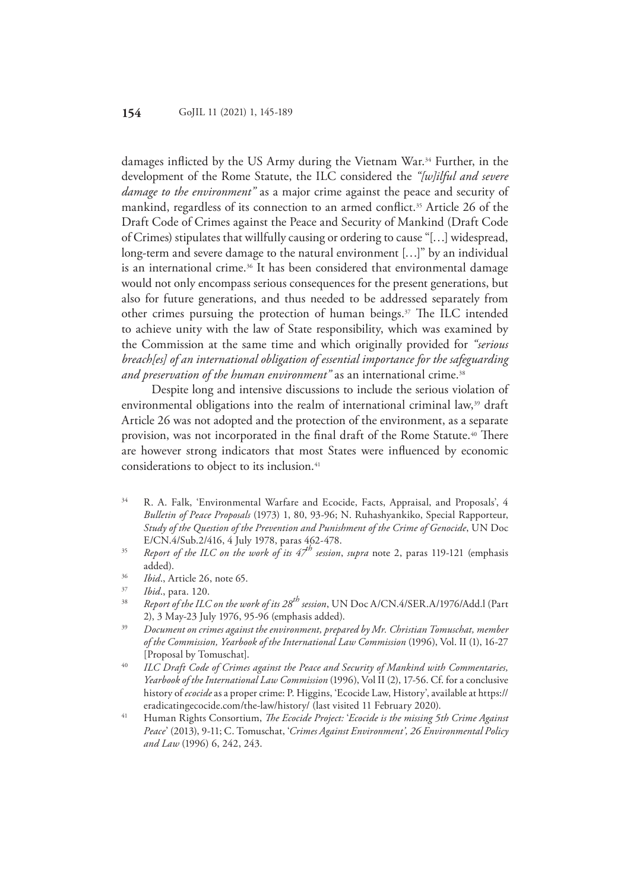damages inflicted by the US Army during the Vietnam War.[34] Further, in the development of the Rome Statute, the ILC considered the *"[w]ilful and severe damage to the environment"* as a major crime against the peace and security of mankind, regardless of its connection to an armed conflict.[35] Article 26 of the Draft Code of Crimes against the Peace and Security of Mankind (Draft Code of Crimes) stipulates that willfully causing or ordering to cause "[…] widespread, long-term and severe damage to the natural environment […]" by an individual is an international crime.[36] It has been considered that environmental damage would not only encompass serious consequences for the present generations, but also for future generations, and thus needed to be addressed separately from other crimes pursuing the protection of human beings.[37] The ILC intended to achieve unity with the law of State responsibility, which was examined by the Commission at the same time and which originally provided for *"serious breach[es] of an international obligation of essential importance for the safeguarding and preservation of the human environment"* as an international crime.[38]

Despite long and intensive discussions to include the serious violation of environmental obligations into the realm of international criminal law,[39] draft Article 26 was not adopted and the protection of the environment, as a separate provision, was not incorporated in the final draft of the Rome Statute.[40] There are however strong indicators that most States were influenced by economic considerations to object to its inclusion.[41]

---

[34] R. A. Falk, 'Environmental Warfare and Ecocide, Facts, Appraisal, and Proposals', 4 *Bulletin of Peace Proposals* (1973) 1, 80, 93-96; N. Ruhashyankiko, Special Rapporteur, *Study of the Question of the Prevention and Punishment of the Crime of Genocide*, UN Doc E/CN.4/Sub.2/416, 4 July 1978, paras 462-478.

[35] *Report of the ILC on the work of its 47th session*, *supra* note 2, paras 119-121 (emphasis added).

[36] *Ibid*., Article 26, note 65.

[37] *Ibid*., para. 120.

[38] *Report of the ILC on the work of its 28th session*, UN Doc A/CN.4/SER.A/1976/Add.l (Part 2), 3 May-23 July 1976, 95-96 (emphasis added).

[39] *Document on crimes against the environment, prepared by Mr. Christian Tomuschat, member of the Commission, Yearbook of the International Law Commission* (1996), Vol. II (1), 16-27 [Proposal by Tomuschat].

[40] *ILC Draft Code of Crimes against the Peace and Security of Mankind with Commentaries, Yearbook of the International Law Commission* (1996), Vol II (2), 17-56. Cf. for a conclusive history of *ecocide* as a proper crime: P. Higgins, 'Ecocide Law, History', available at https://eradicatingecocide.com/the-law/history/ (last visited 11 February 2020).

[41] Human Rights Consortium, *The Ecocide Project:* '*Ecocide is the missing 5th Crime Against Peace*' (2013), 9-11; C. Tomuschat, '*Crimes Against Environment', 26 Environmental Policy and Law* (1996) 6, 242, 243.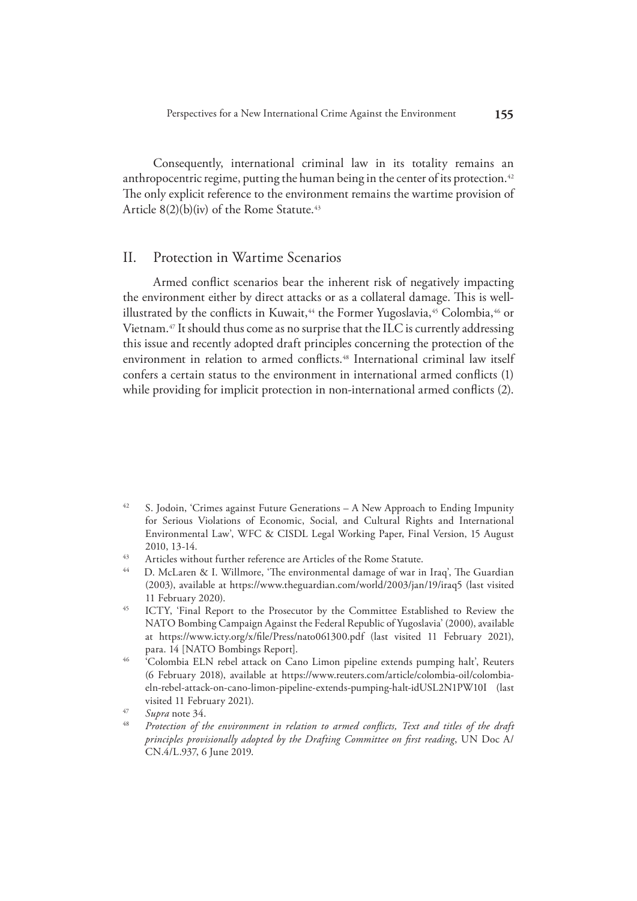Consequently, international criminal law in its totality remains an anthropocentric regime, putting the human being in the center of its protection.[42] The only explicit reference to the environment remains the wartime provision of Article 8(2)(b)(iv) of the Rome Statute.[43]

## II. Protection in Wartime Scenarios

Armed conflict scenarios bear the inherent risk of negatively impacting the environment either by direct attacks or as a collateral damage. This is well-illustrated by the conflicts in Kuwait,[44] the Former Yugoslavia,[45] Colombia,[46] or Vietnam.[47] It should thus come as no surprise that the ILC is currently addressing this issue and recently adopted draft principles concerning the protection of the environment in relation to armed conflicts.[48] International criminal law itself confers a certain status to the environment in international armed conflicts (1) while providing for implicit protection in non-international armed conflicts (2).

---

[42] S. Jodoin, 'Crimes against Future Generations – A New Approach to Ending Impunity for Serious Violations of Economic, Social, and Cultural Rights and International Environmental Law', WFC & CISDL Legal Working Paper, Final Version, 15 August 2010, 13-14.

[43] Articles without further reference are Articles of the Rome Statute.

[44] D. McLaren & I. Willmore, 'The environmental damage of war in Iraq', The Guardian (2003), available at https://www.theguardian.com/world/2003/jan/19/iraq5 (last visited 11 February 2020).

[45] ICTY, 'Final Report to the Prosecutor by the Committee Established to Review the NATO Bombing Campaign Against the Federal Republic of Yugoslavia' (2000), available at https://www.icty.org/x/file/Press/nato061300.pdf (last visited 11 February 2021), para. 14 [NATO Bombings Report].

[46] 'Colombia ELN rebel attack on Cano Limon pipeline extends pumping halt', Reuters (6 February 2018), available at https://www.reuters.com/article/colombia-oil/colombia-eln-rebel-attack-on-cano-limon-pipeline-extends-pumping-halt-idUSL2N1PW10I (last visited 11 February 2021).

[47] *Supra* note 34.

[48] *Protection of the environment in relation to armed conflicts, Text and titles of the draft principles provisionally adopted by the Drafting Committee on first reading*, UN Doc A/CN.4/L.937, 6 June 2019.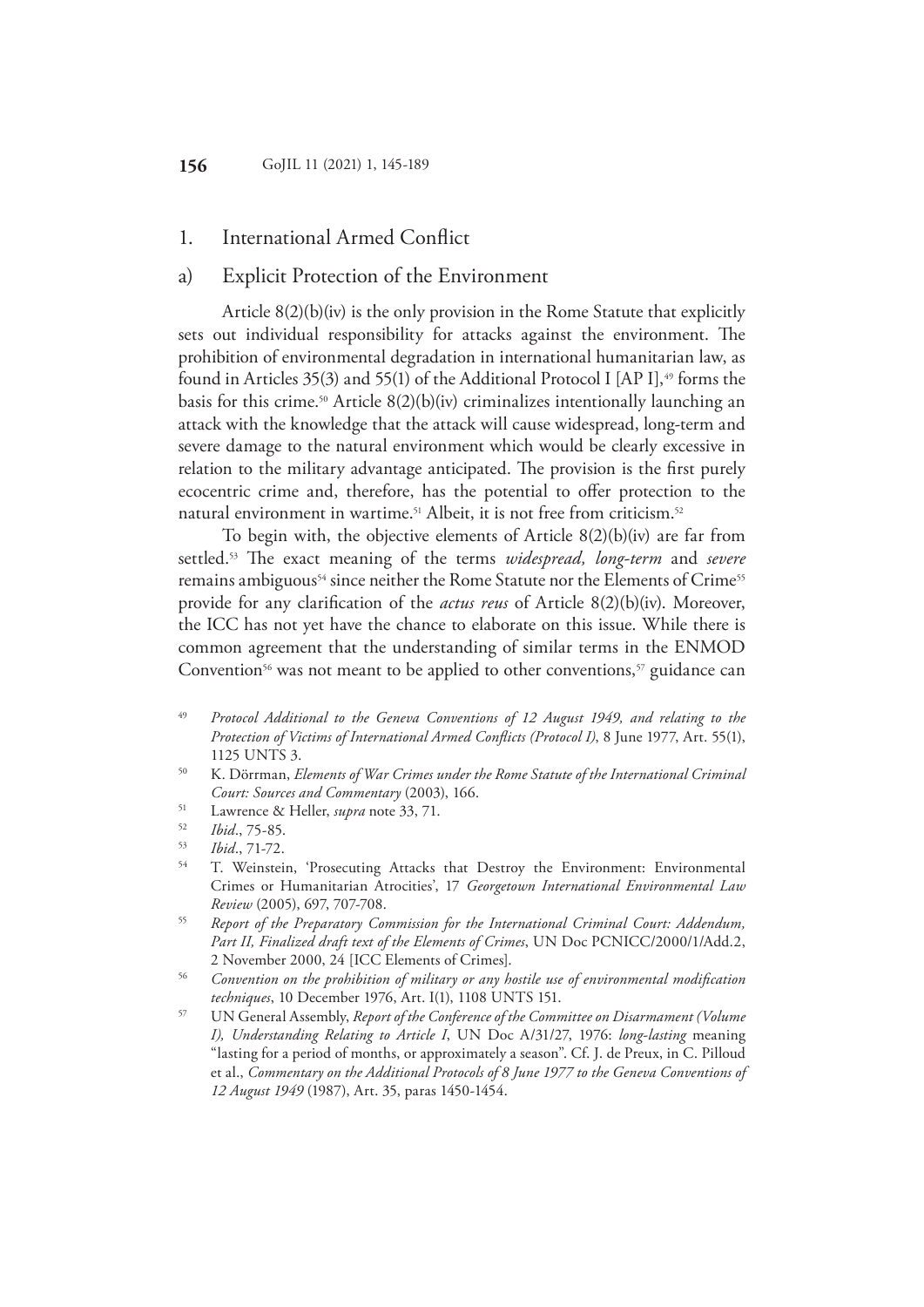## 1. International Armed Conflict

### a) Explicit Protection of the Environment

Article 8(2)(b)(iv) is the only provision in the Rome Statute that explicitly sets out individual responsibility for attacks against the environment. The prohibition of environmental degradation in international humanitarian law, as found in Articles 35(3) and 55(1) of the Additional Protocol I [AP I],[49] forms the basis for this crime.[50] Article 8(2)(b)(iv) criminalizes intentionally launching an attack with the knowledge that the attack will cause widespread, long-term and severe damage to the natural environment which would be clearly excessive in relation to the military advantage anticipated. The provision is the first purely ecocentric crime and, therefore, has the potential to offer protection to the natural environment in wartime.[51] Albeit, it is not free from criticism.[52]

To begin with, the objective elements of Article 8(2)(b)(iv) are far from settled.[53] The exact meaning of the terms *widespread, long-term* and *severe* remains ambiguous[54] since neither the Rome Statute nor the Elements of Crime[55] provide for any clarification of the *actus reus* of Article 8(2)(b)(iv). Moreover, the ICC has not yet have the chance to elaborate on this issue. While there is common agreement that the understanding of similar terms in the ENMOD Convention[56] was not meant to be applied to other conventions,[57] guidance can

---

[49] *Protocol Additional to the Geneva Conventions of 12 August 1949, and relating to the Protection of Victims of International Armed Conflicts (Protocol I)*, 8 June 1977, Art. 55(1), 1125 UNTS 3.

[50] K. Dörrman, *Elements of War Crimes under the Rome Statute of the International Criminal Court: Sources and Commentary* (2003), 166.

[51] Lawrence & Heller, *supra* note 33, 71.

[52] *Ibid*., 75-85.

[53] *Ibid*., 71-72.

[54] T. Weinstein, 'Prosecuting Attacks that Destroy the Environment: Environmental Crimes or Humanitarian Atrocities', 17 *Georgetown International Environmental Law Review* (2005), 697, 707-708.

[55] *Report of the Preparatory Commission for the International Criminal Court: Addendum, Part II, Finalized draft text of the Elements of Crimes*, UN Doc PCNICC/2000/1/Add.2, 2 November 2000, 24 [ICC Elements of Crimes].

[56] *Convention on the prohibition of military or any hostile use of environmental modification techniques*, 10 December 1976, Art. I(1), 1108 UNTS 151.

[57] UN General Assembly, *Report of the Conference of the Committee on Disarmament (Volume I), Understanding Relating to Article I*, UN Doc A/31/27, 1976: *long-lasting* meaning "lasting for a period of months, or approximately a season". Cf. J. de Preux, in C. Pilloud et al., *Commentary on the Additional Protocols of 8 June 1977 to the Geneva Conventions of 12 August 1949* (1987), Art. 35, paras 1450-1454.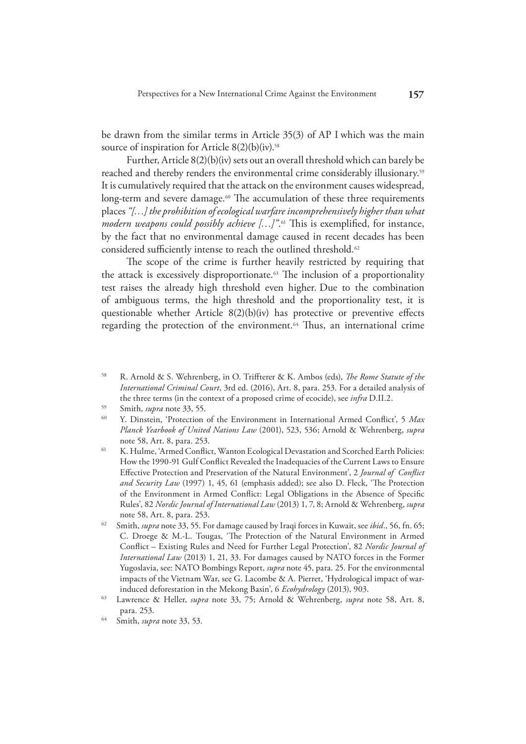be drawn from the similar terms in Article 35(3) of AP I which was the main source of inspiration for Article 8(2)(b)(iv).[58]

Further, Article 8(2)(b)(iv) sets out an overall threshold which can barely be reached and thereby renders the environmental crime considerably illusionary.[59] It is cumulatively required that the attack on the environment causes widespread, long-term and severe damage.[60] The accumulation of these three requirements places *"[…] the prohibition of ecological warfare incomprehensively higher than what modern weapons could possibly achieve […]"*.[61] This is exemplified, for instance, by the fact that no environmental damage caused in recent decades has been considered sufficiently intense to reach the outlined threshold.[62]

The scope of the crime is further heavily restricted by requiring that the attack is excessively disproportionate.[63] The inclusion of a proportionality test raises the already high threshold even higher. Due to the combination of ambiguous terms, the high threshold and the proportionality test, it is questionable whether Article 8(2)(b)(iv) has protective or preventive effects regarding the protection of the environment.[64] Thus, an international crime

---

[58] R. Arnold & S. Wehrenberg, in O. Triffterer & K. Ambos (eds), *The Rome Statute of the International Criminal Court*, 3rd ed. (2016), Art. 8, para. 253. For a detailed analysis of the three terms (in the context of a proposed crime of ecocide), see *infra* D.II.2.

[59] Smith, *supra* note 33, 55.

[60] Y. Dinstein, 'Protection of the Environment in International Armed Conflict', 5 *Max Planck Yearbook of United Nations Law* (2001), 523, 536; Arnold & Wehrenberg, *supra* note 58, Art. 8, para. 253.

[61] K. Hulme, 'Armed Conflict, Wanton Ecological Devastation and Scorched Earth Policies: How the 1990-91 Gulf Conflict Revealed the Inadequacies of the Current Laws to Ensure Effective Protection and Preservation of the Natural Environment', 2 *Journal of Conflict and Security Law* (1997) 1, 45, 61 (emphasis added); see also D. Fleck, 'The Protection of the Environment in Armed Conflict: Legal Obligations in the Absence of Specific Rules', 82 *Nordic Journal of International Law* (2013) 1, 7, 8; Arnold & Wehrenberg, *supra* note 58, Art. 8, para. 253.

[62] Smith, *supra* note 33, 55. For damage caused by Iraqi forces in Kuwait, see *ibid*., 56, fn. 65; C. Droege & M.-L. Tougas, 'The Protection of the Natural Environment in Armed Conflict – Existing Rules and Need for Further Legal Protection', 82 *Nordic Journal of International Law* (2013) 1, 21, 33. For damages caused by NATO forces in the Former Yugoslavia, see: NATO Bombings Report, *supra* note 45, para. 25. For the environmental impacts of the Vietnam War, see G. Lacombe & A. Pierret, 'Hydrological impact of war-induced deforestation in the Mekong Basin', 6 *Ecohydrology* (2013), 903.

[63] Lawrence & Heller, *supra* note 33, 75; Arnold & Wehrenberg, *supra* note 58, Art. 8, para. 253.

[64] Smith, *supra* note 33, 53.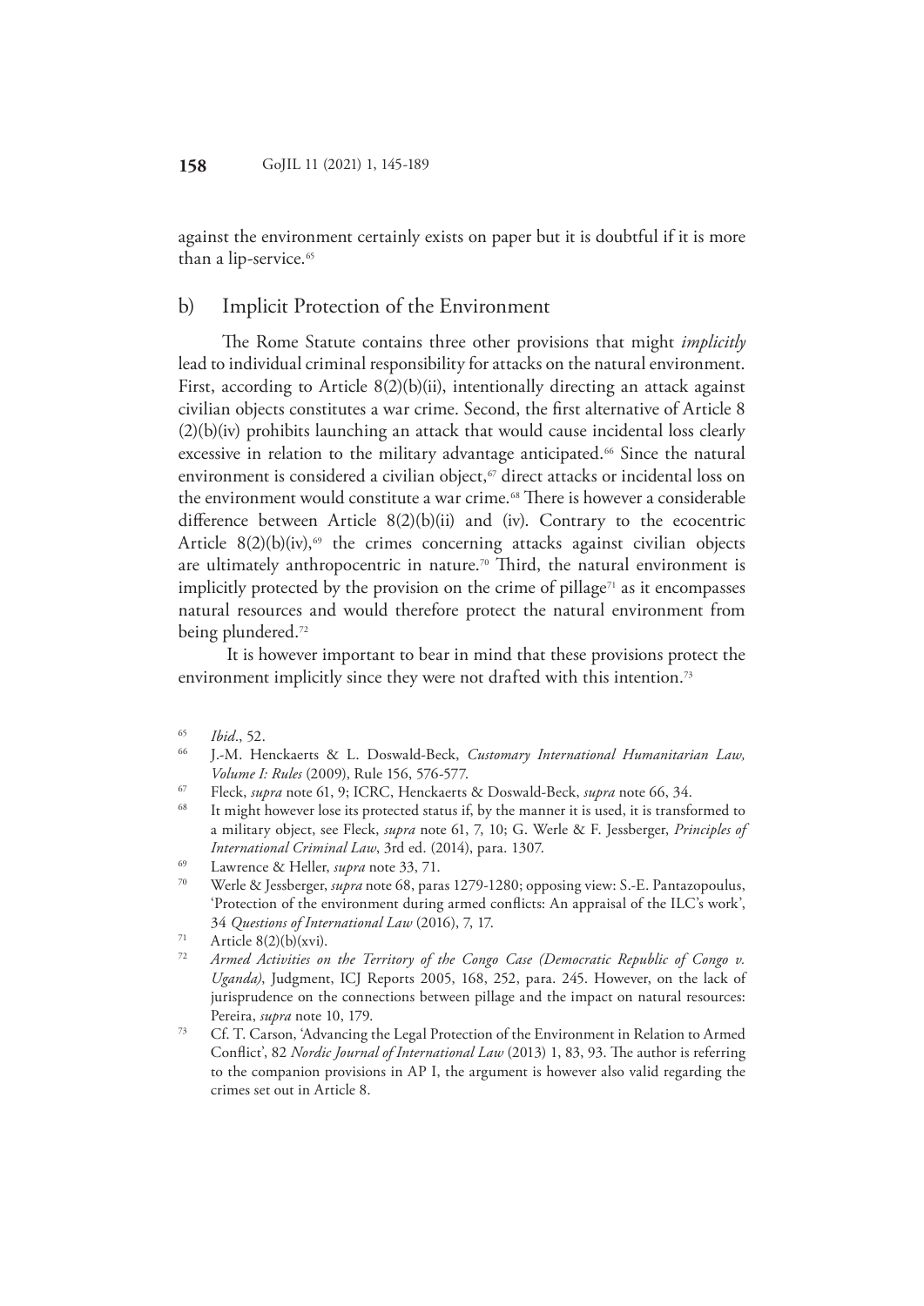against the environment certainly exists on paper but it is doubtful if it is more than a lip-service.[65]

### b) Implicit Protection of the Environment

The Rome Statute contains three other provisions that might *implicitly* lead to individual criminal responsibility for attacks on the natural environment. First, according to Article 8(2)(b)(ii), intentionally directing an attack against civilian objects constitutes a war crime. Second, the first alternative of Article 8 (2)(b)(iv) prohibits launching an attack that would cause incidental loss clearly excessive in relation to the military advantage anticipated.[66] Since the natural environment is considered a civilian object,[67] direct attacks or incidental loss on the environment would constitute a war crime.[68] There is however a considerable difference between Article 8(2)(b)(ii) and (iv). Contrary to the ecocentric Article 8(2)(b)(iv),[69] the crimes concerning attacks against civilian objects are ultimately anthropocentric in nature.[70] Third, the natural environment is implicitly protected by the provision on the crime of pillage[71] as it encompasses natural resources and would therefore protect the natural environment from being plundered.[72]

It is however important to bear in mind that these provisions protect the environment implicitly since they were not drafted with this intention.[73]

---

[65] *Ibid*., 52.

[66] J.-M. Henckaerts & L. Doswald-Beck, *Customary International Humanitarian Law, Volume I: Rules* (2009), Rule 156, 576-577.

[67] Fleck, *supra* note 61, 9; ICRC, Henckaerts & Doswald-Beck, *supra* note 66, 34.

[68] It might however lose its protected status if, by the manner it is used, it is transformed to a military object, see Fleck, *supra* note 61, 7, 10; G. Werle & F. Jessberger, *Principles of International Criminal Law*, 3rd ed. (2014), para. 1307.

[69] Lawrence & Heller, *supra* note 33, 71.

[70] Werle & Jessberger, *supra* note 68, paras 1279-1280; opposing view: S.-E. Pantazopoulus, 'Protection of the environment during armed conflicts: An appraisal of the ILC's work', 34 *Questions of International Law* (2016), 7, 17.

[71] Article 8(2)(b)(xvi).

[72] *Armed Activities on the Territory of the Congo Case (Democratic Republic of Congo v. Uganda)*, Judgment, ICJ Reports 2005, 168, 252, para. 245. However, on the lack of jurisprudence on the connections between pillage and the impact on natural resources: Pereira, *supra* note 10, 179.

[73] Cf. T. Carson, 'Advancing the Legal Protection of the Environment in Relation to Armed Conflict', 82 *Nordic Journal of International Law* (2013) 1, 83, 93. The author is referring to the companion provisions in AP I, the argument is however also valid regarding the crimes set out in Article 8.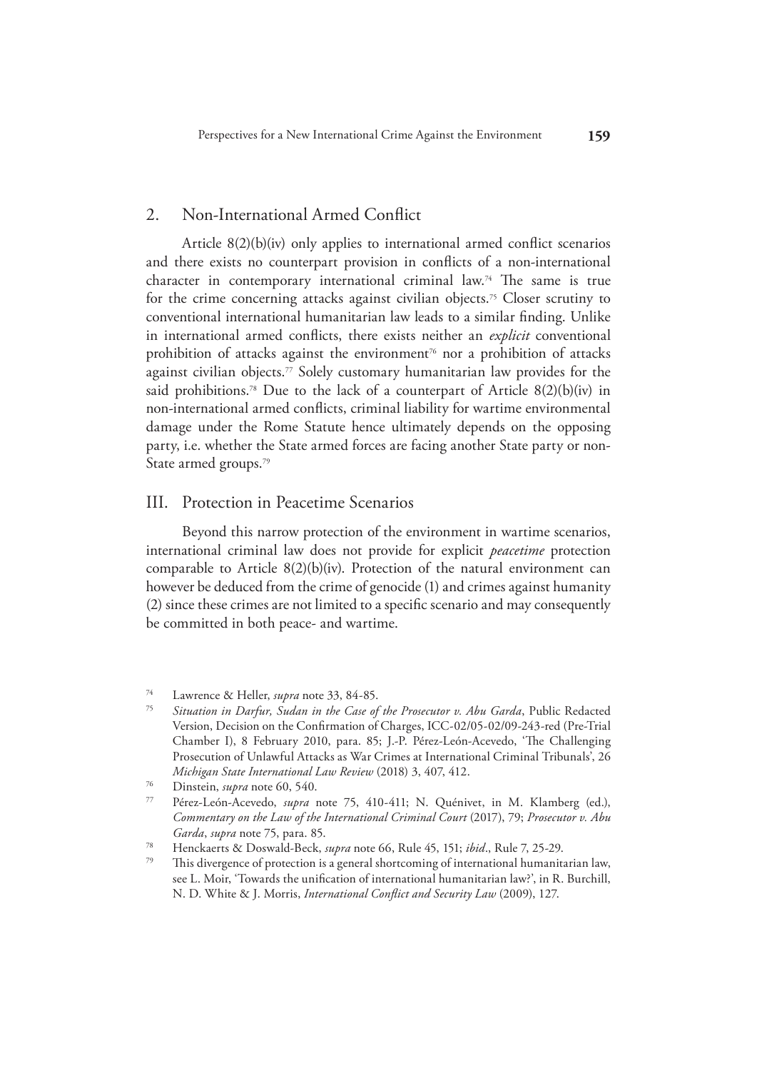## 2. Non-International Armed Conflict

Article 8(2)(b)(iv) only applies to international armed conflict scenarios and there exists no counterpart provision in conflicts of a non-international character in contemporary international criminal law.[74] The same is true for the crime concerning attacks against civilian objects.[75] Closer scrutiny to conventional international humanitarian law leads to a similar finding. Unlike in international armed conflicts, there exists neither an *explicit* conventional prohibition of attacks against the environment[76] nor a prohibition of attacks against civilian objects.[77] Solely customary humanitarian law provides for the said prohibitions.[78] Due to the lack of a counterpart of Article 8(2)(b)(iv) in non-international armed conflicts, criminal liability for wartime environmental damage under the Rome Statute hence ultimately depends on the opposing party, i.e. whether the State armed forces are facing another State party or non-State armed groups.[79]

# III. Protection in Peacetime Scenarios

Beyond this narrow protection of the environment in wartime scenarios, international criminal law does not provide for explicit *peacetime* protection comparable to Article 8(2)(b)(iv). Protection of the natural environment can however be deduced from the crime of genocide (1) and crimes against humanity (2) since these crimes are not limited to a specific scenario and may consequently be committed in both peace- and wartime.

---

[74] Lawrence & Heller, *supra* note 33, 84-85.

[75] *Situation in Darfur, Sudan in the Case of the Prosecutor v. Abu Garda*, Public Redacted Version, Decision on the Confirmation of Charges, ICC-02/05-02/09-243-red (Pre-Trial Chamber I), 8 February 2010, para. 85; J.-P. Pérez-León-Acevedo, 'The Challenging Prosecution of Unlawful Attacks as War Crimes at International Criminal Tribunals', 26 *Michigan State International Law Review* (2018) 3, 407, 412.

[76] Dinstein, *supra* note 60, 540.

[77] Pérez-León-Acevedo, *supra* note 75, 410-411; N. Quénivet, in M. Klamberg (ed.), *Commentary on the Law of the International Criminal Court* (2017), 79; *Prosecutor v. Abu Garda*, *supra* note 75, para. 85.

[78] Henckaerts & Doswald-Beck, *supra* note 66, Rule 45, 151; *ibid*., Rule 7, 25-29.

[79] This divergence of protection is a general shortcoming of international humanitarian law, see L. Moir, 'Towards the unification of international humanitarian law?', in R. Burchill, N. D. White & J. Morris, *International Conflict and Security Law* (2009), 127.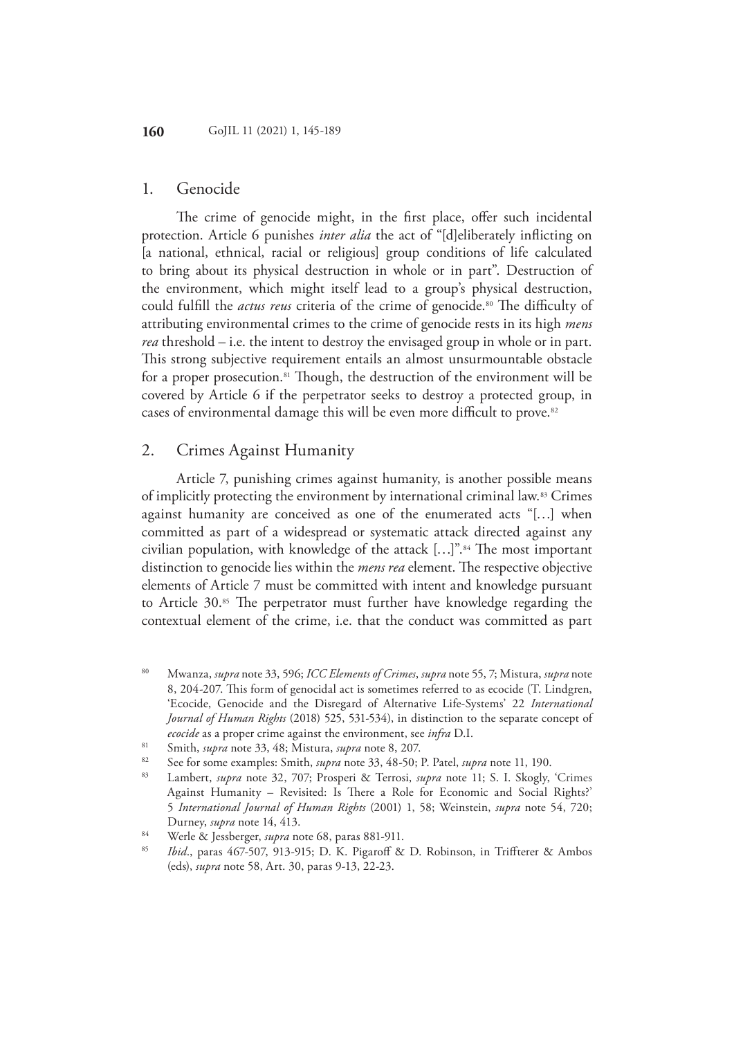## 1. Genocide

The crime of genocide might, in the first place, offer such incidental protection. Article 6 punishes *inter alia* the act of "[d]eliberately inflicting on [a national, ethnical, racial or religious] group conditions of life calculated to bring about its physical destruction in whole or in part". Destruction of the environment, which might itself lead to a group's physical destruction, could fulfill the *actus reus* criteria of the crime of genocide.[80] The difficulty of attributing environmental crimes to the crime of genocide rests in its high *mens rea* threshold – i.e. the intent to destroy the envisaged group in whole or in part. This strong subjective requirement entails an almost unsurmountable obstacle for a proper prosecution.[81] Though, the destruction of the environment will be covered by Article 6 if the perpetrator seeks to destroy a protected group, in cases of environmental damage this will be even more difficult to prove.[82]

## 2. Crimes Against Humanity

Article 7, punishing crimes against humanity, is another possible means of implicitly protecting the environment by international criminal law.[83] Crimes against humanity are conceived as one of the enumerated acts "[…] when committed as part of a widespread or systematic attack directed against any civilian population, with knowledge of the attack […]".[84] The most important distinction to genocide lies within the *mens rea* element. The respective objective elements of Article 7 must be committed with intent and knowledge pursuant to Article 30.[85] The perpetrator must further have knowledge regarding the contextual element of the crime, i.e. that the conduct was committed as part

---

[80] Mwanza, *supra* note 33, 596; *ICC Elements of Crimes*, *supra* note 55, 7; Mistura, *supra* note 8, 204-207. This form of genocidal act is sometimes referred to as ecocide (T. Lindgren, 'Ecocide, Genocide and the Disregard of Alternative Life-Systems' 22 *International Journal of Human Rights* (2018) 525, 531-534), in distinction to the separate concept of *ecocide* as a proper crime against the environment, see *infra* D.I.

[81] Smith, *supra* note 33, 48; Mistura, *supra* note 8, 207.

[82] See for some examples: Smith, *supra* note 33, 48-50; P. Patel, *supra* note 11, 190.

[83] Lambert, *supra* note 32, 707; Prosperi & Terrosi, *supra* note 11; S. I. Skogly, 'Crimes Against Humanity – Revisited: Is There a Role for Economic and Social Rights?' 5 *International Journal of Human Rights* (2001) 1, 58; Weinstein, *supra* note 54, 720; Durney, *supra* note 14, 413.

[84] Werle & Jessberger, *supra* note 68, paras 881-911.

[85] *Ibid*., paras 467-507, 913-915; D. K. Pigaroff & D. Robinson, in Triffterer & Ambos (eds), *supra* note 58, Art. 30, paras 9-13, 22-23.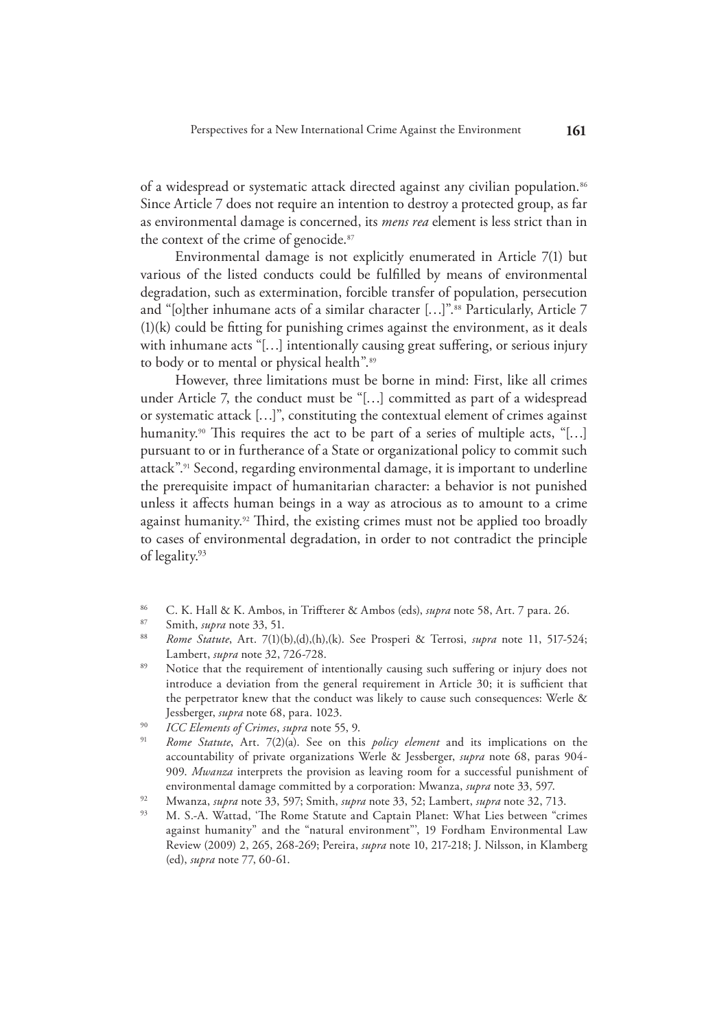of a widespread or systematic attack directed against any civilian population.[86] Since Article 7 does not require an intention to destroy a protected group, as far as environmental damage is concerned, its *mens rea* element is less strict than in the context of the crime of genocide.[87]

Environmental damage is not explicitly enumerated in Article 7(1) but various of the listed conducts could be fulfilled by means of environmental degradation, such as extermination, forcible transfer of population, persecution and "[o]ther inhumane acts of a similar character […]".[88] Particularly, Article 7 (1)(k) could be fitting for punishing crimes against the environment, as it deals with inhumane acts "[…] intentionally causing great suffering, or serious injury to body or to mental or physical health".[89]

However, three limitations must be borne in mind: First, like all crimes under Article 7, the conduct must be "[…] committed as part of a widespread or systematic attack […]", constituting the contextual element of crimes against humanity.[90] This requires the act to be part of a series of multiple acts, "[…] pursuant to or in furtherance of a State or organizational policy to commit such attack".[91] Second, regarding environmental damage, it is important to underline the prerequisite impact of humanitarian character: a behavior is not punished unless it affects human beings in a way as atrocious as to amount to a crime against humanity.[92] Third, the existing crimes must not be applied too broadly to cases of environmental degradation, in order to not contradict the principle of legality.[93]

---

[86] C. K. Hall & K. Ambos, in Triffterer & Ambos (eds), *supra* note 58, Art. 7 para. 26.

[87] Smith, *supra* note 33, 51.

[88] *Rome Statute*, Art. 7(1)(b),(d),(h),(k). See Prosperi & Terrosi, *supra* note 11, 517-524; Lambert, *supra* note 32, 726-728.

[89] Notice that the requirement of intentionally causing such suffering or injury does not introduce a deviation from the general requirement in Article 30; it is sufficient that the perpetrator knew that the conduct was likely to cause such consequences: Werle & Jessberger, *supra* note 68, para. 1023.

[90] *ICC Elements of Crimes*, *supra* note 55, 9.

[91] *Rome Statute*, Art. 7(2)(a). See on this *policy element* and its implications on the accountability of private organizations Werle & Jessberger, *supra* note 68, paras 904-909. *Mwanza* interprets the provision as leaving room for a successful punishment of environmental damage committed by a corporation: Mwanza, *supra* note 33, 597.

[92] Mwanza, *supra* note 33, 597; Smith, *supra* note 33, 52; Lambert, *supra* note 32, 713.

[93] M. S.-A. Wattad, 'The Rome Statute and Captain Planet: What Lies between "crimes against humanity" and the "natural environment"', 19 Fordham Environmental Law Review (2009) 2, 265, 268-269; Pereira, *supra* note 10, 217-218; J. Nilsson, in Klamberg (ed), *supra* note 77, 60-61.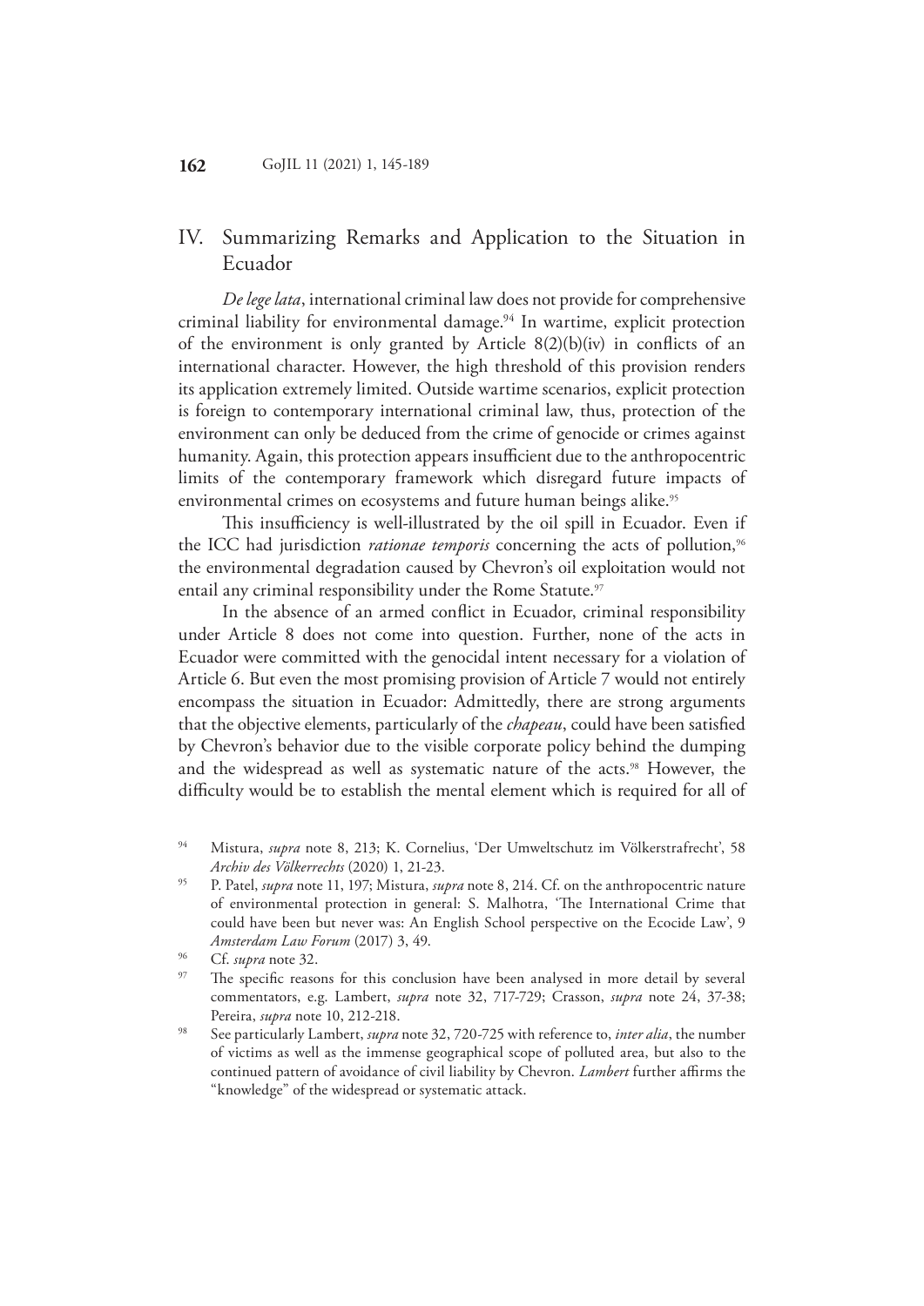## IV. Summarizing Remarks and Application to the Situation in Ecuador

*De lege lata*, international criminal law does not provide for comprehensive criminal liability for environmental damage.[94] In wartime, explicit protection of the environment is only granted by Article 8(2)(b)(iv) in conflicts of an international character. However, the high threshold of this provision renders its application extremely limited. Outside wartime scenarios, explicit protection is foreign to contemporary international criminal law, thus, protection of the environment can only be deduced from the crime of genocide or crimes against humanity. Again, this protection appears insufficient due to the anthropocentric limits of the contemporary framework which disregard future impacts of environmental crimes on ecosystems and future human beings alike.[95]

This insufficiency is well-illustrated by the oil spill in Ecuador. Even if the ICC had jurisdiction *rationae temporis* concerning the acts of pollution,[96] the environmental degradation caused by Chevron's oil exploitation would not entail any criminal responsibility under the Rome Statute.[97]

In the absence of an armed conflict in Ecuador, criminal responsibility under Article 8 does not come into question. Further, none of the acts in Ecuador were committed with the genocidal intent necessary for a violation of Article 6. But even the most promising provision of Article 7 would not entirely encompass the situation in Ecuador: Admittedly, there are strong arguments that the objective elements, particularly of the *chapeau*, could have been satisfied by Chevron's behavior due to the visible corporate policy behind the dumping and the widespread as well as systematic nature of the acts.[98] However, the difficulty would be to establish the mental element which is required for all of

---

[94] Mistura, *supra* note 8, 213; K. Cornelius, 'Der Umweltschutz im Völkerstrafrecht', 58 *Archiv des Völkerrechts* (2020) 1, 21-23.

[95] P. Patel, *supra* note 11, 197; Mistura, *supra* note 8, 214. Cf. on the anthropocentric nature of environmental protection in general: S. Malhotra, 'The International Crime that could have been but never was: An English School perspective on the Ecocide Law', 9 *Amsterdam Law Forum* (2017) 3, 49.

[96] Cf. *supra* note 32.

[97] The specific reasons for this conclusion have been analysed in more detail by several commentators, e.g. Lambert, *supra* note 32, 717-729; Crasson, *supra* note 24, 37-38; Pereira, *supra* note 10, 212-218.

[98] See particularly Lambert, *supra* note 32, 720-725 with reference to, *inter alia*, the number of victims as well as the immense geographical scope of polluted area, but also to the continued pattern of avoidance of civil liability by Chevron. *Lambert* further affirms the "knowledge" of the widespread or systematic attack.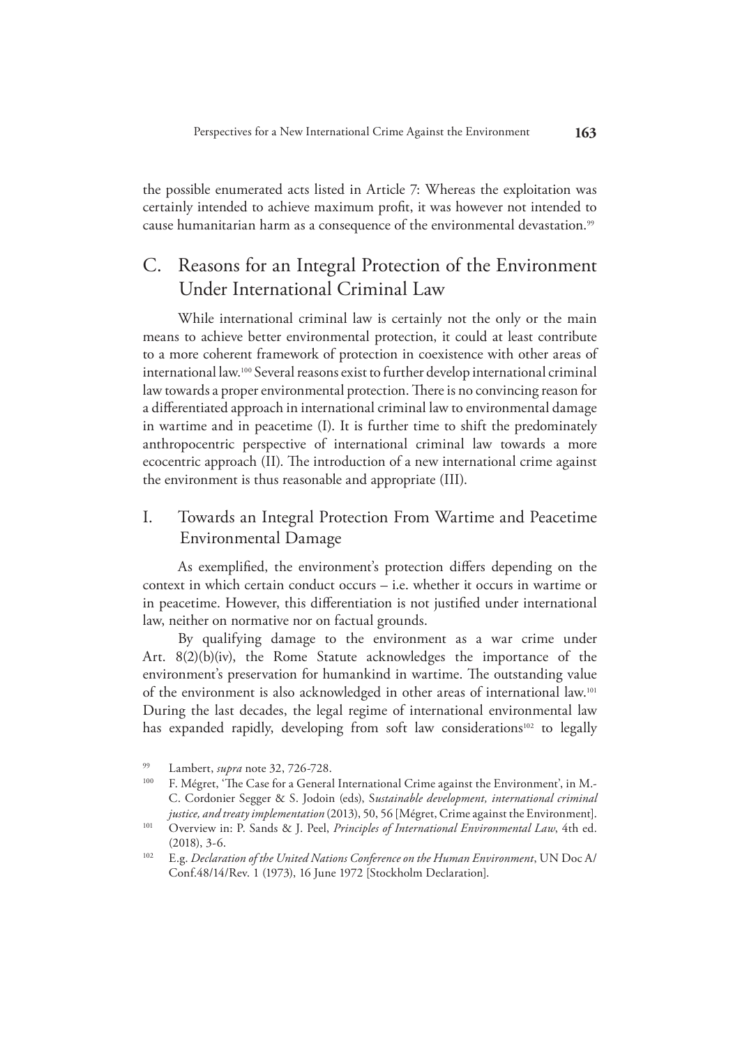the possible enumerated acts listed in Article 7: Whereas the exploitation was certainly intended to achieve maximum profit, it was however not intended to cause humanitarian harm as a consequence of the environmental devastation.[99]

## C. Reasons for an Integral Protection of the Environment Under International Criminal Law

While international criminal law is certainly not the only or the main means to achieve better environmental protection, it could at least contribute to a more coherent framework of protection in coexistence with other areas of international law.[100] Several reasons exist to further develop international criminal law towards a proper environmental protection. There is no convincing reason for a differentiated approach in international criminal law to environmental damage in wartime and in peacetime (I). It is further time to shift the predominately anthropocentric perspective of international criminal law towards a more ecocentric approach (II). The introduction of a new international crime against the environment is thus reasonable and appropriate (III).

### I. Towards an Integral Protection From Wartime and Peacetime Environmental Damage

As exemplified, the environment's protection differs depending on the context in which certain conduct occurs – i.e. whether it occurs in wartime or in peacetime. However, this differentiation is not justified under international law, neither on normative nor on factual grounds.

By qualifying damage to the environment as a war crime under Art. 8(2)(b)(iv), the Rome Statute acknowledges the importance of the environment's preservation for humankind in wartime. The outstanding value of the environment is also acknowledged in other areas of international law.[101] During the last decades, the legal regime of international environmental law has expanded rapidly, developing from soft law considerations[102] to legally

---

[99] Lambert, *supra* note 32, 726-728.

[100] F. Mégret, 'The Case for a General International Crime against the Environment', in M.-C. Cordonier Segger & S. Jodoin (eds), *Sustainable development, international criminal justice, and treaty implementation* (2013), 50, 56 [Mégret, Crime against the Environment].

[101] Overview in: P. Sands & J. Peel, *Principles of International Environmental Law*, 4th ed. (2018), 3-6.

[102] E.g. *Declaration of the United Nations Conference on the Human Environment*, UN Doc A/Conf.48/14/Rev. 1 (1973), 16 June 1972 [Stockholm Declaration].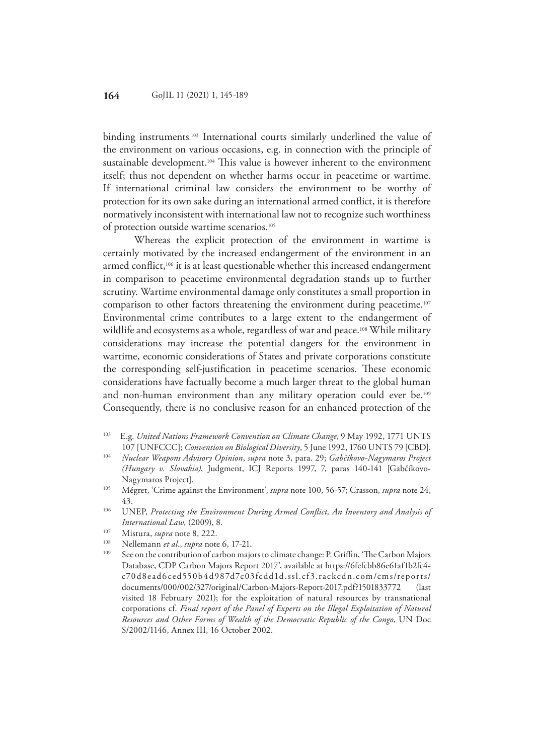binding instruments.[103] International courts similarly underlined the value of the environment on various occasions, e.g. in connection with the principle of sustainable development.[104] This value is however inherent to the environment itself; thus not dependent on whether harms occur in peacetime or wartime. If international criminal law considers the environment to be worthy of protection for its own sake during an international armed conflict, it is therefore normatively inconsistent with international law not to recognize such worthiness of protection outside wartime scenarios.[105]

Whereas the explicit protection of the environment in wartime is certainly motivated by the increased endangerment of the environment in an armed conflict,[106] it is at least questionable whether this increased endangerment in comparison to peacetime environmental degradation stands up to further scrutiny. Wartime environmental damage only constitutes a small proportion in comparison to other factors threatening the environment during peacetime.[107] Environmental crime contributes to a large extent to the endangerment of wildlife and ecosystems as a whole, regardless of war and peace.[108] While military considerations may increase the potential dangers for the environment in wartime, economic considerations of States and private corporations constitute the corresponding self-justification in peacetime scenarios. These economic considerations have factually become a much larger threat to the global human and non-human environment than any military operation could ever be.[109] Consequently, there is no conclusive reason for an enhanced protection of the

---

[103] E.g. *United Nations Framework Convention on Climate Change*, 9 May 1992, 1771 UNTS 107 [UNFCCC]; *Convention on Biological Diversity*, 5 June 1992, 1760 UNTS 79 [CBD].

[104] *Nuclear Weapons Advisory Opinion*, *supra* note 3, para. 29; *Gabčíkovo-Nagymaros Project (Hungary v. Slovakia)*, Judgment, ICJ Reports 1997, 7, paras 140-141 [Gabčíkovo-Nagymaros Project].

[105] Mégret, 'Crime against the Environment', *supra* note 100, 56-57; Crasson, *supra* note 24, 43.

[106] UNEP, *Protecting the Environment During Armed Conflict, An Inventory and Analysis of International Law*, (2009), 8.

[107] Mistura, *supra* note 8, 222.

[108] Nellemann *et al*., *supra* note 6, 17-21.

[109] See on the contribution of carbon majors to climate change: P. Griffin, 'The Carbon Majors Database, CDP Carbon Majors Report 2017', available at https://6fefcbb86e61af1b2fc4-c70d8ead6ced550b4d987d7c03fcdd1d.ssl.cf3.rackcdn.com/cms/reports/documents/000/002/327/original/Carbon-Majors-Report-2017.pdf?1501833772 (last visited 18 February 2021); for the exploitation of natural resources by transnational corporations cf. *Final report of the Panel of Experts on the Illegal Exploitation of Natural Resources and Other Forms of Wealth of the Democratic Republic of the Congo*, UN Doc S/2002/1146, Annex III, 16 October 2002.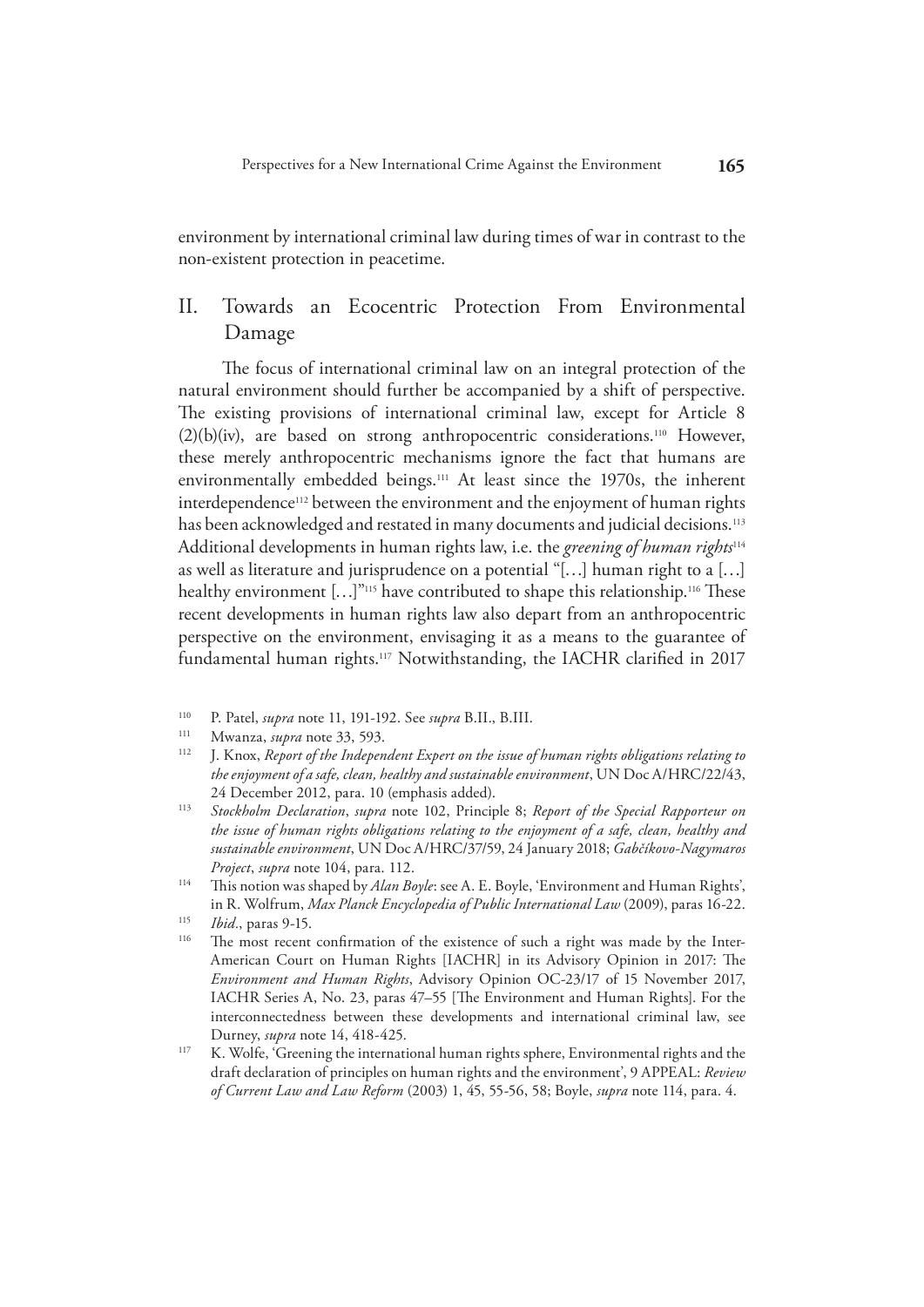environment by international criminal law during times of war in contrast to the non-existent protection in peacetime.

## II. Towards an Ecocentric Protection From Environmental Damage

The focus of international criminal law on an integral protection of the natural environment should further be accompanied by a shift of perspective. The existing provisions of international criminal law, except for Article 8 (2)(b)(iv), are based on strong anthropocentric considerations.[110] However, these merely anthropocentric mechanisms ignore the fact that humans are environmentally embedded beings.[111] At least since the 1970s, the inherent interdependence[112] between the environment and the enjoyment of human rights has been acknowledged and restated in many documents and judicial decisions.[113] Additional developments in human rights law, i.e. the *greening of human rights*[114] as well as literature and jurisprudence on a potential "[…] human right to a […] healthy environment […]"[115] have contributed to shape this relationship.[116] These recent developments in human rights law also depart from an anthropocentric perspective on the environment, envisaging it as a means to the guarantee of fundamental human rights.[117] Notwithstanding, the IACHR clarified in 2017

---

[110] P. Patel, *supra* note 11, 191-192. See *supra* B.II., B.III.

[111] Mwanza, *supra* note 33, 593.

[112] J. Knox, *Report of the Independent Expert on the issue of human rights obligations relating to the enjoyment of a safe, clean, healthy and sustainable environment*, UN Doc A/HRC/22/43, 24 December 2012, para. 10 (emphasis added).

[113] *Stockholm Declaration*, *supra* note 102, Principle 8; *Report of the Special Rapporteur on the issue of human rights obligations relating to the enjoyment of a safe, clean, healthy and sustainable environment*, UN Doc A/HRC/37/59, 24 January 2018; *Gabčíkovo-Nagymaros Project*, *supra* note 104, para. 112.

[114] This notion was shaped by *Alan Boyle*: see A. E. Boyle, 'Environment and Human Rights', in R. Wolfrum, *Max Planck Encyclopedia of Public International Law* (2009), paras 16-22.

[115] *Ibid*., paras 9-15.

[116] The most recent confirmation of the existence of such a right was made by the Inter-American Court on Human Rights [IACHR] in its Advisory Opinion in 2017: The *Environment and Human Rights*, Advisory Opinion OC-23/17 of 15 November 2017, IACHR Series A, No. 23, paras 47–55 [The Environment and Human Rights]. For the interconnectedness between these developments and international criminal law, see Durney, *supra* note 14, 418-425.

[117] K. Wolfe, 'Greening the international human rights sphere, Environmental rights and the draft declaration of principles on human rights and the environment', 9 APPEAL: *Review of Current Law and Law Reform* (2003) 1, 45, 55-56, 58; Boyle, *supra* note 114, para. 4.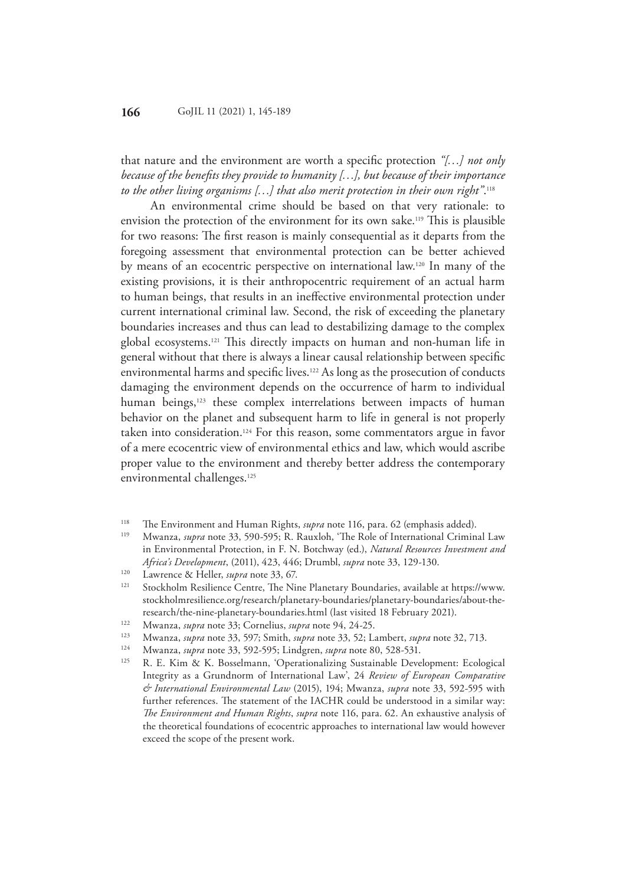that nature and the environment are worth a specific protection *"[…] not only because of the benefits they provide to humanity […], but because of their importance to the other living organisms […] that also merit protection in their own right"*.[118]

An environmental crime should be based on that very rationale: to envision the protection of the environment for its own sake.[119] This is plausible for two reasons: The first reason is mainly consequential as it departs from the foregoing assessment that environmental protection can be better achieved by means of an ecocentric perspective on international law.[120] In many of the existing provisions, it is their anthropocentric requirement of an actual harm to human beings, that results in an ineffective environmental protection under current international criminal law. Second, the risk of exceeding the planetary boundaries increases and thus can lead to destabilizing damage to the complex global ecosystems.[121] This directly impacts on human and non-human life in general without that there is always a linear causal relationship between specific environmental harms and specific lives.[122] As long as the prosecution of conducts damaging the environment depends on the occurrence of harm to individual human beings,[123] these complex interrelations between impacts of human behavior on the planet and subsequent harm to life in general is not properly taken into consideration.[124] For this reason, some commentators argue in favor of a mere ecocentric view of environmental ethics and law, which would ascribe proper value to the environment and thereby better address the contemporary environmental challenges.[125]

[118] The Environment and Human Rights, *supra* note 116, para. 62 (emphasis added).

[119] Mwanza, *supra* note 33, 590-595; R. Rauxloh, 'The Role of International Criminal Law in Environmental Protection, in F. N. Botchway (ed.), *Natural Resources Investment and Africa's Development*, (2011), 423, 446; Drumbl, *supra* note 33, 129-130.

[120] Lawrence & Heller, *supra* note 33, 67.

[121] Stockholm Resilience Centre, The Nine Planetary Boundaries, available at https://www.stockholmresilience.org/research/planetary-boundaries/planetary-boundaries/about-the-research/the-nine-planetary-boundaries.html (last visited 18 February 2021).

[122] Mwanza, *supra* note 33; Cornelius, *supra* note 94, 24-25.

[123] Mwanza, *supra* note 33, 597; Smith, *supra* note 33, 52; Lambert, *supra* note 32, 713.

[124] Mwanza, *supra* note 33, 592-595; Lindgren, *supra* note 80, 528-531.

[125] R. E. Kim & K. Bosselmann, 'Operationalizing Sustainable Development: Ecological Integrity as a Grundnorm of International Law', 24 *Review of European Comparative & International Environmental Law* (2015), 194; Mwanza, *supra* note 33, 592-595 with further references. The statement of the IACHR could be understood in a similar way: *The Environment and Human Rights*, *supra* note 116, para. 62. An exhaustive analysis of the theoretical foundations of ecocentric approaches to international law would however exceed the scope of the present work.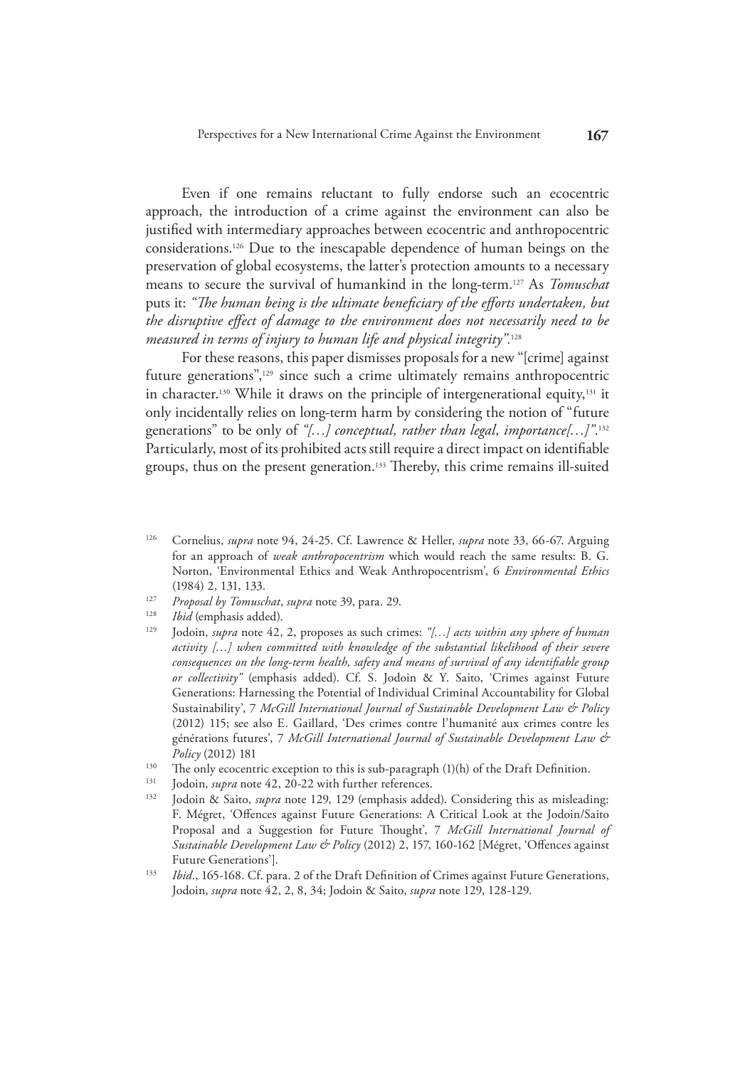Even if one remains reluctant to fully endorse such an ecocentric approach, the introduction of a crime against the environment can also be justified with intermediary approaches between ecocentric and anthropocentric considerations.[126] Due to the inescapable dependence of human beings on the preservation of global ecosystems, the latter's protection amounts to a necessary means to secure the survival of humankind in the long-term.[127] As *Tomuschat* puts it: *"The human being is the ultimate beneficiary of the efforts undertaken, but the disruptive effect of damage to the environment does not necessarily need to be measured in terms of injury to human life and physical integrity".*[128]

For these reasons, this paper dismisses proposals for a new "[crime] against future generations",[129] since such a crime ultimately remains anthropocentric in character.[130] While it draws on the principle of intergenerational equity,[131] it only incidentally relies on long-term harm by considering the notion of "future generations" to be only of *"[…] conceptual, rather than legal, importance[…]".*[132] Particularly, most of its prohibited acts still require a direct impact on identifiable groups, thus on the present generation.[133] Thereby, this crime remains ill-suited

---

[126] Cornelius, *supra* note 94, 24-25. Cf. Lawrence & Heller, *supra* note 33, 66-67. Arguing for an approach of *weak anthropocentrism* which would reach the same results: B. G. Norton, 'Environmental Ethics and Weak Anthropocentrism', 6 *Environmental Ethics* (1984) 2, 131, 133.

[127] *Proposal by Tomuschat*, *supra* note 39, para. 29.

[128] *Ibid* (emphasis added).

[129] Jodoin, *supra* note 42, 2, proposes as such crimes: *"[…] acts within any sphere of human activity […] when committed with knowledge of the substantial likelihood of their severe consequences on the long-term health, safety and means of survival of any identifiable group or collectivity"* (emphasis added). Cf. S. Jodoin & Y. Saito, 'Crimes against Future Generations: Harnessing the Potential of Individual Criminal Accountability for Global Sustainability', 7 *McGill International Journal of Sustainable Development Law & Policy* (2012) 115; see also E. Gaillard, 'Des crimes contre l'humanité aux crimes contre les générations futures', 7 *McGill International Journal of Sustainable Development Law & Policy* (2012) 181

[130] The only ecocentric exception to this is sub-paragraph (1)(h) of the Draft Definition.

[131] Jodoin, *supra* note 42, 20-22 with further references.

[132] Jodoin & Saito, *supra* note 129, 129 (emphasis added). Considering this as misleading: F. Mégret, 'Offences against Future Generations: A Critical Look at the Jodoin/Saito Proposal and a Suggestion for Future Thought', 7 *McGill International Journal of Sustainable Development Law & Policy* (2012) 2, 157, 160-162 [Mégret, 'Offences against Future Generations'].

[133] *Ibid*., 165-168. Cf. para. 2 of the Draft Definition of Crimes against Future Generations, Jodoin, *supra* note 42, 2, 8, 34; Jodoin & Saito, *supra* note 129, 128-129.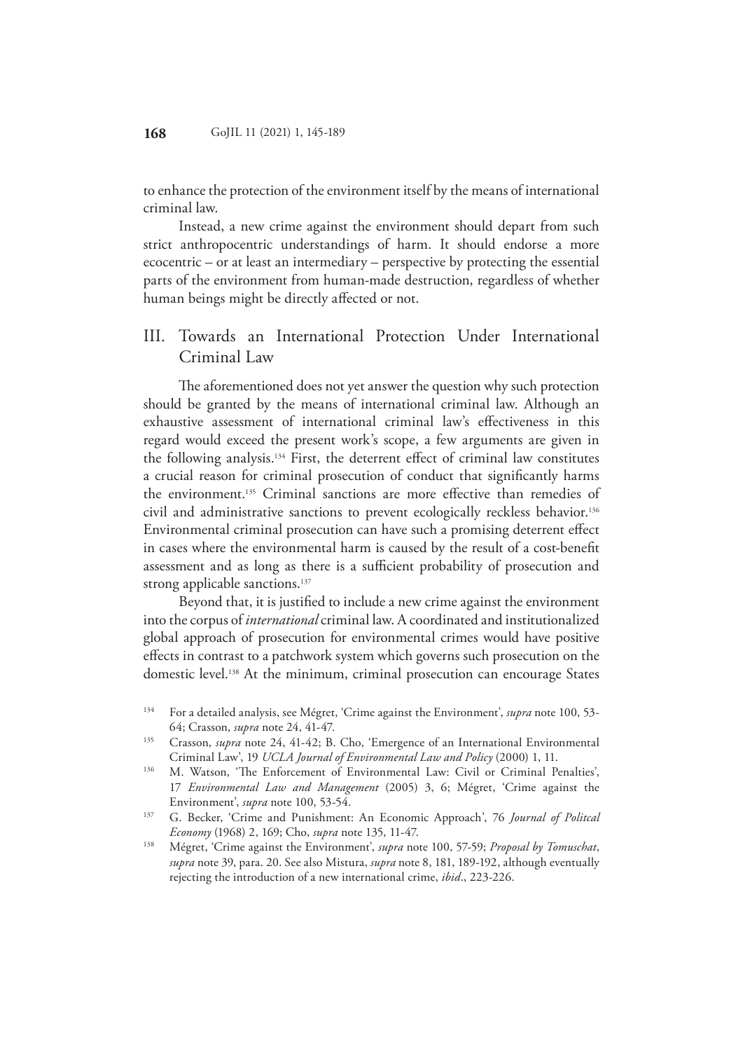to enhance the protection of the environment itself by the means of international criminal law.

Instead, a new crime against the environment should depart from such strict anthropocentric understandings of harm. It should endorse a more ecocentric – or at least an intermediary – perspective by protecting the essential parts of the environment from human-made destruction, regardless of whether human beings might be directly affected or not.

## III. Towards an International Protection Under International Criminal Law

The aforementioned does not yet answer the question why such protection should be granted by the means of international criminal law. Although an exhaustive assessment of international criminal law's effectiveness in this regard would exceed the present work's scope, a few arguments are given in the following analysis.[134] First, the deterrent effect of criminal law constitutes a crucial reason for criminal prosecution of conduct that significantly harms the environment.[135] Criminal sanctions are more effective than remedies of civil and administrative sanctions to prevent ecologically reckless behavior.[136] Environmental criminal prosecution can have such a promising deterrent effect in cases where the environmental harm is caused by the result of a cost-benefit assessment and as long as there is a sufficient probability of prosecution and strong applicable sanctions.[137]

Beyond that, it is justified to include a new crime against the environment into the corpus of *international* criminal law. A coordinated and institutionalized global approach of prosecution for environmental crimes would have positive effects in contrast to a patchwork system which governs such prosecution on the domestic level.[138] At the minimum, criminal prosecution can encourage States

---

[134] For a detailed analysis, see Mégret, 'Crime against the Environment', *supra* note 100, 53-64; Crasson, *supra* note 24, 41-47.

[135] Crasson, *supra* note 24, 41-42; B. Cho, 'Emergence of an International Environmental Criminal Law', 19 *UCLA Journal of Environmental Law and Policy* (2000) 1, 11.

[136] M. Watson, 'The Enforcement of Environmental Law: Civil or Criminal Penalties', 17 *Environmental Law and Management* (2005) 3, 6; Mégret, 'Crime against the Environment', *supra* note 100, 53-54.

[137] G. Becker, 'Crime and Punishment: An Economic Approach', 76 *Journal of Politcal Economy* (1968) 2, 169; Cho, *supra* note 135, 11-47.

[138] Mégret, 'Crime against the Environment', *supra* note 100, 57-59; *Proposal by Tomuschat*, *supra* note 39, para. 20. See also Mistura, *supra* note 8, 181, 189-192, although eventually rejecting the introduction of a new international crime, *ibid*., 223-226.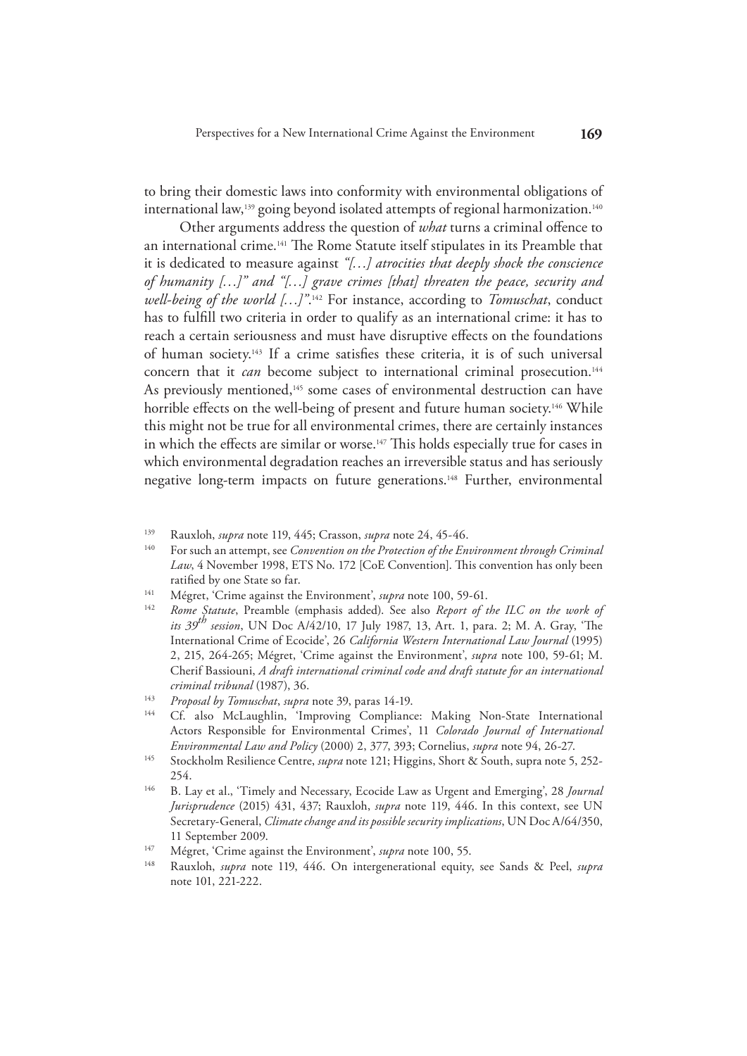to bring their domestic laws into conformity with environmental obligations of international law,[139] going beyond isolated attempts of regional harmonization.[140]

Other arguments address the question of *what* turns a criminal offence to an international crime.[141] The Rome Statute itself stipulates in its Preamble that it is dedicated to measure against *"[…] atrocities that deeply shock the conscience of humanity […]" and "[…] grave crimes [that] threaten the peace, security and well-being of the world […]"*.[142] For instance, according to *Tomuschat*, conduct has to fulfill two criteria in order to qualify as an international crime: it has to reach a certain seriousness and must have disruptive effects on the foundations of human society.[143] If a crime satisfies these criteria, it is of such universal concern that it *can* become subject to international criminal prosecution.[144] As previously mentioned,[145] some cases of environmental destruction can have horrible effects on the well-being of present and future human society.[146] While this might not be true for all environmental crimes, there are certainly instances in which the effects are similar or worse.[147] This holds especially true for cases in which environmental degradation reaches an irreversible status and has seriously negative long-term impacts on future generations.[148] Further, environmental

[139] Rauxloh, *supra* note 119, 445; Crasson, *supra* note 24, 45-46.

[140] For such an attempt, see *Convention on the Protection of the Environment through Criminal Law*, 4 November 1998, ETS No. 172 [CoE Convention]. This convention has only been ratified by one State so far.

[141] Mégret, 'Crime against the Environment', *supra* note 100, 59-61.

[142] *Rome Statute*, Preamble (emphasis added). See also *Report of the ILC on the work of its 39th session*, UN Doc A/42/10, 17 July 1987, 13, Art. 1, para. 2; M. A. Gray, 'The International Crime of Ecocide', 26 *California Western International Law Journal* (1995) 2, 215, 264-265; Mégret, 'Crime against the Environment', *supra* note 100, 59-61; M. Cherif Bassiouni, *A draft international criminal code and draft statute for an international criminal tribunal* (1987), 36.

[143] *Proposal by Tomuschat*, *supra* note 39, paras 14-19.

[144] Cf. also McLaughlin, 'Improving Compliance: Making Non-State International Actors Responsible for Environmental Crimes', 11 *Colorado Journal of International Environmental Law and Policy* (2000) 2, 377, 393; Cornelius, *supra* note 94, 26-27.

[145] Stockholm Resilience Centre, *supra* note 121; Higgins, Short & South, supra note 5, 252-254.

[146] B. Lay et al., 'Timely and Necessary, Ecocide Law as Urgent and Emerging', 28 *Journal Jurisprudence* (2015) 431, 437; Rauxloh, *supra* note 119, 446. In this context, see UN Secretary-General, *Climate change and its possible security implications*, UN Doc A/64/350, 11 September 2009.

[147] Mégret, 'Crime against the Environment', *supra* note 100, 55.

[148] Rauxloh, *supra* note 119, 446. On intergenerational equity, see Sands & Peel, *supra* note 101, 221-222.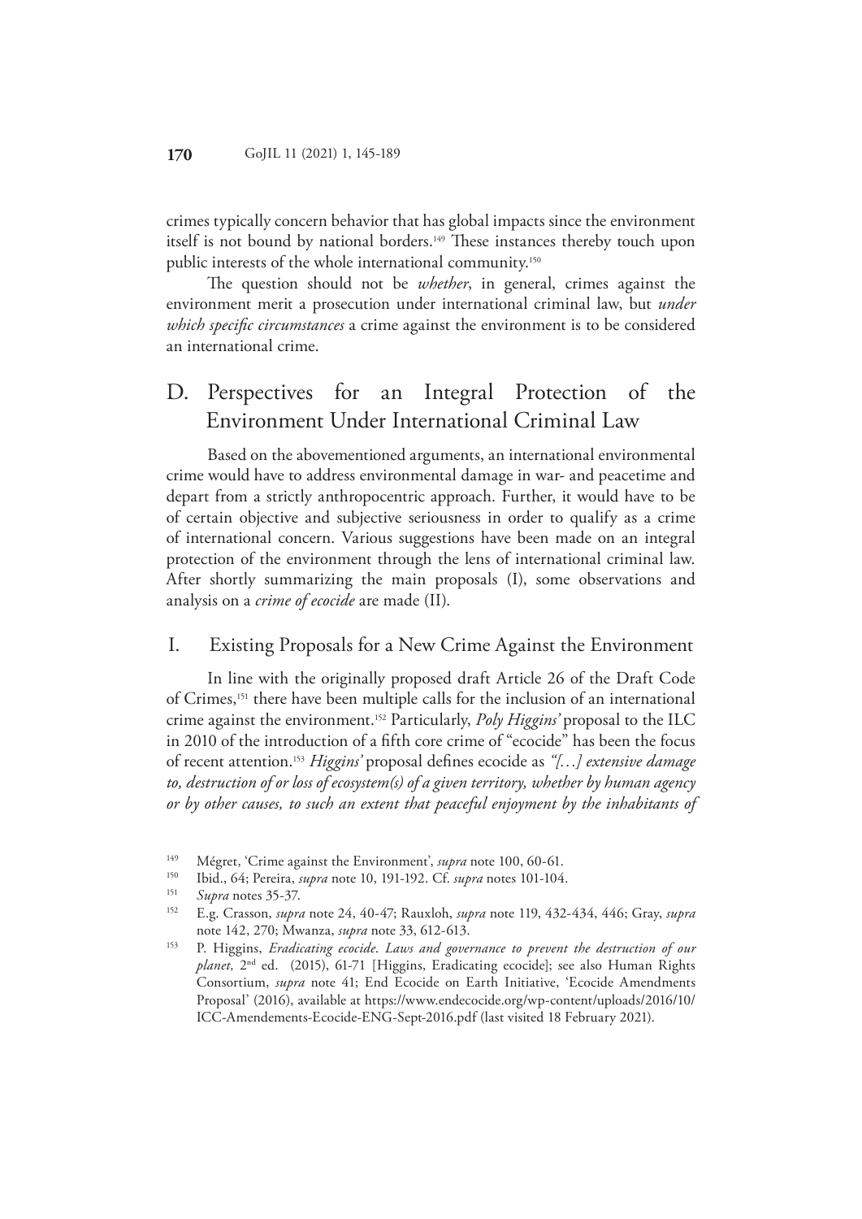crimes typically concern behavior that has global impacts since the environment itself is not bound by national borders.[149] These instances thereby touch upon public interests of the whole international community.[150]

The question should not be *whether*, in general, crimes against the environment merit a prosecution under international criminal law, but *under which specific circumstances* a crime against the environment is to be considered an international crime.

## D. Perspectives for an Integral Protection of the Environment Under International Criminal Law

Based on the abovementioned arguments, an international environmental crime would have to address environmental damage in war- and peacetime and depart from a strictly anthropocentric approach. Further, it would have to be of certain objective and subjective seriousness in order to qualify as a crime of international concern. Various suggestions have been made on an integral protection of the environment through the lens of international criminal law. After shortly summarizing the main proposals (I), some observations and analysis on a *crime of ecocide* are made (II).

### I. Existing Proposals for a New Crime Against the Environment

In line with the originally proposed draft Article 26 of the Draft Code of Crimes,[151] there have been multiple calls for the inclusion of an international crime against the environment.[152] Particularly, *Poly Higgins'* proposal to the ILC in 2010 of the introduction of a fifth core crime of "ecocide" has been the focus of recent attention.[153] *Higgins'* proposal defines ecocide as *"[…] extensive damage to, destruction of or loss of ecosystem(s) of a given territory, whether by human agency or by other causes, to such an extent that peaceful enjoyment by the inhabitants of*

---

[149] Mégret, 'Crime against the Environment', *supra* note 100, 60-61.

[150] Ibid., 64; Pereira, *supra* note 10, 191-192. Cf. *supra* notes 101-104.

[151] *Supra* notes 35-37.

[152] E.g. Crasson, *supra* note 24, 40-47; Rauxloh, *supra* note 119, 432-434, 446; Gray, *supra* note 142, 270; Mwanza, *supra* note 33, 612-613.

[153] P. Higgins, *Eradicating ecocide. Laws and governance to prevent the destruction of our planet*, 2nd ed. (2015), 61-71 [Higgins, Eradicating ecocide]; see also Human Rights Consortium, *supra* note 41; End Ecocide on Earth Initiative, 'Ecocide Amendments Proposal' (2016), available at https://www.endecocide.org/wp-content/uploads/2016/10/ICC-Amendements-Ecocide-ENG-Sept-2016.pdf (last visited 18 February 2021).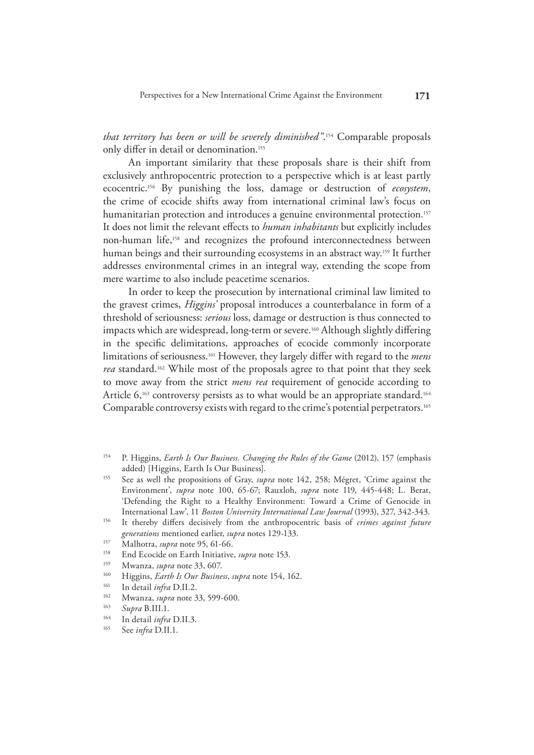*that territory has been or will be severely diminished"*.[154] Comparable proposals only differ in detail or denomination.[155]

An important similarity that these proposals share is their shift from exclusively anthropocentric protection to a perspective which is at least partly ecocentric.[156] By punishing the loss, damage or destruction of *ecosystem*, the crime of ecocide shifts away from international criminal law's focus on humanitarian protection and introduces a genuine environmental protection.[157] It does not limit the relevant effects to *human inhabitants* but explicitly includes non-human life,[158] and recognizes the profound interconnectedness between human beings and their surrounding ecosystems in an abstract way.[159] It further addresses environmental crimes in an integral way, extending the scope from mere wartime to also include peacetime scenarios.

In order to keep the prosecution by international criminal law limited to the gravest crimes, *Higgins'* proposal introduces a counterbalance in form of a threshold of seriousness: *serious* loss, damage or destruction is thus connected to impacts which are widespread, long-term or severe.[160] Although slightly differing in the specific delimitations, approaches of ecocide commonly incorporate limitations of seriousness.[161] However, they largely differ with regard to the *mens rea* standard.[162] While most of the proposals agree to that point that they seek to move away from the strict *mens rea* requirement of genocide according to Article 6,[163] controversy persists as to what would be an appropriate standard.[164] Comparable controversy exists with regard to the crime's potential perpetrators.[165]

---

[154] P. Higgins, *Earth Is Our Business. Changing the Rules of the Game* (2012), 157 (emphasis added) [Higgins, Earth Is Our Business].

[155] See as well the propositions of Gray, *supra* note 142, 258; Mégret, 'Crime against the Environment', *supra* note 100, 65-67; Rauxloh, *supra* note 119, 445-448; L. Berat, 'Defending the Right to a Healthy Environment: Toward a Crime of Genocide in International Law', 11 *Boston University International Law Journal* (1993), 327, 342-343.

[156] It thereby differs decisively from the anthropocentric basis of *crimes against future generations* mentioned earlier, *supra* notes 129-133.

[157] Malhotra, *supra* note 95, 61-66.

[158] End Ecocide on Earth Initiative, *supra* note 153.

[159] Mwanza, *supra* note 33, 607.

[160] Higgins, *Earth Is Our Business*, *supra* note 154, 162.

[161] In detail *infra* D.II.2.

[162] Mwanza, *supra* note 33, 599-600.

[163] *Supra* B.III.1.

[164] In detail *infra* D.II.3.

[165] See *infra* D.II.1.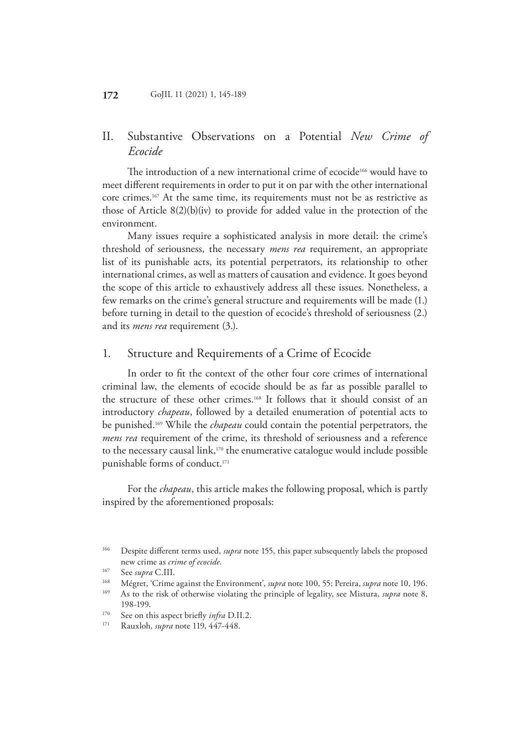## II. Substantive Observations on a Potential *New Crime of Ecocide*

The introduction of a new international crime of ecocide[166] would have to meet different requirements in order to put it on par with the other international core crimes.[167] At the same time, its requirements must not be as restrictive as those of Article 8(2)(b)(iv) to provide for added value in the protection of the environment.

Many issues require a sophisticated analysis in more detail: the crime's threshold of seriousness, the necessary *mens rea* requirement, an appropriate list of its punishable acts, its potential perpetrators, its relationship to other international crimes, as well as matters of causation and evidence. It goes beyond the scope of this article to exhaustively address all these issues. Nonetheless, a few remarks on the crime's general structure and requirements will be made (1.) before turning in detail to the question of ecocide's threshold of seriousness (2.) and its *mens rea* requirement (3.).

### 1. Structure and Requirements of a Crime of Ecocide

In order to fit the context of the other four core crimes of international criminal law, the elements of ecocide should be as far as possible parallel to the structure of these other crimes.[168] It follows that it should consist of an introductory *chapeau*, followed by a detailed enumeration of potential acts to be punished.[169] While the *chapeau* could contain the potential perpetrators, the *mens rea* requirement of the crime, its threshold of seriousness and a reference to the necessary causal link,[170] the enumerative catalogue would include possible punishable forms of conduct.[171]

For the *chapeau*, this article makes the following proposal, which is partly inspired by the aforementioned proposals:

---

[166] Despite different terms used, *supra* note 155, this paper subsequently labels the proposed new crime as *crime of ecocide*.

[167] See *supra* C.III.

[168] Mégret, 'Crime against the Environment', *supra* note 100, 55; Pereira, *supra* note 10, 196.

[169] As to the risk of otherwise violating the principle of legality, see Mistura, *supra* note 8, 198-199.

[170] See on this aspect briefly *infra* D.II.2.

[171] Rauxloh, *supra* note 119, 447-448.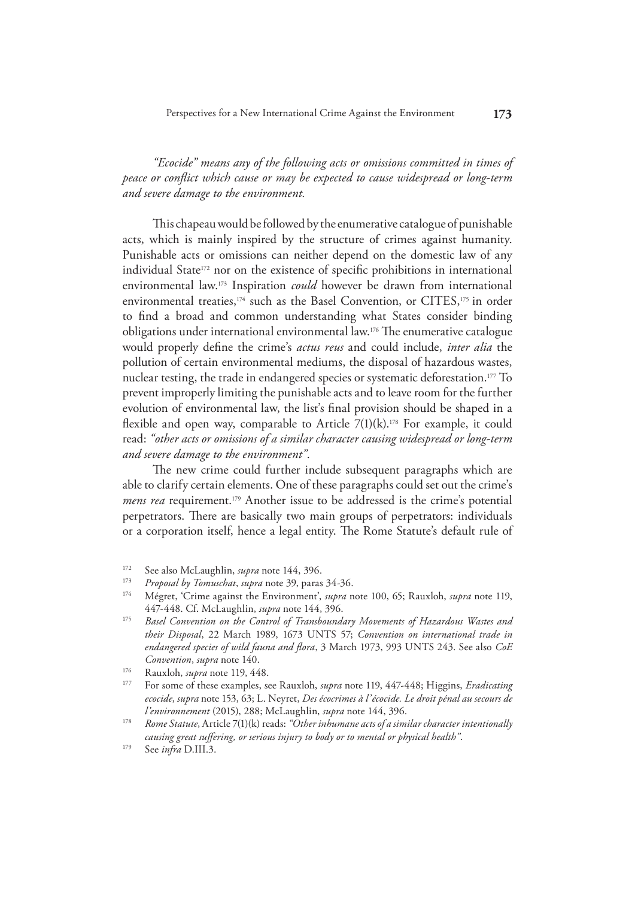*"Ecocide" means any of the following acts or omissions committed in times of peace or conflict which cause or may be expected to cause widespread or long-term and severe damage to the environment.*

This chapeau would be followed by the enumerative catalogue of punishable acts, which is mainly inspired by the structure of crimes against humanity. Punishable acts or omissions can neither depend on the domestic law of any individual State[172] nor on the existence of specific prohibitions in international environmental law.[173] Inspiration *could* however be drawn from international environmental treaties,[174] such as the Basel Convention, or CITES,[175] in order to find a broad and common understanding what States consider binding obligations under international environmental law.[176] The enumerative catalogue would properly define the crime's *actus reus* and could include, *inter alia* the pollution of certain environmental mediums, the disposal of hazardous wastes, nuclear testing, the trade in endangered species or systematic deforestation.[177] To prevent improperly limiting the punishable acts and to leave room for the further evolution of environmental law, the list's final provision should be shaped in a flexible and open way, comparable to Article 7(1)(k).[178] For example, it could read: *"other acts or omissions of a similar character causing widespread or long-term and severe damage to the environment"*.

The new crime could further include subsequent paragraphs which are able to clarify certain elements. One of these paragraphs could set out the crime's *mens rea* requirement.[179] Another issue to be addressed is the crime's potential perpetrators. There are basically two main groups of perpetrators: individuals or a corporation itself, hence a legal entity. The Rome Statute's default rule of

[172] See also McLaughlin, *supra* note 144, 396.

[173] *Proposal by Tomuschat*, *supra* note 39, paras 34-36.

[174] Mégret, 'Crime against the Environment', *supra* note 100, 65; Rauxloh, *supra* note 119, 447-448. Cf. McLaughlin, *supra* note 144, 396.

[175] *Basel Convention on the Control of Transboundary Movements of Hazardous Wastes and their Disposal*, 22 March 1989, 1673 UNTS 57; *Convention on international trade in endangered species of wild fauna and flora*, 3 March 1973, 993 UNTS 243. See also *CoE Convention*, *supra* note 140.

[176] Rauxloh, *supra* note 119, 448.

[177] For some of these examples, see Rauxloh, *supra* note 119, 447-448; Higgins, *Eradicating ecocide*, *supra* note 153, 63; L. Neyret, *Des écocrimes à l'écocide. Le droit pénal au secours de l'environnement* (2015), 288; McLaughlin, *supra* note 144, 396.

[178] *Rome Statute*, Article 7(1)(k) reads: *"Other inhumane acts of a similar character intentionally causing great suffering, or serious injury to body or to mental or physical health"*.

[179] See *infra* D.III.3.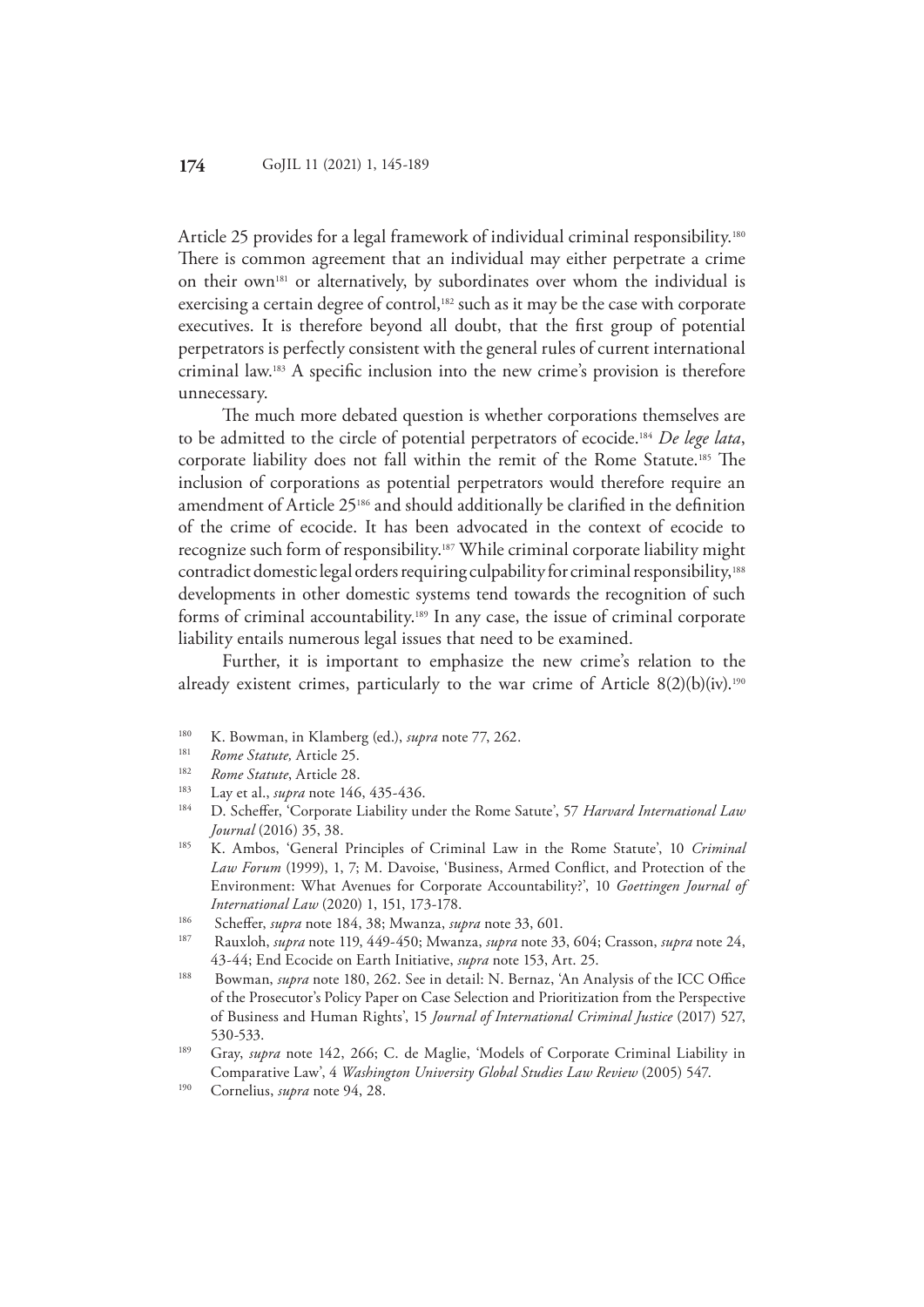Article 25 provides for a legal framework of individual criminal responsibility.[180] There is common agreement that an individual may either perpetrate a crime on their own[181] or alternatively, by subordinates over whom the individual is exercising a certain degree of control,[182] such as it may be the case with corporate executives. It is therefore beyond all doubt, that the first group of potential perpetrators is perfectly consistent with the general rules of current international criminal law.[183] A specific inclusion into the new crime's provision is therefore unnecessary.

The much more debated question is whether corporations themselves are to be admitted to the circle of potential perpetrators of ecocide.[184] *De lege lata*, corporate liability does not fall within the remit of the Rome Statute.[185] The inclusion of corporations as potential perpetrators would therefore require an amendment of Article 25[186] and should additionally be clarified in the definition of the crime of ecocide. It has been advocated in the context of ecocide to recognize such form of responsibility.[187] While criminal corporate liability might contradict domestic legal orders requiring culpability for criminal responsibility,[188] developments in other domestic systems tend towards the recognition of such forms of criminal accountability.[189] In any case, the issue of criminal corporate liability entails numerous legal issues that need to be examined.

Further, it is important to emphasize the new crime's relation to the already existent crimes, particularly to the war crime of Article 8(2)(b)(iv).[190]

[180] K. Bowman, in Klamberg (ed.), *supra* note 77, 262.

[181] *Rome Statute,* Article 25.

[182] *Rome Statute*, Article 28.

[183] Lay et al., *supra* note 146, 435-436.

[184] D. Scheffer, 'Corporate Liability under the Rome Satute', 57 *Harvard International Law Journal* (2016) 35, 38.

[185] K. Ambos, 'General Principles of Criminal Law in the Rome Statute', 10 *Criminal Law Forum* (1999), 1, 7; M. Davoise, 'Business, Armed Conflict, and Protection of the Environment: What Avenues for Corporate Accountability?', 10 *Goettingen Journal of International Law* (2020) 1, 151, 173-178.

[186] Scheffer, *supra* note 184, 38; Mwanza, *supra* note 33, 601.

[187] Rauxloh, *supra* note 119, 449-450; Mwanza, *supra* note 33, 604; Crasson, *supra* note 24, 43-44; End Ecocide on Earth Initiative, *supra* note 153, Art. 25.

[188] Bowman, *supra* note 180, 262. See in detail: N. Bernaz, 'An Analysis of the ICC Office of the Prosecutor's Policy Paper on Case Selection and Prioritization from the Perspective of Business and Human Rights', 15 *Journal of International Criminal Justice* (2017) 527, 530-533.

[189] Gray, *supra* note 142, 266; C. de Maglie, 'Models of Corporate Criminal Liability in Comparative Law', 4 *Washington University Global Studies Law Review* (2005) 547.

[190] Cornelius, *supra* note 94, 28.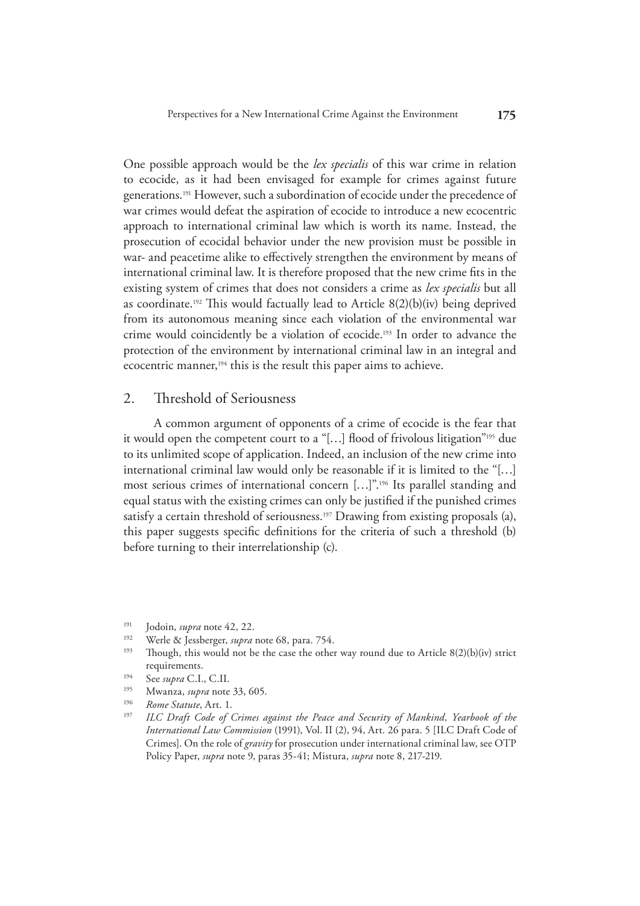One possible approach would be the *lex specialis* of this war crime in relation to ecocide, as it had been envisaged for example for crimes against future generations.[191] However, such a subordination of ecocide under the precedence of war crimes would defeat the aspiration of ecocide to introduce a new ecocentric approach to international criminal law which is worth its name. Instead, the prosecution of ecocidal behavior under the new provision must be possible in war- and peacetime alike to effectively strengthen the environment by means of international criminal law. It is therefore proposed that the new crime fits in the existing system of crimes that does not considers a crime as *lex specialis* but all as coordinate.[192] This would factually lead to Article 8(2)(b)(iv) being deprived from its autonomous meaning since each violation of the environmental war crime would coincidently be a violation of ecocide.[193] In order to advance the protection of the environment by international criminal law in an integral and ecocentric manner,[194] this is the result this paper aims to achieve.

## 2. Threshold of Seriousness

A common argument of opponents of a crime of ecocide is the fear that it would open the competent court to a "[…] flood of frivolous litigation"[195] due to its unlimited scope of application. Indeed, an inclusion of the new crime into international criminal law would only be reasonable if it is limited to the "[…] most serious crimes of international concern […]".[196] Its parallel standing and equal status with the existing crimes can only be justified if the punished crimes satisfy a certain threshold of seriousness.[197] Drawing from existing proposals (a), this paper suggests specific definitions for the criteria of such a threshold (b) before turning to their interrelationship (c).

---

[191] Jodoin, *supra* note 42, 22.

[192] Werle & Jessberger, *supra* note 68, para. 754.

[193] Though, this would not be the case the other way round due to Article 8(2)(b)(iv) strict requirements.

[194] See *supra* C.I., C.II.

[195] Mwanza, *supra* note 33, 605.

[196] *Rome Statute*, Art. 1.

[197] *ILC Draft Code of Crimes against the Peace and Security of Mankind, Yearbook of the International Law Commission* (1991), Vol. II (2), 94, Art. 26 para. 5 [ILC Draft Code of Crimes]. On the role of *gravity* for prosecution under international criminal law, see OTP Policy Paper, *supra* note 9, paras 35-41; Mistura, *supra* note 8, 217-219.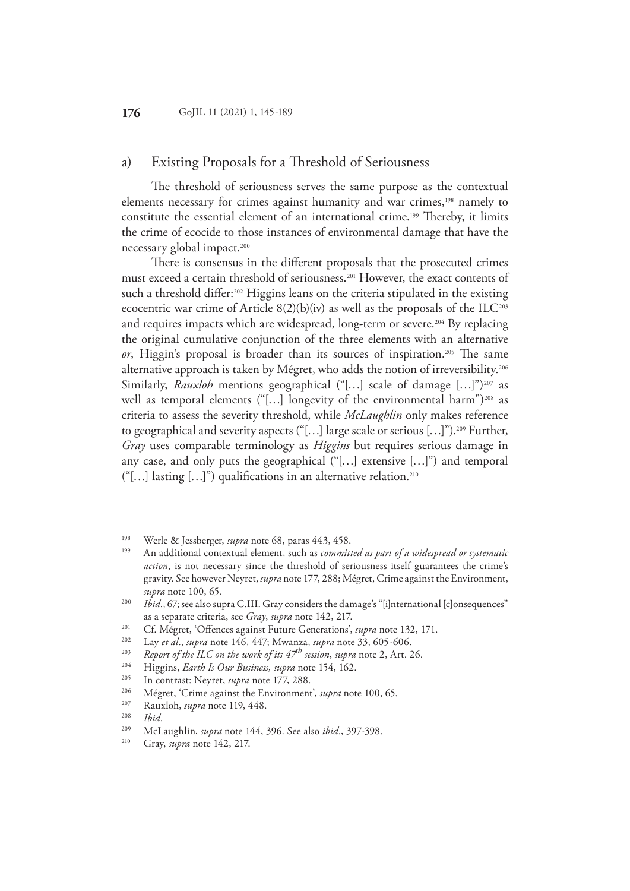### a) Existing Proposals for a Threshold of Seriousness

The threshold of seriousness serves the same purpose as the contextual elements necessary for crimes against humanity and war crimes,[198] namely to constitute the essential element of an international crime.[199] Thereby, it limits the crime of ecocide to those instances of environmental damage that have the necessary global impact.[200]

There is consensus in the different proposals that the prosecuted crimes must exceed a certain threshold of seriousness.[201] However, the exact contents of such a threshold differ:[202] Higgins leans on the criteria stipulated in the existing ecocentric war crime of Article 8(2)(b)(iv) as well as the proposals of the ILC[203] and requires impacts which are widespread, long-term or severe.[204] By replacing the original cumulative conjunction of the three elements with an alternative *or*, Higgin's proposal is broader than its sources of inspiration.[205] The same alternative approach is taken by Mégret, who adds the notion of irreversibility.[206] Similarly, *Rauxloh* mentions geographical ("[…] scale of damage […]")[207] as well as temporal elements ("[…] longevity of the environmental harm")[208] as criteria to assess the severity threshold, while *McLaughlin* only makes reference to geographical and severity aspects ("[…] large scale or serious […]").[209] Further, *Gray* uses comparable terminology as *Higgins* but requires serious damage in any case, and only puts the geographical ("[…] extensive […]") and temporal ("[…] lasting […]") qualifications in an alternative relation.[210]

---

[198] Werle & Jessberger, *supra* note 68, paras 443, 458.

[199] An additional contextual element, such as *committed as part of a widespread or systematic action*, is not necessary since the threshold of seriousness itself guarantees the crime's gravity. See however Neyret, *supra* note 177, 288; Mégret, Crime against the Environment, *supra* note 100, 65.

[200] *Ibid*., 67; see also supra C.III. Gray considers the damage's "[i]nternational [c]onsequences" as a separate criteria, see *Gray*, *supra* note 142, 217.

[201] Cf. Mégret, 'Offences against Future Generations', *supra* note 132, 171.

[202] Lay *et al*., *supra* note 146, 447; Mwanza, *supra* note 33, 605-606.

[203] *Report of the ILC on the work of its 47th session*, *supra* note 2, Art. 26.

[204] Higgins, *Earth Is Our Business, supra* note 154, 162.

[205] In contrast: Neyret, *supra* note 177, 288.

[206] Mégret, 'Crime against the Environment', *supra* note 100, 65.

[207] Rauxloh, *supra* note 119, 448.

[208] *Ibid*.

[209] McLaughlin, *supra* note 144, 396. See also *ibid*., 397-398.

[210] Gray, *supra* note 142, 217.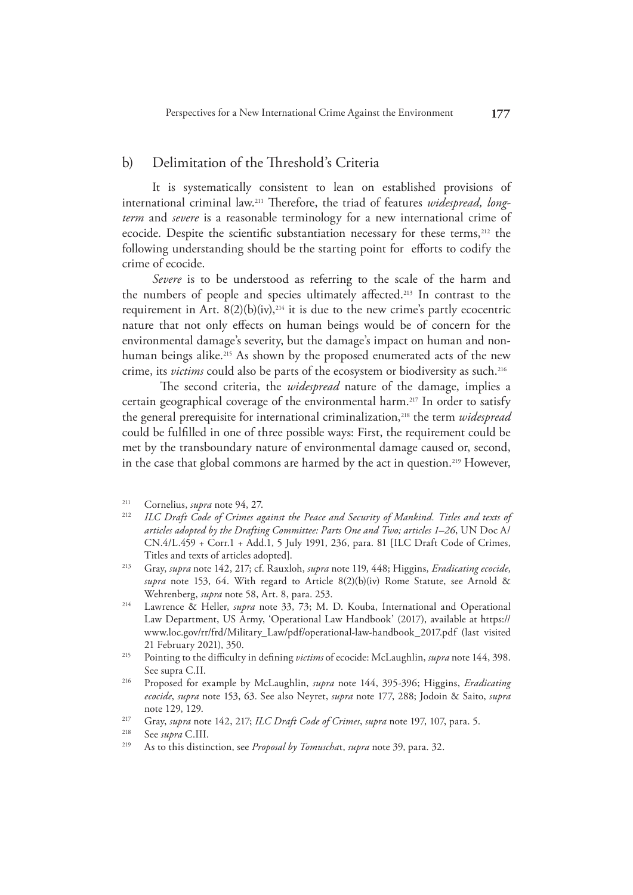### b) Delimitation of the Threshold's Criteria

It is systematically consistent to lean on established provisions of international criminal law.[211] Therefore, the triad of features *widespread, long-term* and *severe* is a reasonable terminology for a new international crime of ecocide. Despite the scientific substantiation necessary for these terms,[212] the following understanding should be the starting point for efforts to codify the crime of ecocide.

*Severe* is to be understood as referring to the scale of the harm and the numbers of people and species ultimately affected.[213] In contrast to the requirement in Art. 8(2)(b)(iv),[214] it is due to the new crime's partly ecocentric nature that not only effects on human beings would be of concern for the environmental damage's severity, but the damage's impact on human and non-human beings alike.[215] As shown by the proposed enumerated acts of the new crime, its *victims* could also be parts of the ecosystem or biodiversity as such.[216]

The second criteria, the *widespread* nature of the damage, implies a certain geographical coverage of the environmental harm.[217] In order to satisfy the general prerequisite for international criminalization,[218] the term *widespread* could be fulfilled in one of three possible ways: First, the requirement could be met by the transboundary nature of environmental damage caused or, second, in the case that global commons are harmed by the act in question.[219] However,

---

211 Cornelius, *supra* note 94, 27.

212 *ILC Draft Code of Crimes against the Peace and Security of Mankind. Titles and texts of articles adopted by the Drafting Committee: Parts One and Two; articles 1–26*, UN Doc A/CN.4/L.459 + Corr.1 + Add.1, 5 July 1991, 236, para. 81 [ILC Draft Code of Crimes, Titles and texts of articles adopted].

213 Gray, *supra* note 142, 217; cf. Rauxloh, *supra* note 119, 448; Higgins, *Eradicating ecocide*, *supra* note 153, 64. With regard to Article 8(2)(b)(iv) Rome Statute, see Arnold & Wehrenberg, *supra* note 58, Art. 8, para. 253.

214 Lawrence & Heller, *supra* note 33, 73; M. D. Kouba, International and Operational Law Department, US Army, 'Operational Law Handbook' (2017), available at https://www.loc.gov/rr/frd/Military_Law/pdf/operational-law-handbook_2017.pdf (last visited 21 February 2021), 350.

215 Pointing to the difficulty in defining *victims* of ecocide: McLaughlin, *supra* note 144, 398. See supra C.II.

216 Proposed for example by McLaughlin, *supra* note 144, 395-396; Higgins, *Eradicating ecocide*, *supra* note 153, 63. See also Neyret, *supra* note 177, 288; Jodoin & Saito, *supra* note 129, 129.

217 Gray, *supra* note 142, 217; *ILC Draft Code of Crimes*, *supra* note 197, 107, para. 5.

218 See *supra* C.III.

219 As to this distinction, see *Proposal by Tomuschat*, *supra* note 39, para. 32.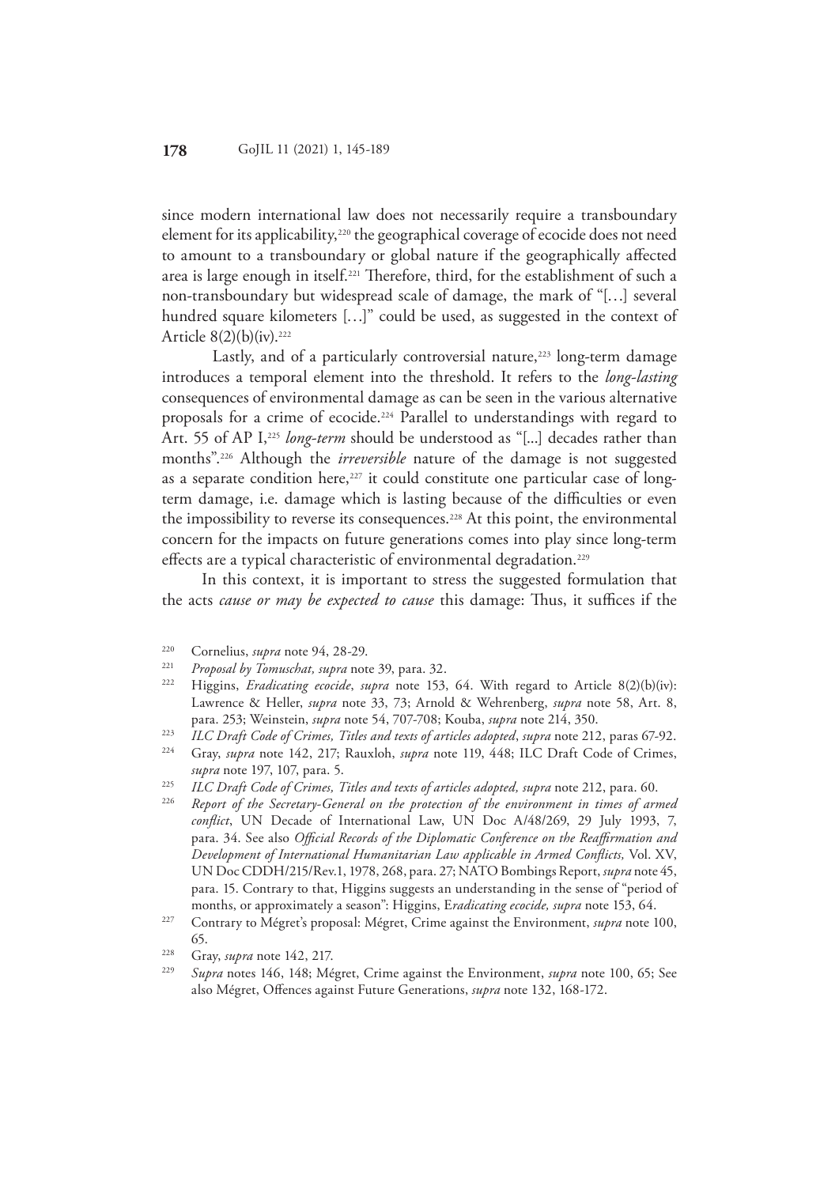since modern international law does not necessarily require a transboundary element for its applicability,[220] the geographical coverage of ecocide does not need to amount to a transboundary or global nature if the geographically affected area is large enough in itself.[221] Therefore, third, for the establishment of such a non-transboundary but widespread scale of damage, the mark of "[…] several hundred square kilometers […]" could be used, as suggested in the context of Article 8(2)(b)(iv).[222]

Lastly, and of a particularly controversial nature,[223] long-term damage introduces a temporal element into the threshold. It refers to the *long-lasting* consequences of environmental damage as can be seen in the various alternative proposals for a crime of ecocide.[224] Parallel to understandings with regard to Art. 55 of AP I,[225] *long-term* should be understood as "[...] decades rather than months".[226] Although the *irreversible* nature of the damage is not suggested as a separate condition here,[227] it could constitute one particular case of long-term damage, i.e. damage which is lasting because of the difficulties or even the impossibility to reverse its consequences.[228] At this point, the environmental concern for the impacts on future generations comes into play since long-term effects are a typical characteristic of environmental degradation.[229]

In this context, it is important to stress the suggested formulation that the acts *cause or may be expected to cause* this damage: Thus, it suffices if the

---

[220] Cornelius, *supra* note 94, 28-29.

[221] *Proposal by Tomuschat, supra* note 39, para. 32.

[222] Higgins, *Eradicating ecocide*, *supra* note 153, 64. With regard to Article 8(2)(b)(iv): Lawrence & Heller, *supra* note 33, 73; Arnold & Wehrenberg, *supra* note 58, Art. 8, para. 253; Weinstein, *supra* note 54, 707-708; Kouba, *supra* note 214, 350.

[223] *ILC Draft Code of Crimes, Titles and texts of articles adopted*, *supra* note 212, paras 67-92.

[224] Gray, *supra* note 142, 217; Rauxloh, *supra* note 119, 448; ILC Draft Code of Crimes, *supra* note 197, 107, para. 5.

[225] *ILC Draft Code of Crimes, Titles and texts of articles adopted, supra* note 212, para. 60.

[226] *Report of the Secretary-General on the protection of the environment in times of armed conflict*, UN Decade of International Law, UN Doc A/48/269, 29 July 1993, 7, para. 34. See also *Official Records of the Diplomatic Conference on the Reaffirmation and Development of International Humanitarian Law applicable in Armed Conflicts,* Vol. XV, UN Doc CDDH/215/Rev.1, 1978, 268, para. 27; NATO Bombings Report, *supra* note 45, para. 15. Contrary to that, Higgins suggests an understanding in the sense of "period of months, or approximately a season": Higgins, E*radicating ecocide, supra* note 153, 64.

[227] Contrary to Mégret's proposal: Mégret, Crime against the Environment, *supra* note 100, 65.

[228] Gray, *supra* note 142, 217.

[229] *Supra* notes 146, 148; Mégret, Crime against the Environment, *supra* note 100, 65; See also Mégret, Offences against Future Generations, *supra* note 132, 168-172.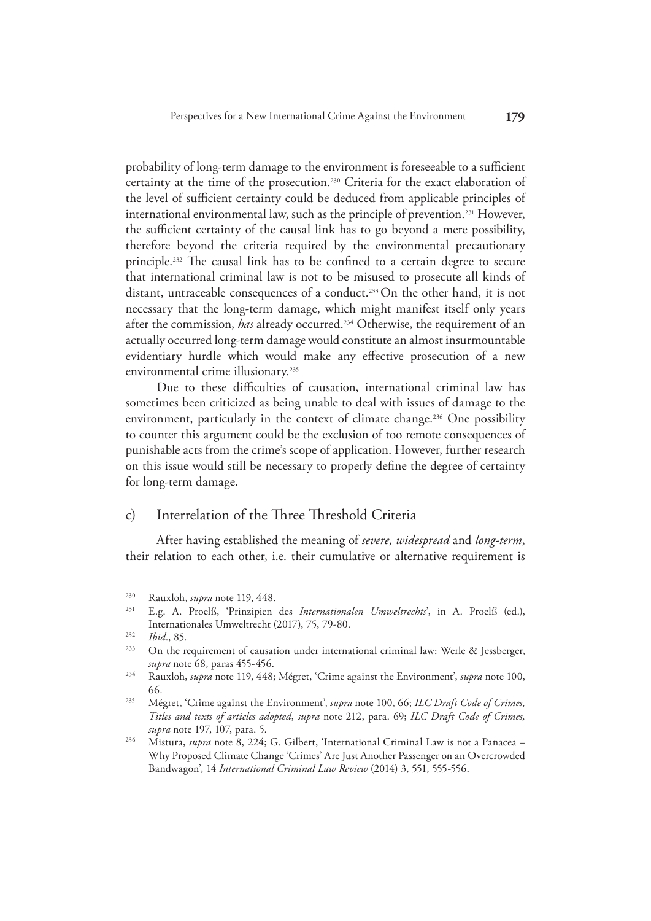probability of long-term damage to the environment is foreseeable to a sufficient certainty at the time of the prosecution.[230] Criteria for the exact elaboration of the level of sufficient certainty could be deduced from applicable principles of international environmental law, such as the principle of prevention.[231] However, the sufficient certainty of the causal link has to go beyond a mere possibility, therefore beyond the criteria required by the environmental precautionary principle.[232] The causal link has to be confined to a certain degree to secure that international criminal law is not to be misused to prosecute all kinds of distant, untraceable consequences of a conduct.[233] On the other hand, it is not necessary that the long-term damage, which might manifest itself only years after the commission, *has* already occurred.[234] Otherwise, the requirement of an actually occurred long-term damage would constitute an almost insurmountable evidentiary hurdle which would make any effective prosecution of a new environmental crime illusionary.[235]

Due to these difficulties of causation, international criminal law has sometimes been criticized as being unable to deal with issues of damage to the environment, particularly in the context of climate change.[236] One possibility to counter this argument could be the exclusion of too remote consequences of punishable acts from the crime's scope of application. However, further research on this issue would still be necessary to properly define the degree of certainty for long-term damage.

### c) Interrelation of the Three Threshold Criteria

After having established the meaning of *severe, widespread* and *long-term*, their relation to each other, i.e. their cumulative or alternative requirement is

---

[230] Rauxloh, *supra* note 119, 448.

[231] E.g. A. Proelß, 'Prinzipien des *Internationalen Umweltrechts*', in A. Proelß (ed.), Internationales Umweltrecht (2017), 75, 79-80.

[232] *Ibid*., 85.

[233] On the requirement of causation under international criminal law: Werle & Jessberger, *supra* note 68, paras 455-456.

[234] Rauxloh, *supra* note 119, 448; Mégret, 'Crime against the Environment', *supra* note 100, 66.

[235] Mégret, 'Crime against the Environment', *supra* note 100, 66; *ILC Draft Code of Crimes, Titles and texts of articles adopted*, *supra* note 212, para. 69; *ILC Draft Code of Crimes, supra* note 197, 107, para. 5.

[236] Mistura, *supra* note 8, 224; G. Gilbert, 'International Criminal Law is not a Panacea – Why Proposed Climate Change 'Crimes' Are Just Another Passenger on an Overcrowded Bandwagon', 14 *International Criminal Law Review* (2014) 3, 551, 555-556.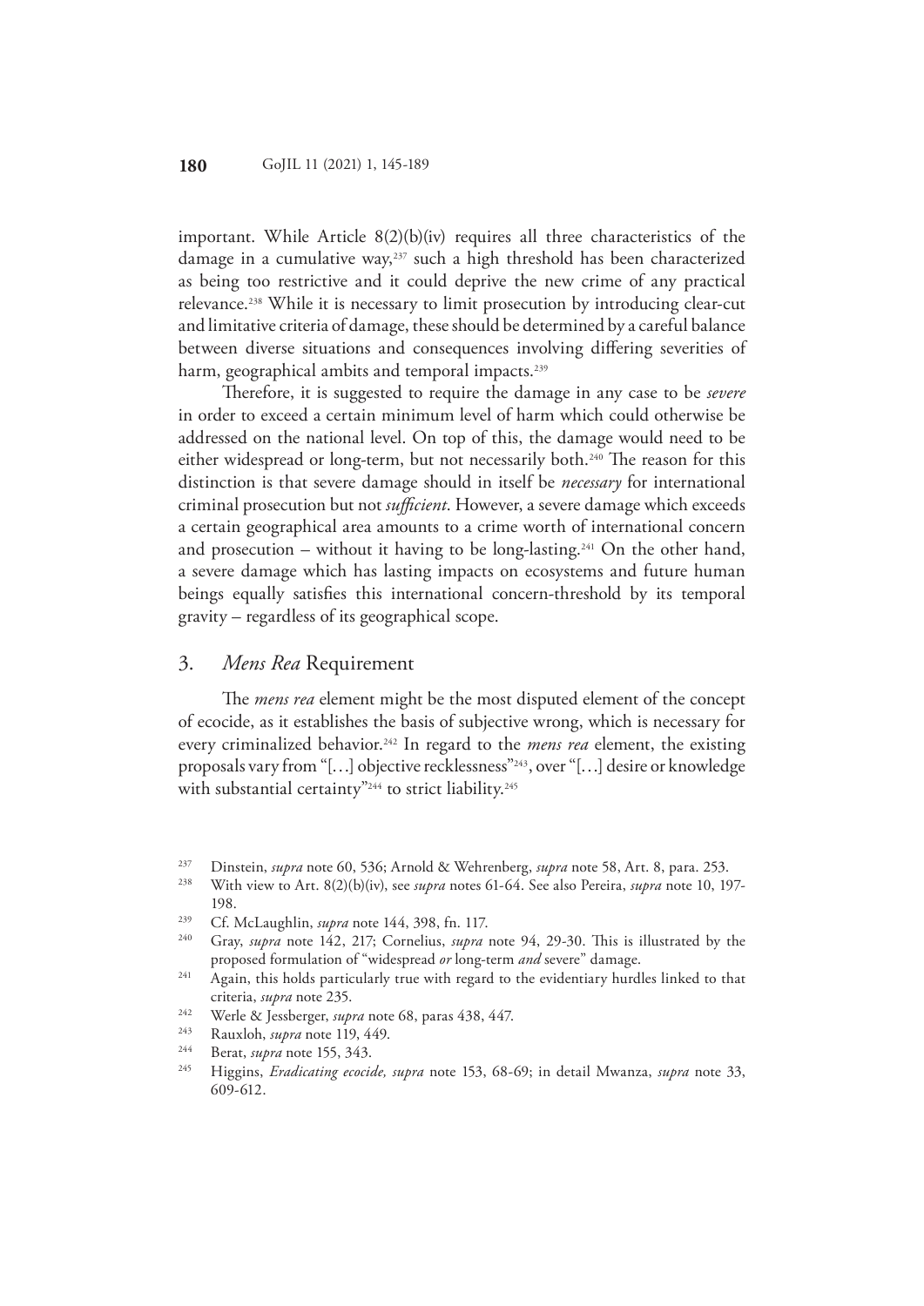important. While Article 8(2)(b)(iv) requires all three characteristics of the damage in a cumulative way,[237] such a high threshold has been characterized as being too restrictive and it could deprive the new crime of any practical relevance.[238] While it is necessary to limit prosecution by introducing clear-cut and limitative criteria of damage, these should be determined by a careful balance between diverse situations and consequences involving differing severities of harm, geographical ambits and temporal impacts.[239]

Therefore, it is suggested to require the damage in any case to be *severe* in order to exceed a certain minimum level of harm which could otherwise be addressed on the national level. On top of this, the damage would need to be either widespread or long-term, but not necessarily both.[240] The reason for this distinction is that severe damage should in itself be *necessary* for international criminal prosecution but not *sufficient*. However, a severe damage which exceeds a certain geographical area amounts to a crime worth of international concern and prosecution – without it having to be long-lasting.[241] On the other hand, a severe damage which has lasting impacts on ecosystems and future human beings equally satisfies this international concern-threshold by its temporal gravity – regardless of its geographical scope.

## 3. *Mens Rea* Requirement

The *mens rea* element might be the most disputed element of the concept of ecocide, as it establishes the basis of subjective wrong, which is necessary for every criminalized behavior.[242] In regard to the *mens rea* element, the existing proposals vary from "[…] objective recklessness"[243], over "[…] desire or knowledge with substantial certainty"[244] to strict liability.[245]

---

[237] Dinstein, *supra* note 60, 536; Arnold & Wehrenberg, *supra* note 58, Art. 8, para. 253.

[238] With view to Art. 8(2)(b)(iv), see *supra* notes 61-64. See also Pereira, *supra* note 10, 197-198.

[239] Cf. McLaughlin, *supra* note 144, 398, fn. 117.

[240] Gray, *supra* note 142, 217; Cornelius, *supra* note 94, 29-30. This is illustrated by the proposed formulation of "widespread *or* long-term *and* severe" damage.

[241] Again, this holds particularly true with regard to the evidentiary hurdles linked to that criteria, *supra* note 235.

[242] Werle & Jessberger, *supra* note 68, paras 438, 447.

[243] Rauxloh, *supra* note 119, 449.

[244] Berat, *supra* note 155, 343.

[245] Higgins, *Eradicating ecocide, supra* note 153, 68-69; in detail Mwanza, *supra* note 33, 609-612.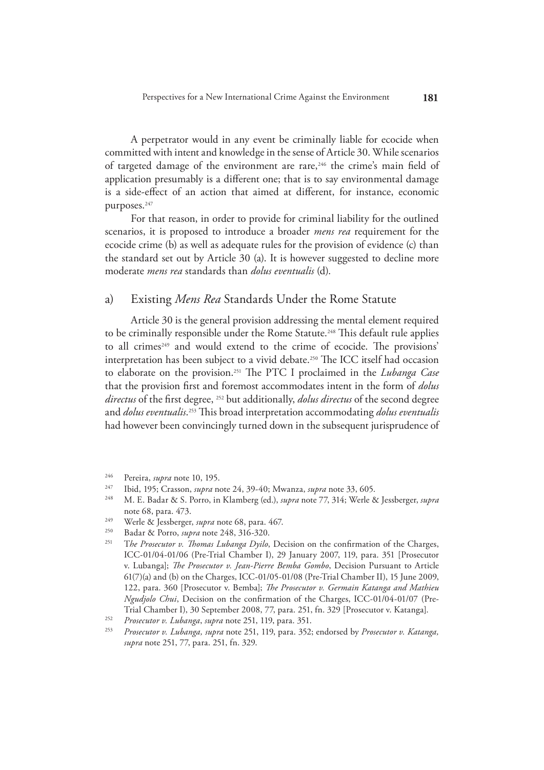A perpetrator would in any event be criminally liable for ecocide when committed with intent and knowledge in the sense of Article 30. While scenarios of targeted damage of the environment are rare,[246] the crime's main field of application presumably is a different one; that is to say environmental damage is a side-effect of an action that aimed at different, for instance, economic purposes.[247]

For that reason, in order to provide for criminal liability for the outlined scenarios, it is proposed to introduce a broader *mens rea* requirement for the ecocide crime (b) as well as adequate rules for the provision of evidence (c) than the standard set out by Article 30 (a). It is however suggested to decline more moderate *mens rea* standards than *dolus eventualis* (d).

### a) Existing *Mens Rea* Standards Under the Rome Statute

Article 30 is the general provision addressing the mental element required to be criminally responsible under the Rome Statute.[248] This default rule applies to all crimes[249] and would extend to the crime of ecocide. The provisions' interpretation has been subject to a vivid debate.[250] The ICC itself had occasion to elaborate on the provision.[251] The PTC I proclaimed in the *Lubanga Case* that the provision first and foremost accommodates intent in the form of *dolus directus* of the first degree, [252] but additionally, *dolus directus* of the second degree and *dolus eventualis*.[253] This broad interpretation accommodating *dolus eventualis* had however been convincingly turned down in the subsequent jurisprudence of

---

[246] Pereira, *supra* note 10, 195.

[247] Ibid, 195; Crasson, *supra* note 24, 39-40; Mwanza, *supra* note 33, 605.

[248] M. E. Badar & S. Porro, in Klamberg (ed.), *supra* note 77, 314; Werle & Jessberger, *supra* note 68, para. 473.

[249] Werle & Jessberger, *supra* note 68, para. 467.

[250] Badar & Porro, *supra* note 248, 316-320.

[251] T*he Prosecutor v. Thomas Lubanga Dyilo*, Decision on the confirmation of the Charges, ICC-01/04-01/06 (Pre-Trial Chamber I), 29 January 2007, 119, para. 351 [Prosecutor v. Lubanga]; *The Prosecutor v. Jean-Pierre Bemba Gombo*, Decision Pursuant to Article 61(7)(a) and (b) on the Charges, ICC-01/05-01/08 (Pre-Trial Chamber II), 15 June 2009, 122, para. 360 [Prosecutor v. Bemba]; *The Prosecutor v. Germain Katanga and Mathieu Ngudjolo Chui*, Decision on the confirmation of the Charges, ICC-01/04-01/07 (Pre-Trial Chamber I), 30 September 2008, 77, para. 251, fn. 329 [Prosecutor v. Katanga].

[252] *Prosecutor v. Lubanga*, *supra* note 251, 119, para. 351.

[253] *Prosecutor v. Lubanga, supra* note 251, 119, para. 352; endorsed by *Prosecutor v. Katanga, supra* note 251, 77, para. 251, fn. 329.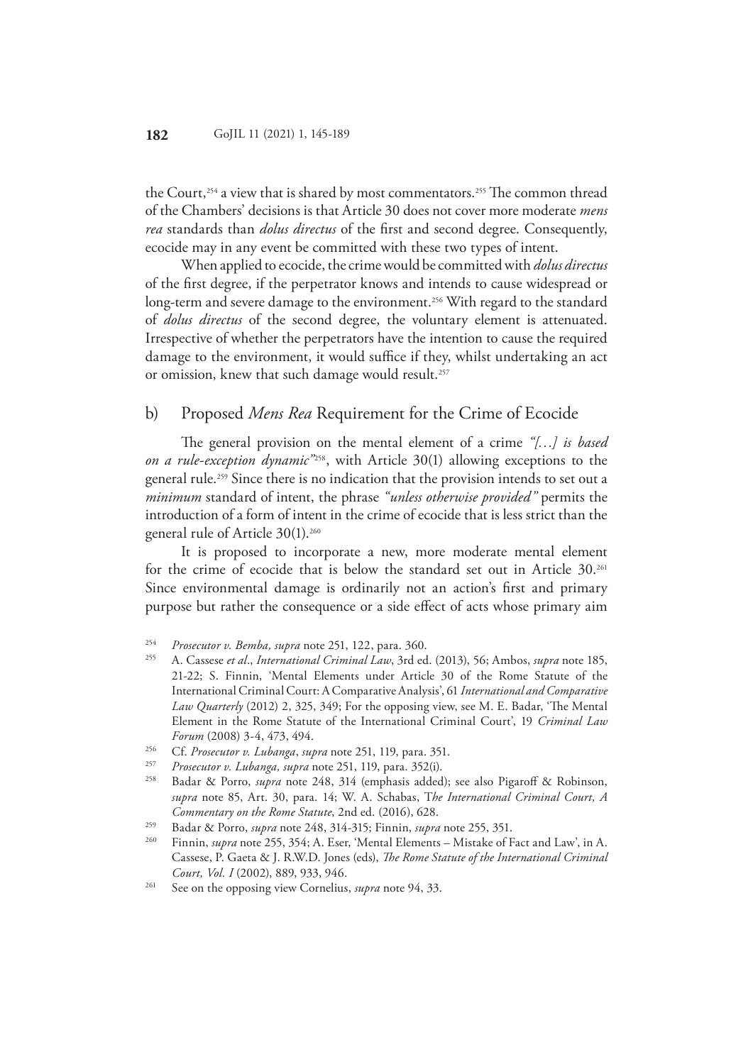the Court,[254] a view that is shared by most commentators.[255] The common thread of the Chambers' decisions is that Article 30 does not cover more moderate *mens rea* standards than *dolus directus* of the first and second degree. Consequently, ecocide may in any event be committed with these two types of intent.

When applied to ecocide, the crime would be committed with *dolus directus* of the first degree, if the perpetrator knows and intends to cause widespread or long-term and severe damage to the environment.[256] With regard to the standard of *dolus directus* of the second degree, the voluntary element is attenuated. Irrespective of whether the perpetrators have the intention to cause the required damage to the environment, it would suffice if they, whilst undertaking an act or omission, knew that such damage would result.[257]

### b) Proposed *Mens Rea* Requirement for the Crime of Ecocide

The general provision on the mental element of a crime *"[…] is based on a rule-exception dynamic"*[258], with Article 30(1) allowing exceptions to the general rule.[259] Since there is no indication that the provision intends to set out a *minimum* standard of intent, the phrase *"unless otherwise provided"* permits the introduction of a form of intent in the crime of ecocide that is less strict than the general rule of Article 30(1).[260]

It is proposed to incorporate a new, more moderate mental element for the crime of ecocide that is below the standard set out in Article 30.[261] Since environmental damage is ordinarily not an action's first and primary purpose but rather the consequence or a side effect of acts whose primary aim

---

[254] *Prosecutor v. Bemba, supra* note 251, 122, para. 360.

[255] A. Cassese *et al*., *International Criminal Law*, 3rd ed. (2013), 56; Ambos, *supra* note 185, 21-22; S. Finnin, 'Mental Elements under Article 30 of the Rome Statute of the International Criminal Court: A Comparative Analysis', 61 *International and Comparative Law Quarterly* (2012) 2, 325, 349; For the opposing view, see M. E. Badar, 'The Mental Element in the Rome Statute of the International Criminal Court', 19 *Criminal Law Forum* (2008) 3-4, 473, 494.

[256] Cf. *Prosecutor v. Lubanga*, *supra* note 251, 119, para. 351.

[257] *Prosecutor v. Lubanga, supra* note 251, 119, para. 352(i).

[258] Badar & Porro, *supra* note 248, 314 (emphasis added); see also Pigaroff & Robinson, *supra* note 85, Art. 30, para. 14; W. A. Schabas, T*he International Criminal Court, A Commentary on the Rome Statute*, 2nd ed. (2016), 628.

[259] Badar & Porro, *supra* note 248, 314-315; Finnin, *supra* note 255, 351.

[260] Finnin, *supra* note 255, 354; A. Eser, 'Mental Elements – Mistake of Fact and Law', in A. Cassese, P. Gaeta & J. R.W.D. Jones (eds), *The Rome Statute of the International Criminal Court, Vol. I* (2002), 889, 933, 946.

[261] See on the opposing view Cornelius, *supra* note 94, 33.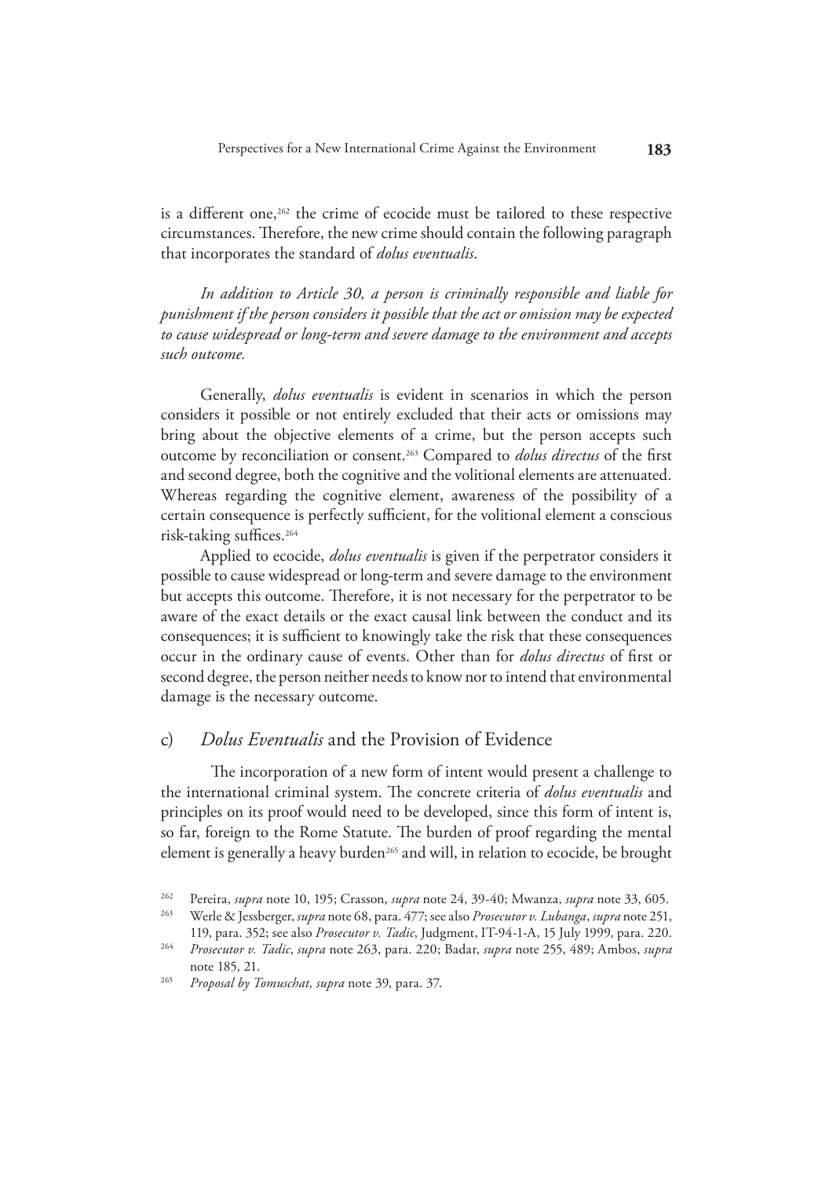is a different one,[262] the crime of ecocide must be tailored to these respective circumstances. Therefore, the new crime should contain the following paragraph that incorporates the standard of *dolus eventualis*.

*In addition to Article 30, a person is criminally responsible and liable for punishment if the person considers it possible that the act or omission may be expected to cause widespread or long-term and severe damage to the environment and accepts such outcome.*

Generally, *dolus eventualis* is evident in scenarios in which the person considers it possible or not entirely excluded that their acts or omissions may bring about the objective elements of a crime, but the person accepts such outcome by reconciliation or consent.[263] Compared to *dolus directus* of the first and second degree, both the cognitive and the volitional elements are attenuated. Whereas regarding the cognitive element, awareness of the possibility of a certain consequence is perfectly sufficient, for the volitional element a conscious risk-taking suffices.[264]

Applied to ecocide, *dolus eventualis* is given if the perpetrator considers it possible to cause widespread or long-term and severe damage to the environment but accepts this outcome. Therefore, it is not necessary for the perpetrator to be aware of the exact details or the exact causal link between the conduct and its consequences; it is sufficient to knowingly take the risk that these consequences occur in the ordinary cause of events. Other than for *dolus directus* of first or second degree, the person neither needs to know nor to intend that environmental damage is the necessary outcome.

### c) *Dolus Eventualis* and the Provision of Evidence

The incorporation of a new form of intent would present a challenge to the international criminal system. The concrete criteria of *dolus eventualis* and principles on its proof would need to be developed, since this form of intent is, so far, foreign to the Rome Statute. The burden of proof regarding the mental element is generally a heavy burden[265] and will, in relation to ecocide, be brought

---

[262] Pereira, *supra* note 10, 195; Crasson, *supra* note 24, 39-40; Mwanza, *supra* note 33, 605.

[263] Werle & Jessberger, *supra* note 68, para. 477; see also *Prosecutor v. Lubanga*, *supra* note 251, 119, para. 352; see also *Prosecutor v. Tadic*, Judgment, IT-94-1-A, 15 July 1999, para. 220.

[264] *Prosecutor v. Tadic*, *supra* note 263, para. 220; Badar, *supra* note 255, 489; Ambos, *supra* note 185, 21.

[265] *Proposal by Tomuschat, supra* note 39, para. 37.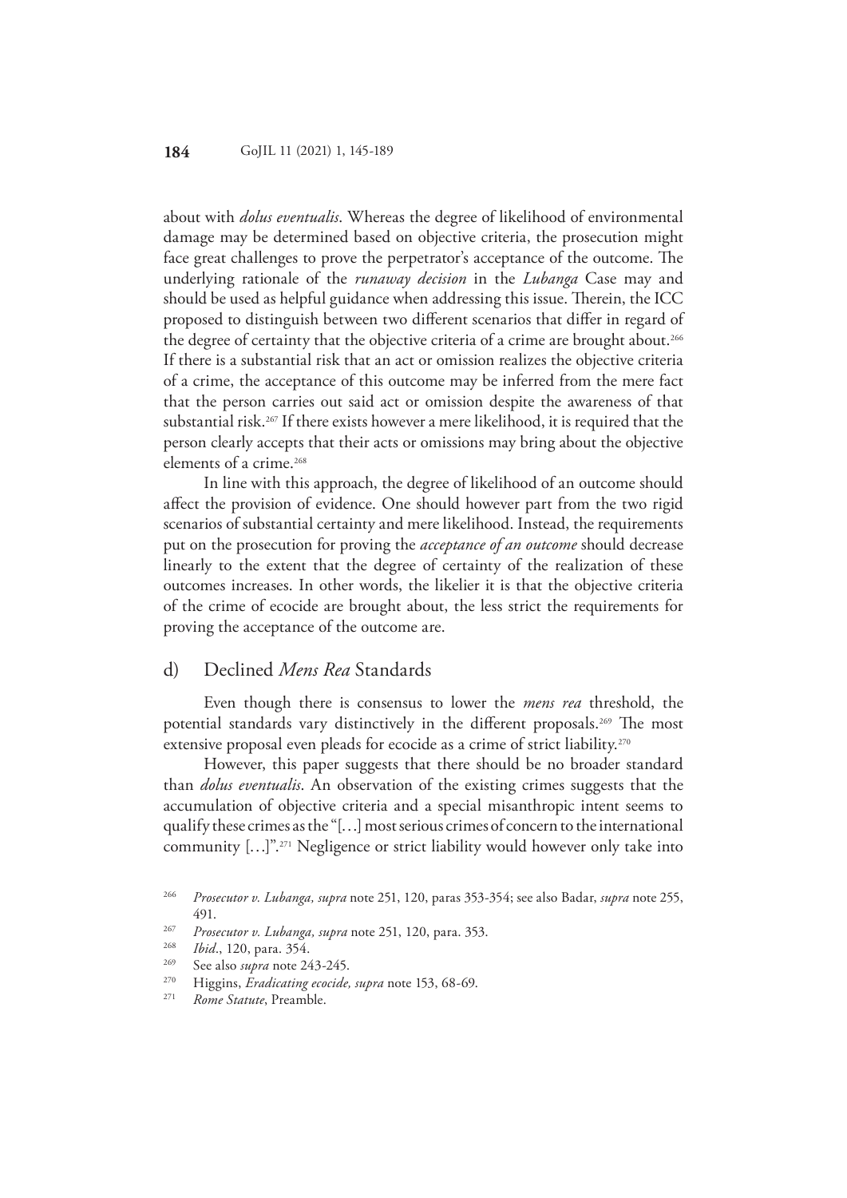about with *dolus eventualis*. Whereas the degree of likelihood of environmental damage may be determined based on objective criteria, the prosecution might face great challenges to prove the perpetrator's acceptance of the outcome. The underlying rationale of the *runaway decision* in the *Lubanga* Case may and should be used as helpful guidance when addressing this issue. Therein, the ICC proposed to distinguish between two different scenarios that differ in regard of the degree of certainty that the objective criteria of a crime are brought about.[266] If there is a substantial risk that an act or omission realizes the objective criteria of a crime, the acceptance of this outcome may be inferred from the mere fact that the person carries out said act or omission despite the awareness of that substantial risk.[267] If there exists however a mere likelihood, it is required that the person clearly accepts that their acts or omissions may bring about the objective elements of a crime.[268]

In line with this approach, the degree of likelihood of an outcome should affect the provision of evidence. One should however part from the two rigid scenarios of substantial certainty and mere likelihood. Instead, the requirements put on the prosecution for proving the *acceptance of an outcome* should decrease linearly to the extent that the degree of certainty of the realization of these outcomes increases. In other words, the likelier it is that the objective criteria of the crime of ecocide are brought about, the less strict the requirements for proving the acceptance of the outcome are.

## d) Declined *Mens Rea* Standards

Even though there is consensus to lower the *mens rea* threshold, the potential standards vary distinctively in the different proposals.[269] The most extensive proposal even pleads for ecocide as a crime of strict liability.[270]

However, this paper suggests that there should be no broader standard than *dolus eventualis*. An observation of the existing crimes suggests that the accumulation of objective criteria and a special misanthropic intent seems to qualify these crimes as the "[…] most serious crimes of concern to the international community […]".[271] Negligence or strict liability would however only take into

---

[266] *Prosecutor v. Lubanga, supra* note 251, 120, paras 353-354; see also Badar, *supra* note 255, 491.

[267] *Prosecutor v. Lubanga, supra* note 251, 120, para. 353.

[268] *Ibid*., 120, para. 354.

[269] See also *supra* note 243-245.

[270] Higgins, *Eradicating ecocide, supra* note 153, 68-69.

[271] *Rome Statute*, Preamble.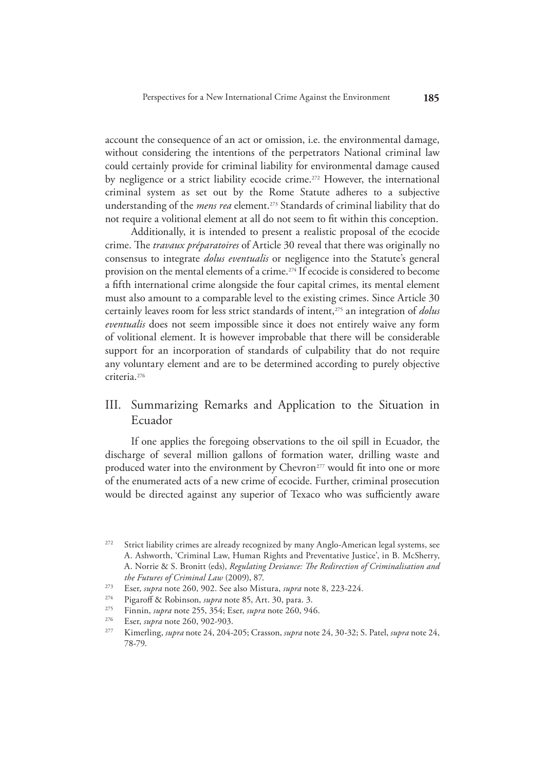account the consequence of an act or omission, i.e. the environmental damage, without considering the intentions of the perpetrators National criminal law could certainly provide for criminal liability for environmental damage caused by negligence or a strict liability ecocide crime.[272] However, the international criminal system as set out by the Rome Statute adheres to a subjective understanding of the *mens rea* element.[273] Standards of criminal liability that do not require a volitional element at all do not seem to fit within this conception.

Additionally, it is intended to present a realistic proposal of the ecocide crime. The *travaux préparatoires* of Article 30 reveal that there was originally no consensus to integrate *dolus eventualis* or negligence into the Statute's general provision on the mental elements of a crime.[274] If ecocide is considered to become a fifth international crime alongside the four capital crimes, its mental element must also amount to a comparable level to the existing crimes. Since Article 30 certainly leaves room for less strict standards of intent,[275] an integration of *dolus eventualis* does not seem impossible since it does not entirely waive any form of volitional element. It is however improbable that there will be considerable support for an incorporation of standards of culpability that do not require any voluntary element and are to be determined according to purely objective criteria.[276]

## III. Summarizing Remarks and Application to the Situation in Ecuador

If one applies the foregoing observations to the oil spill in Ecuador, the discharge of several million gallons of formation water, drilling waste and produced water into the environment by Chevron[277] would fit into one or more of the enumerated acts of a new crime of ecocide. Further, criminal prosecution would be directed against any superior of Texaco who was sufficiently aware

---

[272] Strict liability crimes are already recognized by many Anglo-American legal systems, see A. Ashworth, 'Criminal Law, Human Rights and Preventative Justice', in B. McSherry, A. Norrie & S. Bronitt (eds), *Regulating Deviance: The Redirection of Criminalisation and the Futures of Criminal Law* (2009), 87.

[273] Eser, *supra* note 260, 902. See also Mistura, *supra* note 8, 223-224.

[274] Pigaroff & Robinson, *supra* note 85, Art. 30, para. 3.

[275] Finnin, *supra* note 255, 354; Eser, *supra* note 260, 946.

[276] Eser, *supra* note 260, 902-903.

[277] Kimerling, *supra* note 24, 204-205; Crasson, *supra* note 24, 30-32; S. Patel, *supra* note 24, 78-79.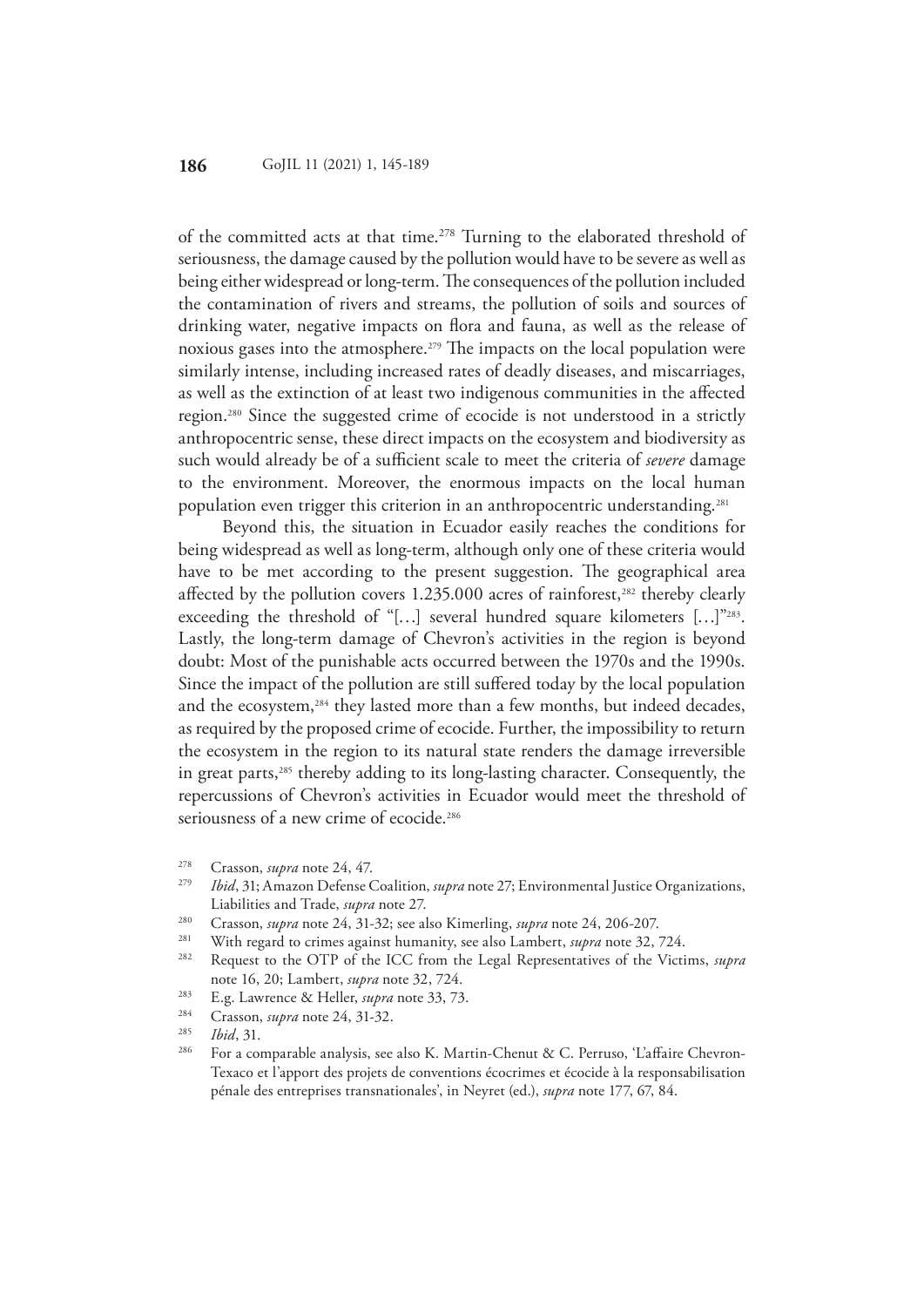of the committed acts at that time.[278] Turning to the elaborated threshold of seriousness, the damage caused by the pollution would have to be severe as well as being either widespread or long-term. The consequences of the pollution included the contamination of rivers and streams, the pollution of soils and sources of drinking water, negative impacts on flora and fauna, as well as the release of noxious gases into the atmosphere.[279] The impacts on the local population were similarly intense, including increased rates of deadly diseases, and miscarriages, as well as the extinction of at least two indigenous communities in the affected region.[280] Since the suggested crime of ecocide is not understood in a strictly anthropocentric sense, these direct impacts on the ecosystem and biodiversity as such would already be of a sufficient scale to meet the criteria of *severe* damage to the environment. Moreover, the enormous impacts on the local human population even trigger this criterion in an anthropocentric understanding.[281]

Beyond this, the situation in Ecuador easily reaches the conditions for being widespread as well as long-term, although only one of these criteria would have to be met according to the present suggestion. The geographical area affected by the pollution covers 1.235.000 acres of rainforest,[282] thereby clearly exceeding the threshold of "[…] several hundred square kilometers […]"[283]. Lastly, the long-term damage of Chevron's activities in the region is beyond doubt: Most of the punishable acts occurred between the 1970s and the 1990s. Since the impact of the pollution are still suffered today by the local population and the ecosystem,[284] they lasted more than a few months, but indeed decades, as required by the proposed crime of ecocide. Further, the impossibility to return the ecosystem in the region to its natural state renders the damage irreversible in great parts,[285] thereby adding to its long-lasting character. Consequently, the repercussions of Chevron's activities in Ecuador would meet the threshold of seriousness of a new crime of ecocide.[286]

[278] Crasson, *supra* note 24, 47.

[279] *Ibid*, 31; Amazon Defense Coalition, *supra* note 27; Environmental Justice Organizations, Liabilities and Trade, *supra* note 27.

[280] Crasson, *supra* note 24, 31-32; see also Kimerling, *supra* note 24, 206-207.

[281] With regard to crimes against humanity, see also Lambert, *supra* note 32, 724.

[282] Request to the OTP of the ICC from the Legal Representatives of the Victims, *supra* note 16, 20; Lambert, *supra* note 32, 724.

[283] E.g. Lawrence & Heller, *supra* note 33, 73.

[284] Crasson, *supra* note 24, 31-32.

[285] *Ibid*, 31.

[286] For a comparable analysis, see also K. Martin-Chenut & C. Perruso, 'L'affaire Chevron-Texaco et l'apport des projets de conventions écocrimes et écocide à la responsabilisation pénale des entreprises transnationales', in Neyret (ed.), *supra* note 177, 67, 84.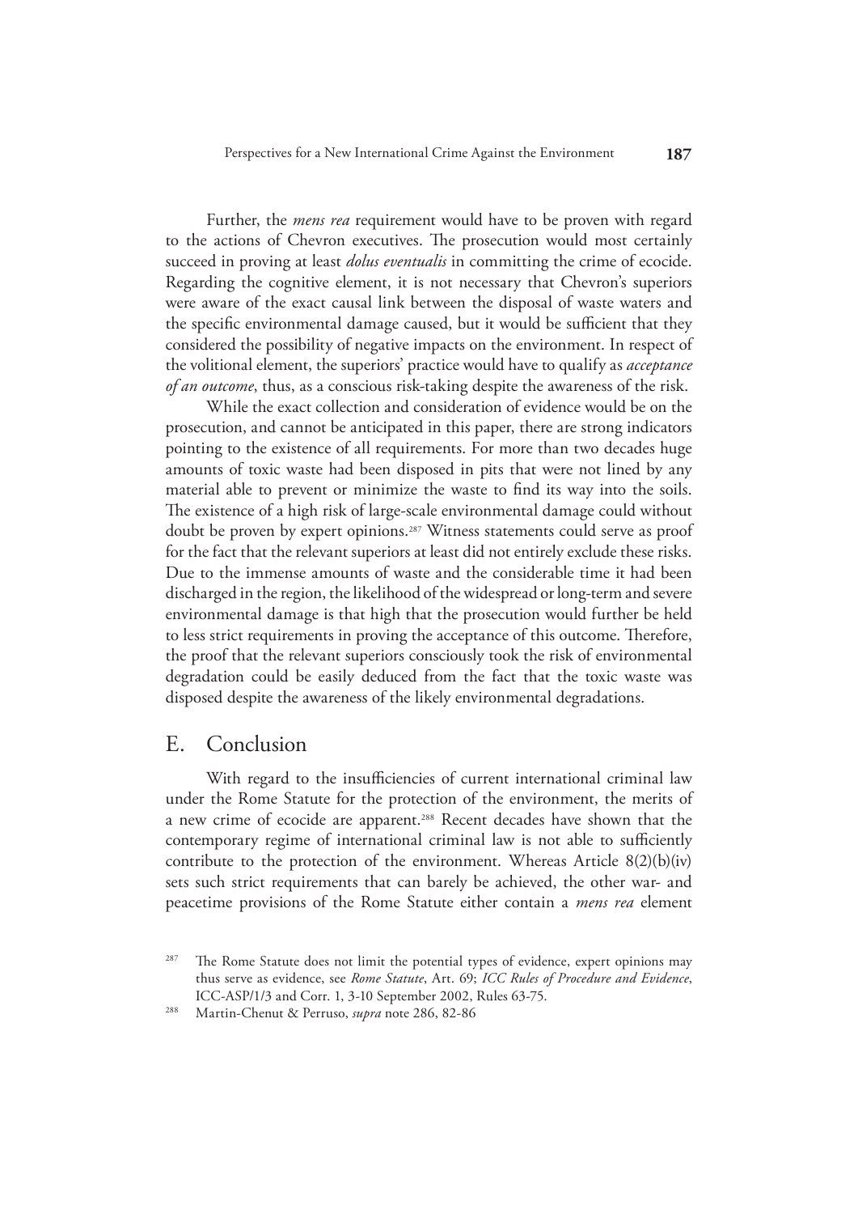Further, the *mens rea* requirement would have to be proven with regard to the actions of Chevron executives. The prosecution would most certainly succeed in proving at least *dolus eventualis* in committing the crime of ecocide. Regarding the cognitive element, it is not necessary that Chevron's superiors were aware of the exact causal link between the disposal of waste waters and the specific environmental damage caused, but it would be sufficient that they considered the possibility of negative impacts on the environment. In respect of the volitional element, the superiors' practice would have to qualify as *acceptance of an outcome*, thus, as a conscious risk-taking despite the awareness of the risk.

While the exact collection and consideration of evidence would be on the prosecution, and cannot be anticipated in this paper, there are strong indicators pointing to the existence of all requirements. For more than two decades huge amounts of toxic waste had been disposed in pits that were not lined by any material able to prevent or minimize the waste to find its way into the soils. The existence of a high risk of large-scale environmental damage could without doubt be proven by expert opinions.[287] Witness statements could serve as proof for the fact that the relevant superiors at least did not entirely exclude these risks. Due to the immense amounts of waste and the considerable time it had been discharged in the region, the likelihood of the widespread or long-term and severe environmental damage is that high that the prosecution would further be held to less strict requirements in proving the acceptance of this outcome. Therefore, the proof that the relevant superiors consciously took the risk of environmental degradation could be easily deduced from the fact that the toxic waste was disposed despite the awareness of the likely environmental degradations.

## E. Conclusion

With regard to the insufficiencies of current international criminal law under the Rome Statute for the protection of the environment, the merits of a new crime of ecocide are apparent.[288] Recent decades have shown that the contemporary regime of international criminal law is not able to sufficiently contribute to the protection of the environment. Whereas Article 8(2)(b)(iv) sets such strict requirements that can barely be achieved, the other war- and peacetime provisions of the Rome Statute either contain a *mens rea* element

---

[287] The Rome Statute does not limit the potential types of evidence, expert opinions may thus serve as evidence, see *Rome Statute*, Art. 69; *ICC Rules of Procedure and Evidence*, ICC-ASP/1/3 and Corr. 1, 3-10 September 2002, Rules 63-75.

[288] Martin-Chenut & Perruso, *supra* note 286, 82-86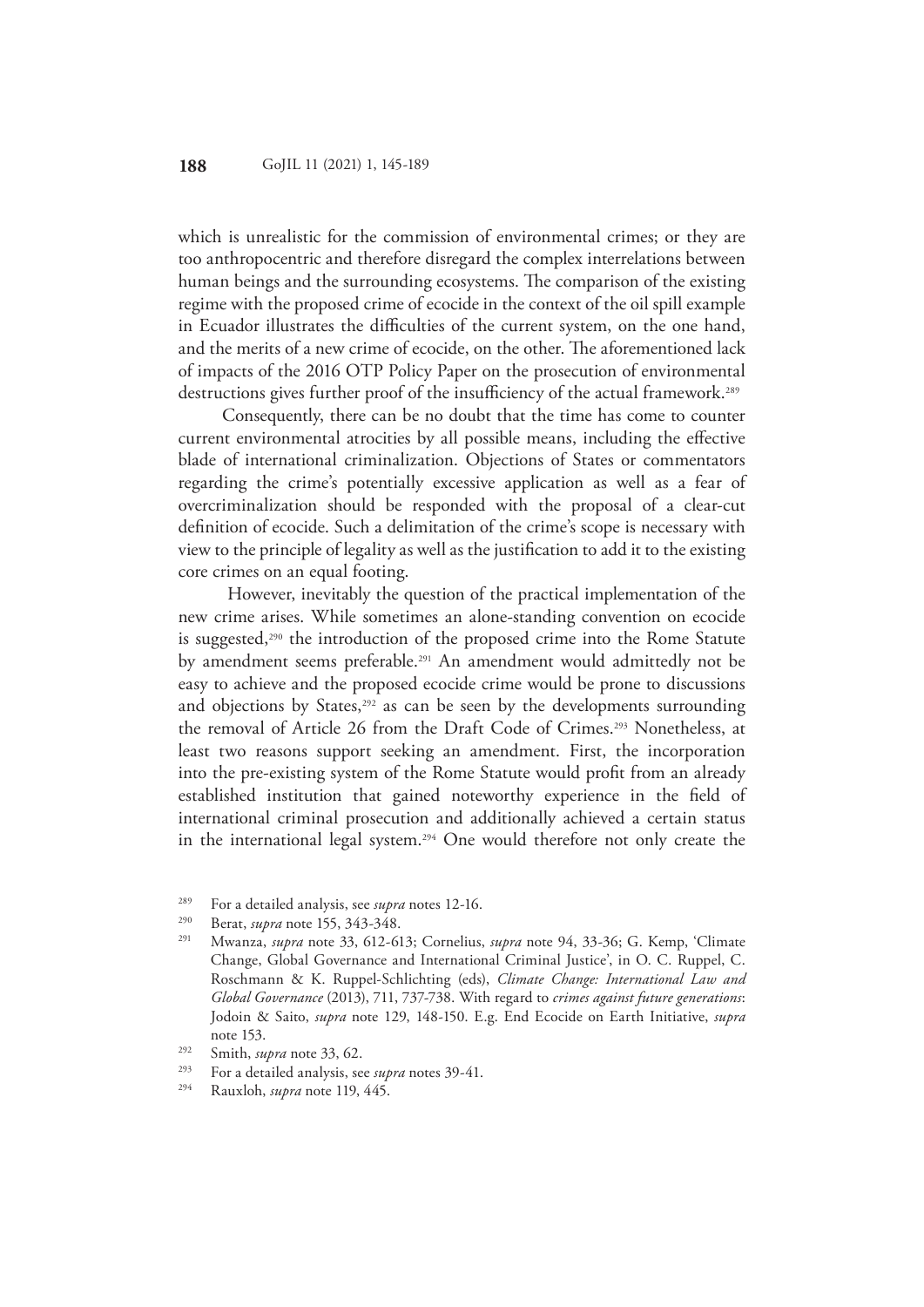which is unrealistic for the commission of environmental crimes; or they are too anthropocentric and therefore disregard the complex interrelations between human beings and the surrounding ecosystems. The comparison of the existing regime with the proposed crime of ecocide in the context of the oil spill example in Ecuador illustrates the difficulties of the current system, on the one hand, and the merits of a new crime of ecocide, on the other. The aforementioned lack of impacts of the 2016 OTP Policy Paper on the prosecution of environmental destructions gives further proof of the insufficiency of the actual framework.[289]

Consequently, there can be no doubt that the time has come to counter current environmental atrocities by all possible means, including the effective blade of international criminalization. Objections of States or commentators regarding the crime's potentially excessive application as well as a fear of overcriminalization should be responded with the proposal of a clear-cut definition of ecocide. Such a delimitation of the crime's scope is necessary with view to the principle of legality as well as the justification to add it to the existing core crimes on an equal footing.

However, inevitably the question of the practical implementation of the new crime arises. While sometimes an alone-standing convention on ecocide is suggested,[290] the introduction of the proposed crime into the Rome Statute by amendment seems preferable.[291] An amendment would admittedly not be easy to achieve and the proposed ecocide crime would be prone to discussions and objections by States,[292] as can be seen by the developments surrounding the removal of Article 26 from the Draft Code of Crimes.[293] Nonetheless, at least two reasons support seeking an amendment. First, the incorporation into the pre-existing system of the Rome Statute would profit from an already established institution that gained noteworthy experience in the field of international criminal prosecution and additionally achieved a certain status in the international legal system.[294] One would therefore not only create the

[289] For a detailed analysis, see *supra* notes 12-16.

[290] Berat, *supra* note 155, 343-348.

[291] Mwanza, *supra* note 33, 612-613; Cornelius, *supra* note 94, 33-36; G. Kemp, 'Climate Change, Global Governance and International Criminal Justice', in O. C. Ruppel, C. Roschmann & K. Ruppel-Schlichting (eds), *Climate Change: International Law and Global Governance* (2013), 711, 737-738. With regard to *crimes against future generations*: Jodoin & Saito, *supra* note 129, 148-150. E.g. End Ecocide on Earth Initiative, *supra* note 153.

[292] Smith, *supra* note 33, 62.

[293] For a detailed analysis, see *supra* notes 39-41.

[294] Rauxloh, *supra* note 119, 445.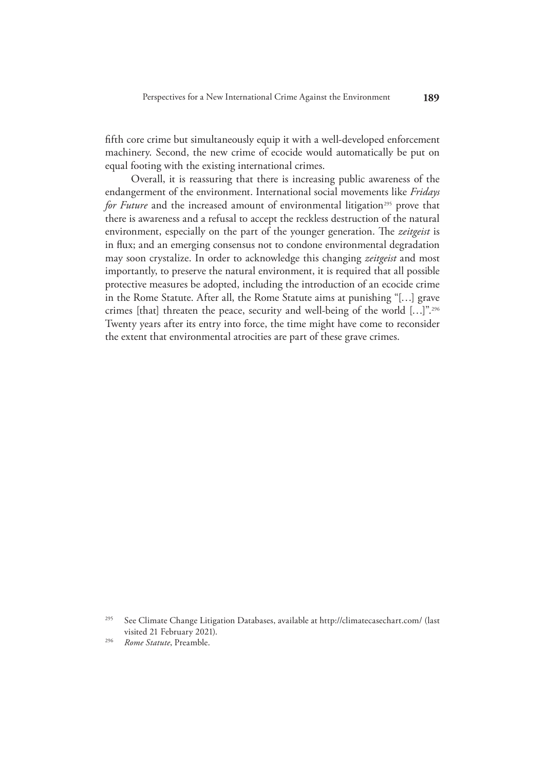fifth core crime but simultaneously equip it with a well-developed enforcement machinery. Second, the new crime of ecocide would automatically be put on equal footing with the existing international crimes.

Overall, it is reassuring that there is increasing public awareness of the endangerment of the environment. International social movements like *Fridays for Future* and the increased amount of environmental litigation[295] prove that there is awareness and a refusal to accept the reckless destruction of the natural environment, especially on the part of the younger generation. The *zeitgeist* is in flux; and an emerging consensus not to condone environmental degradation may soon crystalize. In order to acknowledge this changing *zeitgeist* and most importantly, to preserve the natural environment, it is required that all possible protective measures be adopted, including the introduction of an ecocide crime in the Rome Statute. After all, the Rome Statute aims at punishing "[…] grave crimes [that] threaten the peace, security and well-being of the world […]".[296] Twenty years after its entry into force, the time might have come to reconsider the extent that environmental atrocities are part of these grave crimes.

[295] See Climate Change Litigation Databases, available at http://climatecasechart.com/ (last visited 21 February 2021).

[296] *Rome Statute*, Preamble.